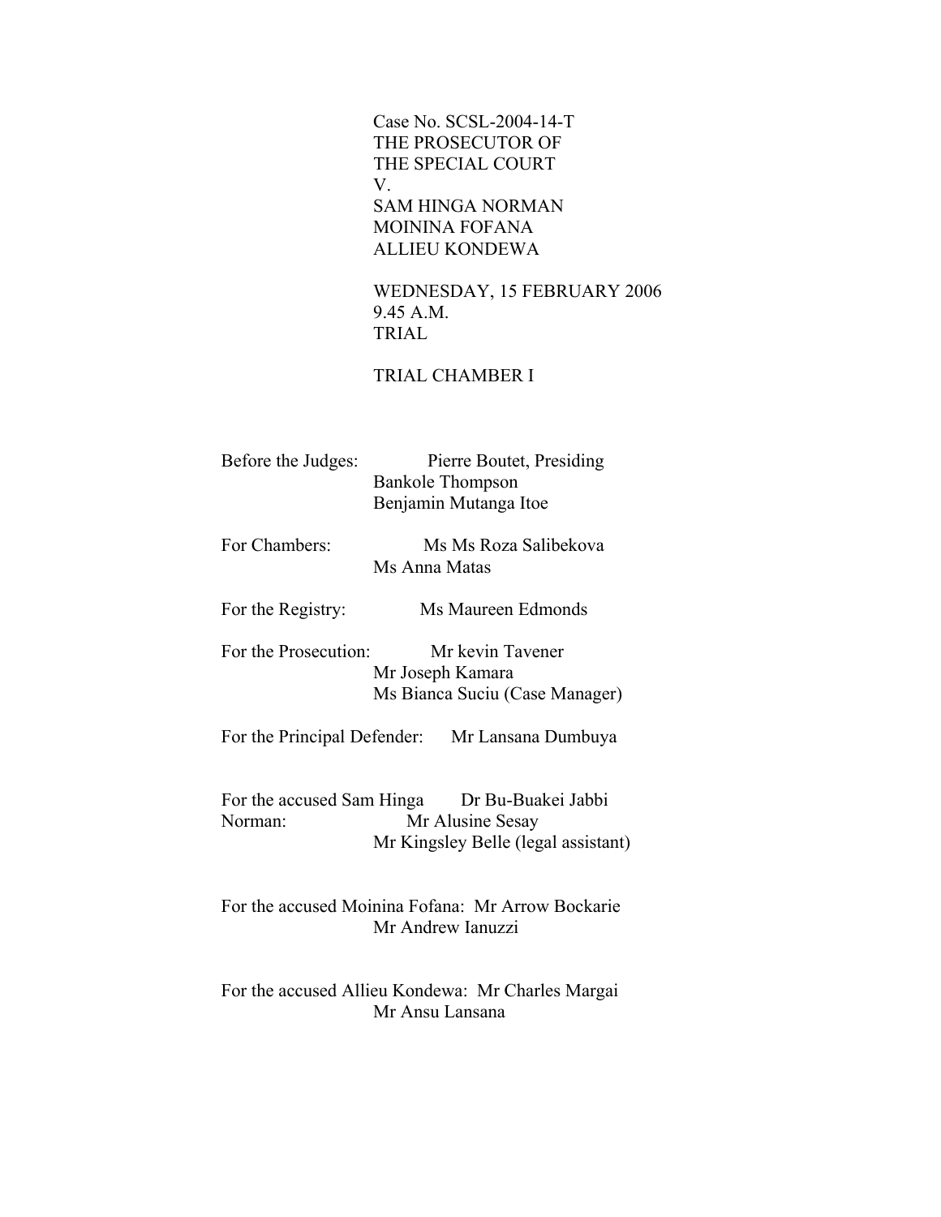Case No. SCSL-2004-14-T
THE PROSECUTOR OF
THE SPECIAL COURT
V.
SAM HINGA NORMAN
MOININA FOFANA
ALLIEU KONDEWA

WEDNESDAY, 15 FEBRUARY 2006
9.45 A.M.
TRIAL

TRIAL CHAMBER I

Before the Judges: Pierre Boutet, Presiding
Bankole Thompson
Benjamin Mutanga Itoe

For Chambers: Ms Ms Roza Salibekova
Ms Anna Matas

For the Registry: Ms Maureen Edmonds

For the Prosecution: Mr kevin Tavener
Mr Joseph Kamara
Ms Bianca Suciu (Case Manager)

For the Principal Defender: Mr Lansana Dumbuya

For the accused Sam Hinga Norman: Dr Bu-Buakei Jabbi
Mr Alusine Sesay
Mr Kingsley Belle (legal assistant)

For the accused Moinina Fofana: Mr Arrow Bockarie
Mr Andrew Ianuzzi

For the accused Allieu Kondewa: Mr Charles Margai
Mr Ansu Lansana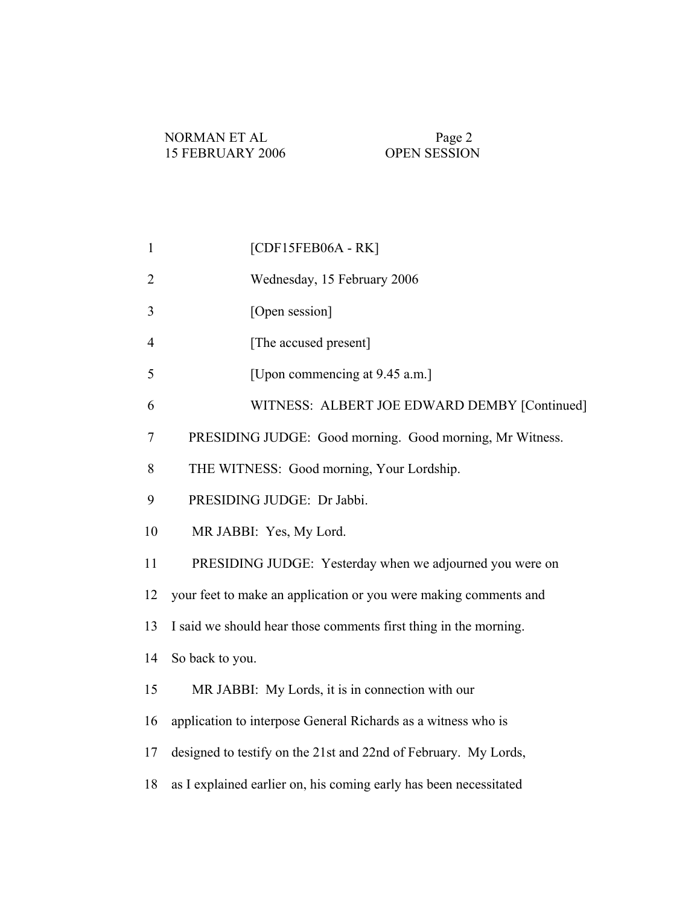[CDF15FEB06A - RK]

Wednesday, 15 February 2006

[Open session]

[The accused present]

[Upon commencing at 9.45 a.m.]

WITNESS: ALBERT JOE EDWARD DEMBY [Continued]

PRESIDING JUDGE: Good morning. Good morning, Mr Witness.

THE WITNESS: Good morning, Your Lordship.

PRESIDING JUDGE: Dr Jabbi.

MR JABBI: Yes, My Lord.

PRESIDING JUDGE: Yesterday when we adjourned you were on your feet to make an application or you were making comments and I said we should hear those comments first thing in the morning. So back to you.

MR JABBI: My Lords, it is in connection with our application to interpose General Richards as a witness who is designed to testify on the 21st and 22nd of February. My Lords, as I explained earlier on, his coming early has been necessitated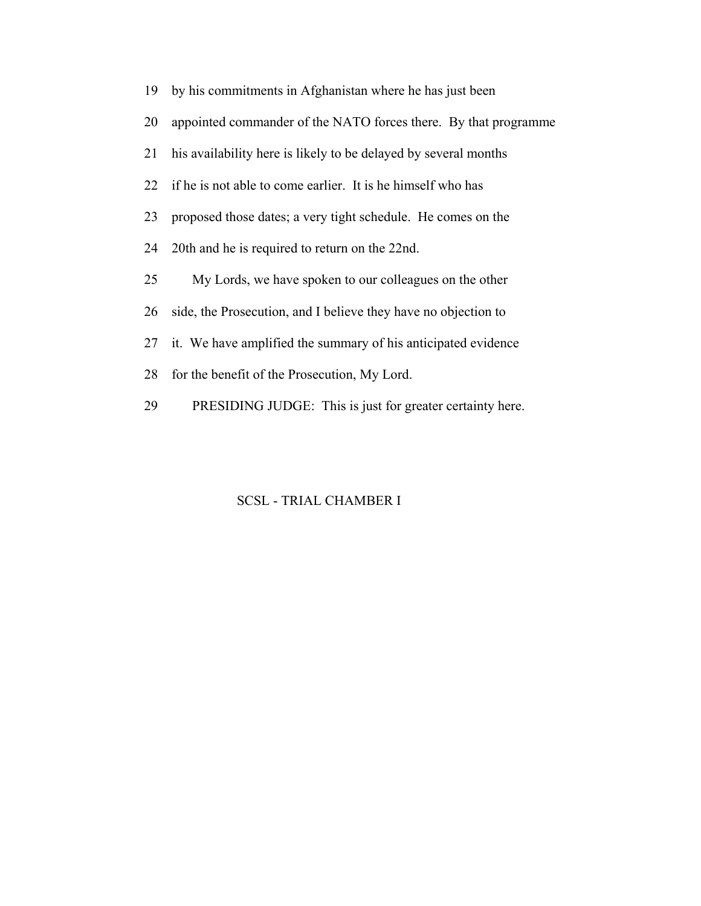19 by his commitments in Afghanistan where he has just been
20 appointed commander of the NATO forces there. By that programme
21 his availability here is likely to be delayed by several months
22 if he is not able to come earlier. It is he himself who has
23 proposed those dates; a very tight schedule. He comes on the
24 20th and he is required to return on the 22nd.
25 My Lords, we have spoken to our colleagues on the other
26 side, the Prosecution, and I believe they have no objection to
27 it. We have amplified the summary of his anticipated evidence
28 for the benefit of the Prosecution, My Lord.
29 PRESIDING JUDGE: This is just for greater certainty here.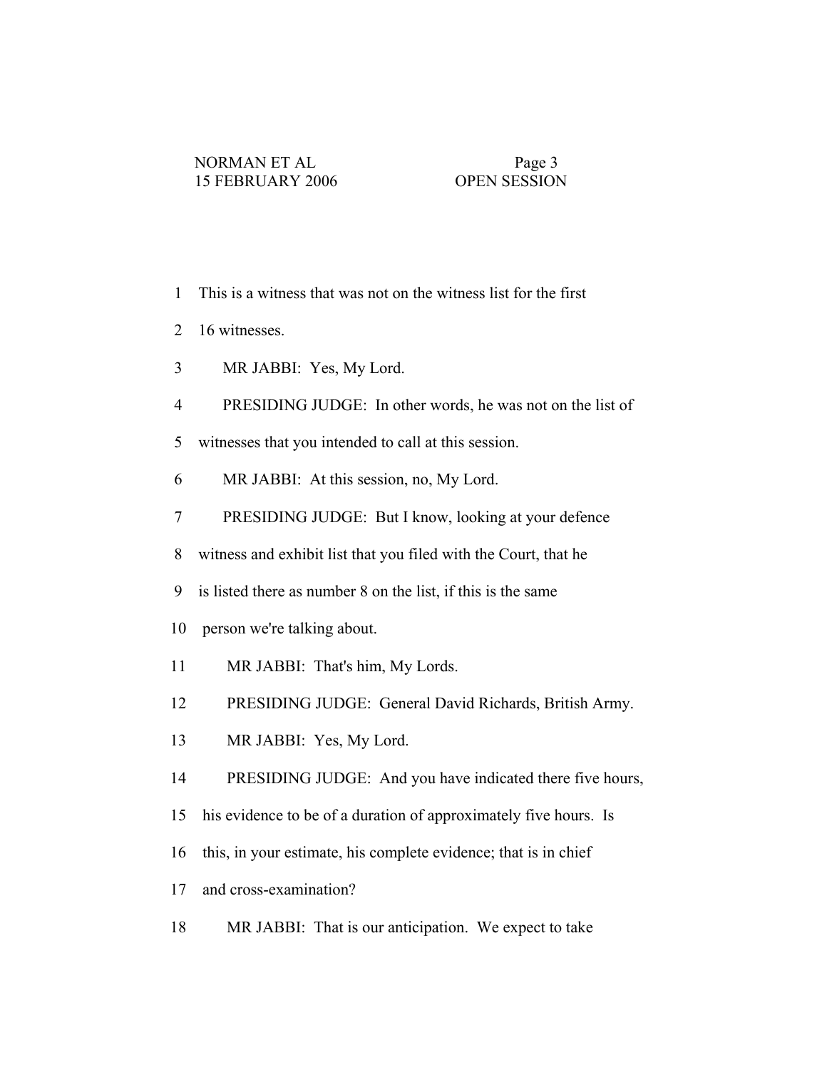1 This is a witness that was not on the witness list for the first

2 16 witnesses.

3 MR JABBI: Yes, My Lord.

4 PRESIDING JUDGE: In other words, he was not on the list of

5 witnesses that you intended to call at this session.

6 MR JABBI: At this session, no, My Lord.

7 PRESIDING JUDGE: But I know, looking at your defence

8 witness and exhibit list that you filed with the Court, that he

9 is listed there as number 8 on the list, if this is the same

10 person we're talking about.

11 MR JABBI: That's him, My Lords.

12 PRESIDING JUDGE: General David Richards, British Army.

13 MR JABBI: Yes, My Lord.

14 PRESIDING JUDGE: And you have indicated there five hours,

15 his evidence to be of a duration of approximately five hours. Is

16 this, in your estimate, his complete evidence; that is in chief

17 and cross-examination?

18 MR JABBI: That is our anticipation. We expect to take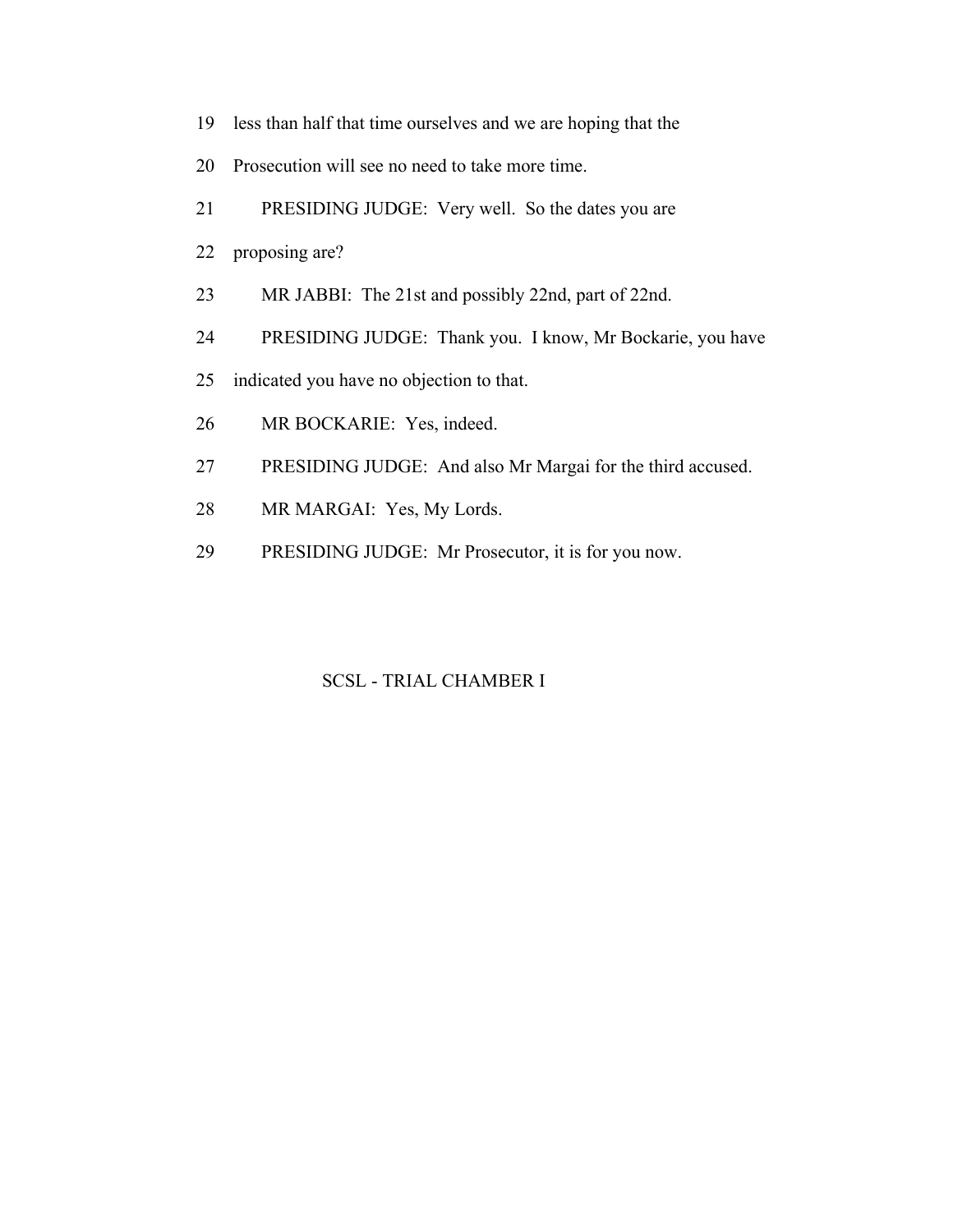less than half that time ourselves and we are hoping that the Prosecution will see no need to take more time.

PRESIDING JUDGE: Very well. So the dates you are proposing are?

MR JABBI: The 21st and possibly 22nd, part of 22nd.

PRESIDING JUDGE: Thank you. I know, Mr Bockarie, you have indicated you have no objection to that.

MR BOCKARIE: Yes, indeed.

PRESIDING JUDGE: And also Mr Margai for the third accused.

MR MARGAI: Yes, My Lords.

PRESIDING JUDGE: Mr Prosecutor, it is for you now.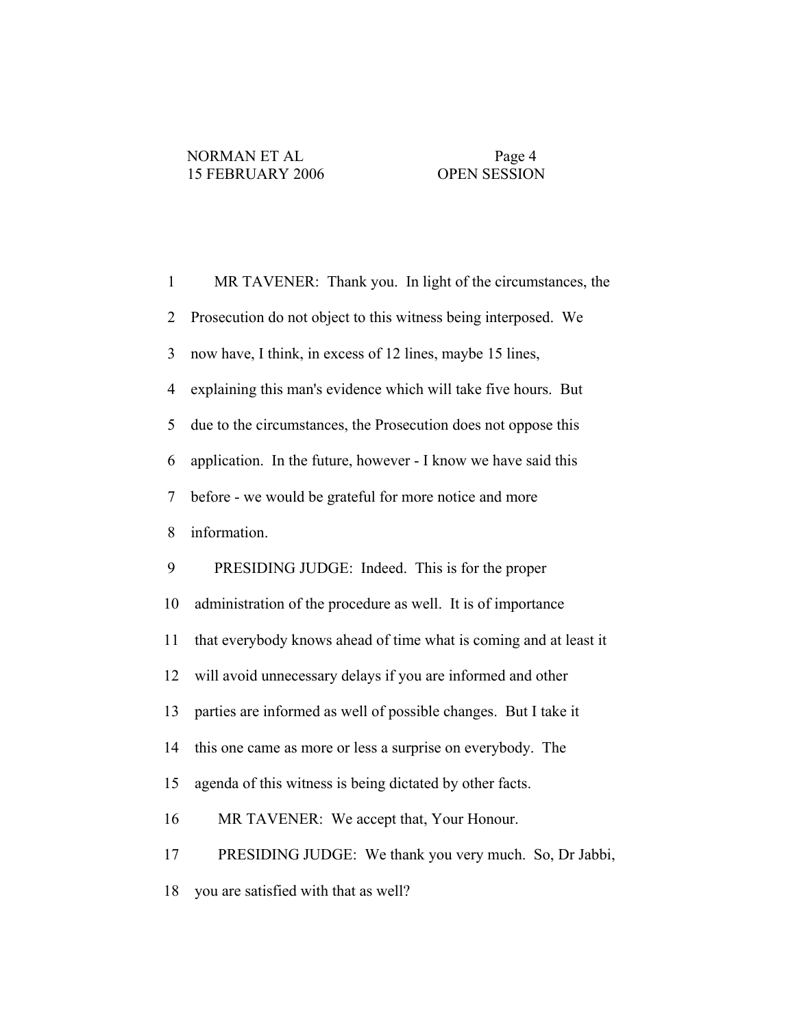1 MR TAVENER: Thank you. In light of the circumstances, the
2 Prosecution do not object to this witness being interposed. We
3 now have, I think, in excess of 12 lines, maybe 15 lines,
4 explaining this man's evidence which will take five hours. But
5 due to the circumstances, the Prosecution does not oppose this
6 application. In the future, however - I know we have said this
7 before - we would be grateful for more notice and more
8 information.
9 PRESIDING JUDGE: Indeed. This is for the proper
10 administration of the procedure as well. It is of importance
11 that everybody knows ahead of time what is coming and at least it
12 will avoid unnecessary delays if you are informed and other
13 parties are informed as well of possible changes. But I take it
14 this one came as more or less a surprise on everybody. The
15 agenda of this witness is being dictated by other facts.
16 MR TAVENER: We accept that, Your Honour.
17 PRESIDING JUDGE: We thank you very much. So, Dr Jabbi,
18 you are satisfied with that as well?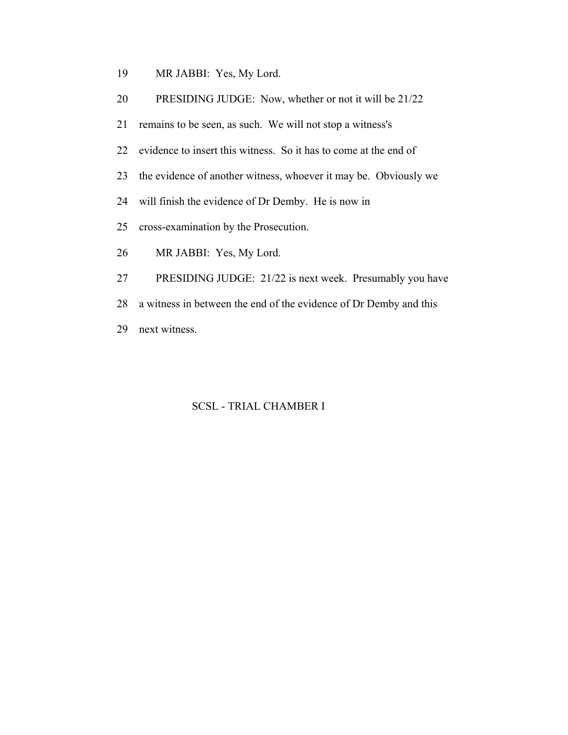19 MR JABBI: Yes, My Lord.

20 PRESIDING JUDGE: Now, whether or not it will be 21/22

21 remains to be seen, as such. We will not stop a witness's

22 evidence to insert this witness. So it has to come at the end of

23 the evidence of another witness, whoever it may be. Obviously we

24 will finish the evidence of Dr Demby. He is now in

25 cross-examination by the Prosecution.

26 MR JABBI: Yes, My Lord.

27 PRESIDING JUDGE: 21/22 is next week. Presumably you have

28 a witness in between the end of the evidence of Dr Demby and this

29 next witness.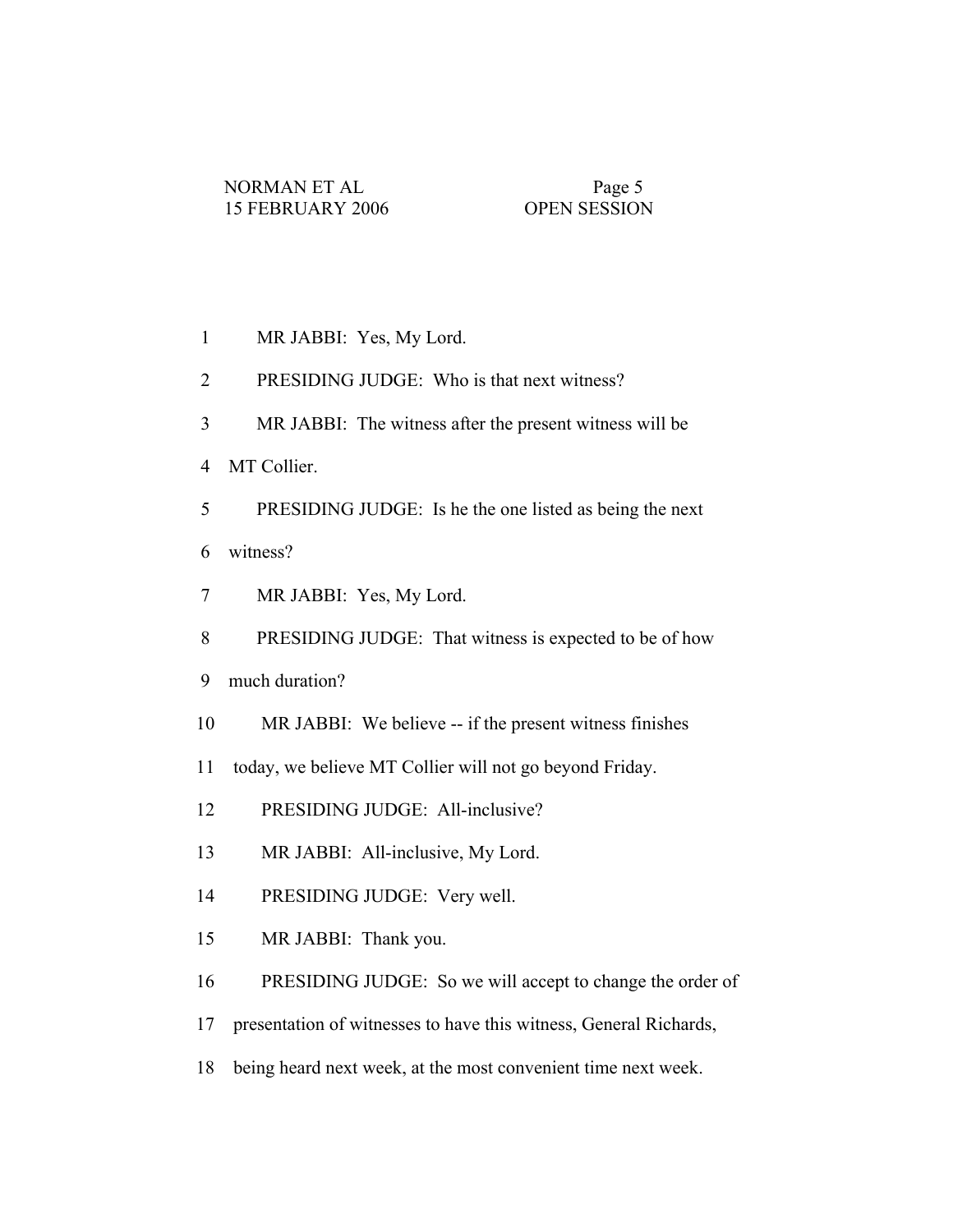1 MR JABBI: Yes, My Lord.

2 PRESIDING JUDGE: Who is that next witness?

3 MR JABBI: The witness after the present witness will be

4 MT Collier.

5 PRESIDING JUDGE: Is he the one listed as being the next

6 witness?

7 MR JABBI: Yes, My Lord.

8 PRESIDING JUDGE: That witness is expected to be of how

9 much duration?

10 MR JABBI: We believe -- if the present witness finishes

11 today, we believe MT Collier will not go beyond Friday.

12 PRESIDING JUDGE: All-inclusive?

13 MR JABBI: All-inclusive, My Lord.

14 PRESIDING JUDGE: Very well.

15 MR JABBI: Thank you.

16 PRESIDING JUDGE: So we will accept to change the order of

17 presentation of witnesses to have this witness, General Richards,

18 being heard next week, at the most convenient time next week.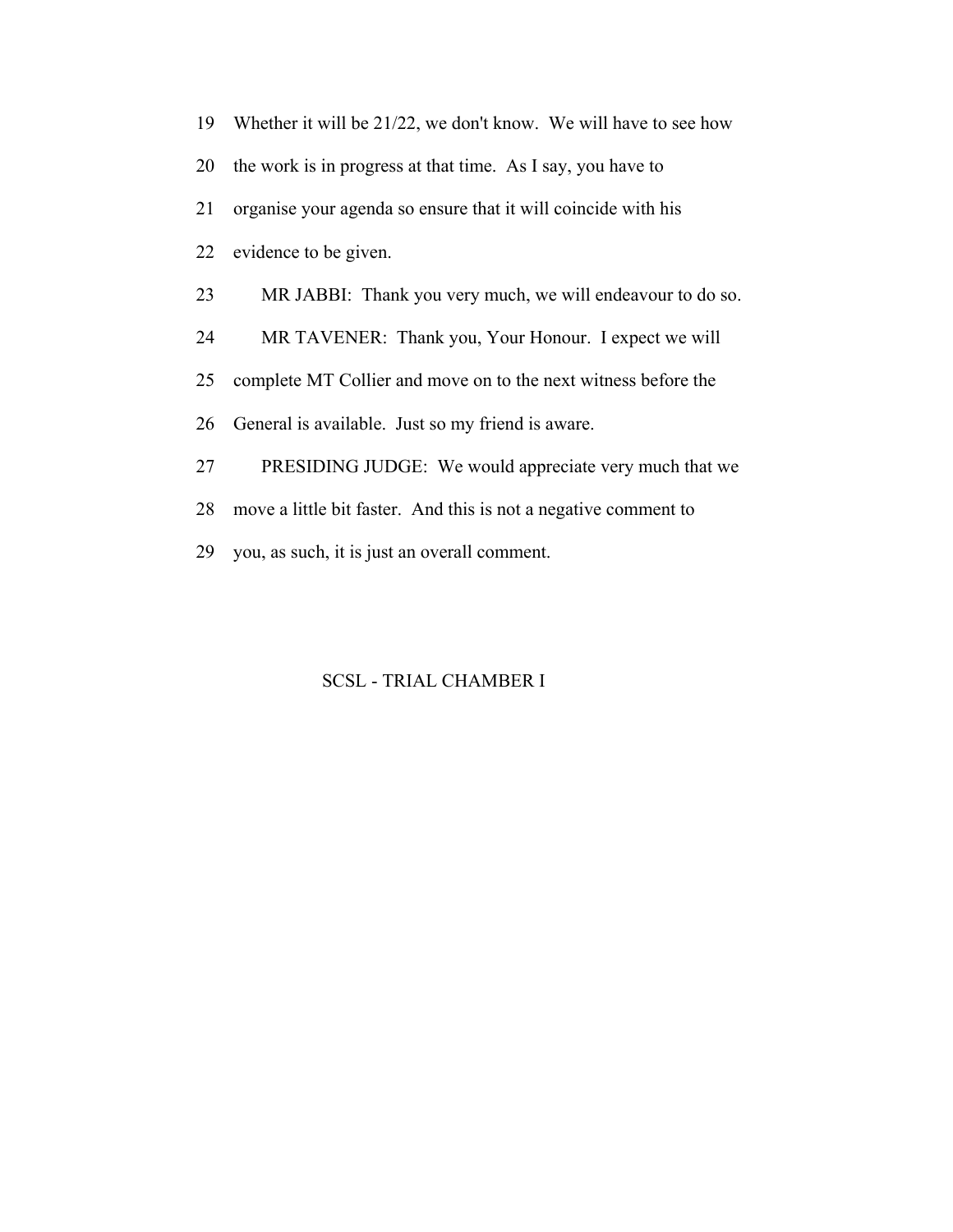19 Whether it will be 21/22, we don't know. We will have to see how
20 the work is in progress at that time. As I say, you have to
21 organise your agenda so ensure that it will coincide with his
22 evidence to be given.
23 MR JABBI: Thank you very much, we will endeavour to do so.
24 MR TAVENER: Thank you, Your Honour. I expect we will
25 complete MT Collier and move on to the next witness before the
26 General is available. Just so my friend is aware.
27 PRESIDING JUDGE: We would appreciate very much that we
28 move a little bit faster. And this is not a negative comment to
29 you, as such, it is just an overall comment.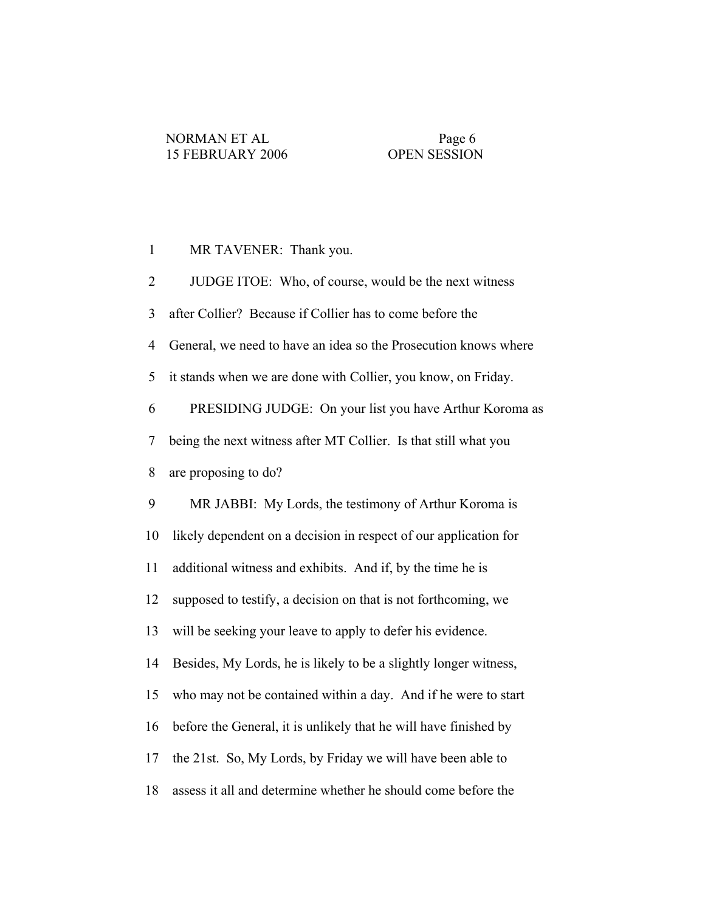1 MR TAVENER: Thank you.

2 JUDGE ITOE: Who, of course, would be the next witness

3 after Collier? Because if Collier has to come before the

4 General, we need to have an idea so the Prosecution knows where

5 it stands when we are done with Collier, you know, on Friday.

6 PRESIDING JUDGE: On your list you have Arthur Koroma as

7 being the next witness after MT Collier. Is that still what you

8 are proposing to do?

9 MR JABBI: My Lords, the testimony of Arthur Koroma is

10 likely dependent on a decision in respect of our application for

11 additional witness and exhibits. And if, by the time he is

12 supposed to testify, a decision on that is not forthcoming, we

13 will be seeking your leave to apply to defer his evidence.

14 Besides, My Lords, he is likely to be a slightly longer witness,

15 who may not be contained within a day. And if he were to start

16 before the General, it is unlikely that he will have finished by

17 the 21st. So, My Lords, by Friday we will have been able to

18 assess it all and determine whether he should come before the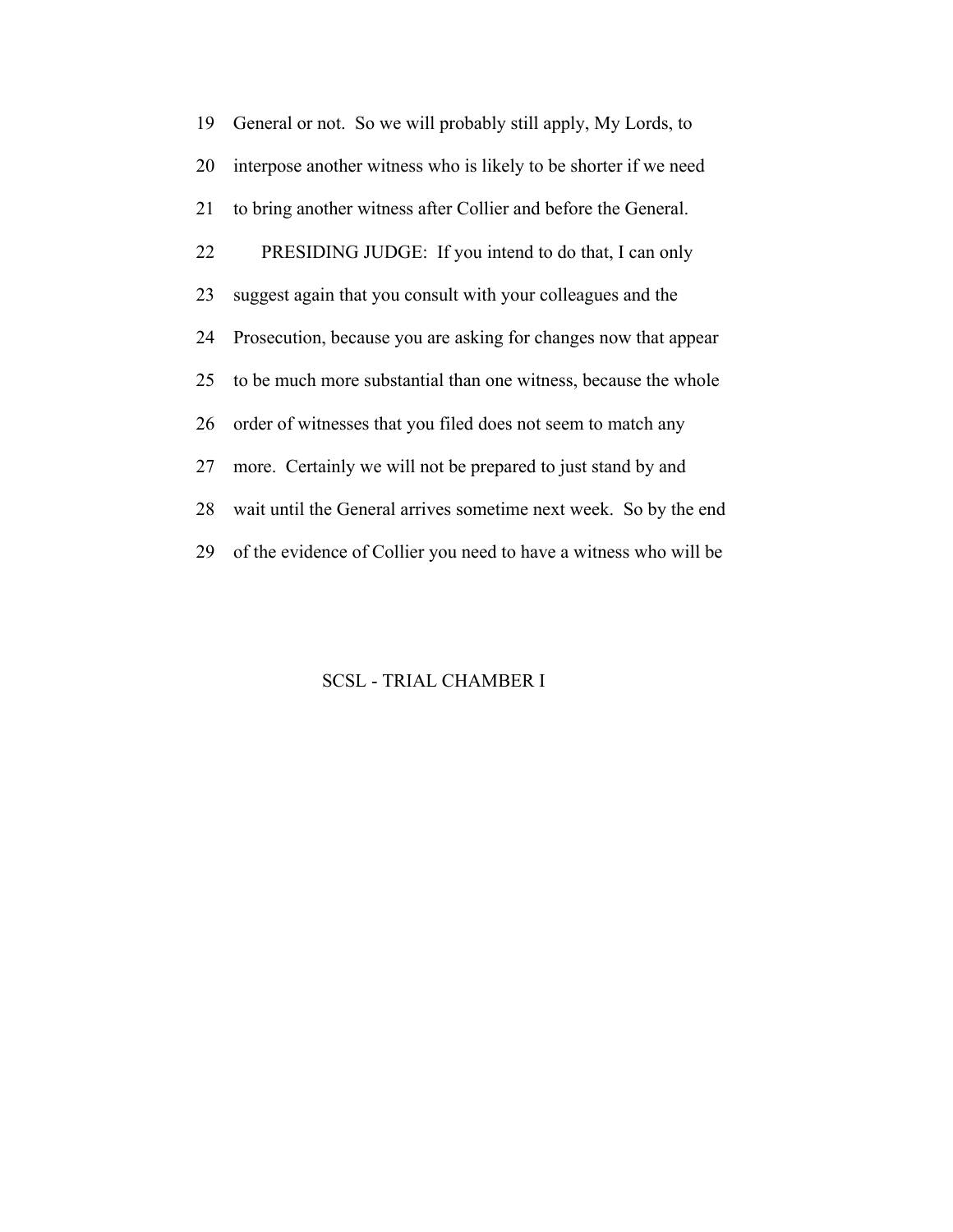19 General or not. So we will probably still apply, My Lords, to

20 interpose another witness who is likely to be shorter if we need

21 to bring another witness after Collier and before the General.

22 PRESIDING JUDGE: If you intend to do that, I can only

23 suggest again that you consult with your colleagues and the

24 Prosecution, because you are asking for changes now that appear

25 to be much more substantial than one witness, because the whole

26 order of witnesses that you filed does not seem to match any

27 more. Certainly we will not be prepared to just stand by and

28 wait until the General arrives sometime next week. So by the end

29 of the evidence of Collier you need to have a witness who will be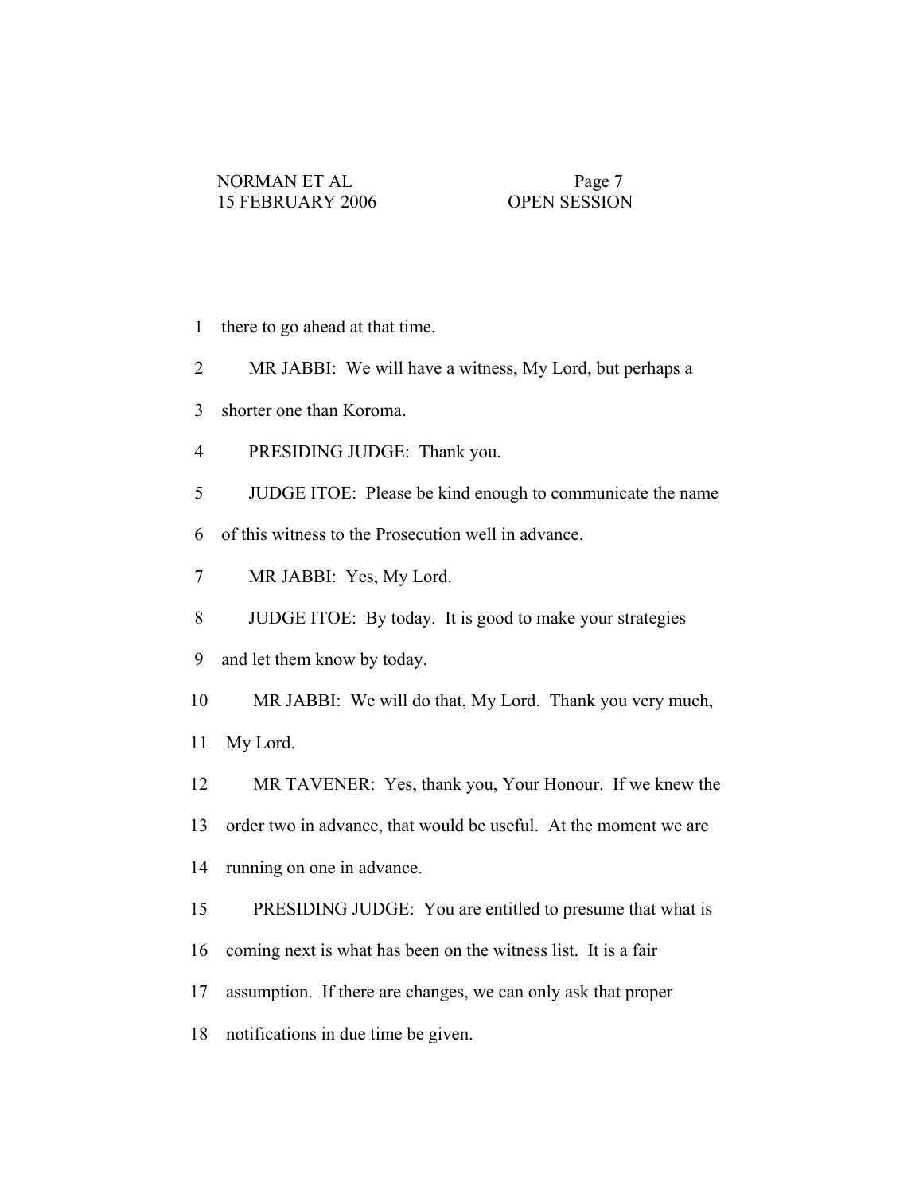there to go ahead at that time.

MR JABBI: We will have a witness, My Lord, but perhaps a shorter one than Koroma.

PRESIDING JUDGE: Thank you.

JUDGE ITOE: Please be kind enough to communicate the name of this witness to the Prosecution well in advance.

MR JABBI: Yes, My Lord.

JUDGE ITOE: By today. It is good to make your strategies and let them know by today.

MR JABBI: We will do that, My Lord. Thank you very much, My Lord.

MR TAVENER: Yes, thank you, Your Honour. If we knew the order two in advance, that would be useful. At the moment we are running on one in advance.

PRESIDING JUDGE: You are entitled to presume that what is coming next is what has been on the witness list. It is a fair assumption. If there are changes, we can only ask that proper notifications in due time be given.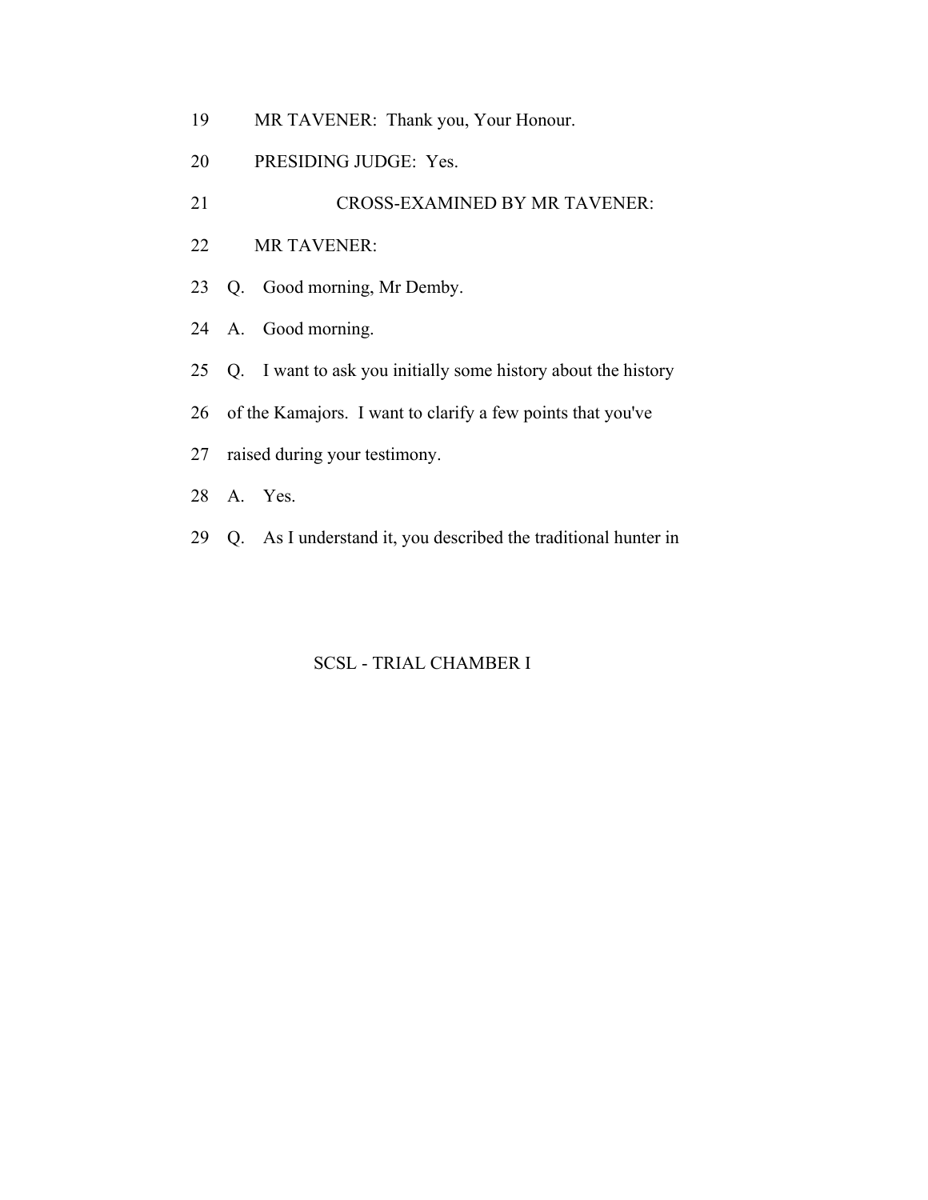19 MR TAVENER: Thank you, Your Honour.

20 PRESIDING JUDGE: Yes.

21 CROSS-EXAMINED BY MR TAVENER:

22 MR TAVENER:

23 Q. Good morning, Mr Demby.

24 A. Good morning.

25 Q. I want to ask you initially some history about the history

26 of the Kamajors. I want to clarify a few points that you've

27 raised during your testimony.

28 A. Yes.

29 Q. As I understand it, you described the traditional hunter in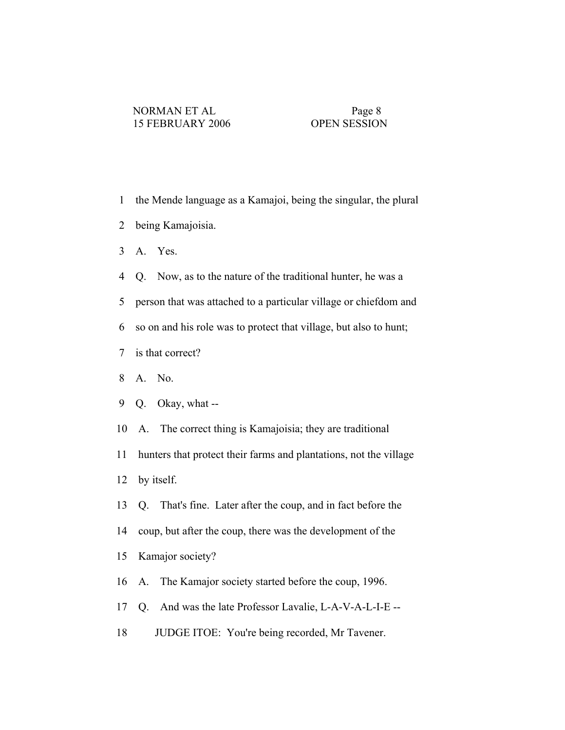1 the Mende language as a Kamajoi, being the singular, the plural

2 being Kamajoisia.

3 A. Yes.

4 Q. Now, as to the nature of the traditional hunter, he was a

5 person that was attached to a particular village or chiefdom and

6 so on and his role was to protect that village, but also to hunt;

7 is that correct?

8 A. No.

9 Q. Okay, what --

10 A. The correct thing is Kamajoisia; they are traditional

11 hunters that protect their farms and plantations, not the village

12 by itself.

13 Q. That's fine. Later after the coup, and in fact before the

14 coup, but after the coup, there was the development of the

15 Kamajor society?

16 A. The Kamajor society started before the coup, 1996.

17 Q. And was the late Professor Lavalie, L-A-V-A-L-I-E --

18 JUDGE ITOE: You're being recorded, Mr Tavener.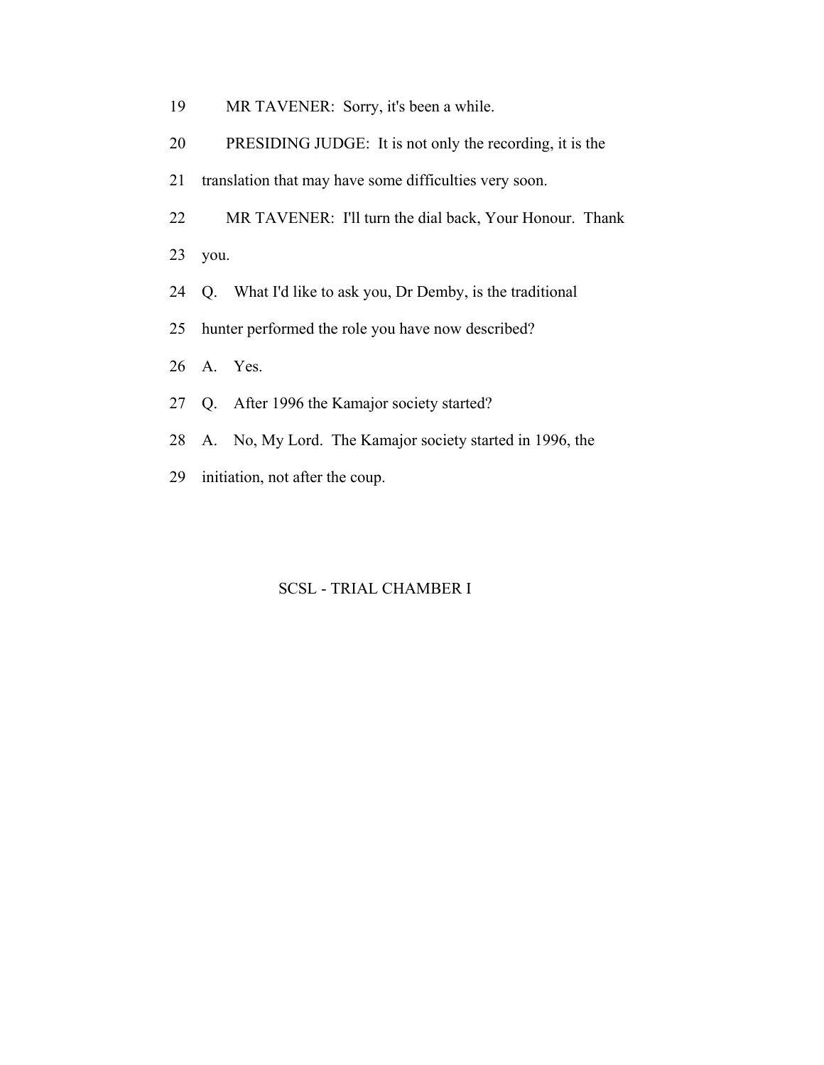19 MR TAVENER: Sorry, it's been a while.

20 PRESIDING JUDGE: It is not only the recording, it is the

21 translation that may have some difficulties very soon.

22 MR TAVENER: I'll turn the dial back, Your Honour. Thank

23 you.

24 Q. What I'd like to ask you, Dr Demby, is the traditional

25 hunter performed the role you have now described?

26 A. Yes.

27 Q. After 1996 the Kamajor society started?

28 A. No, My Lord. The Kamajor society started in 1996, the

29 initiation, not after the coup.

SCSL - TRIAL CHAMBER I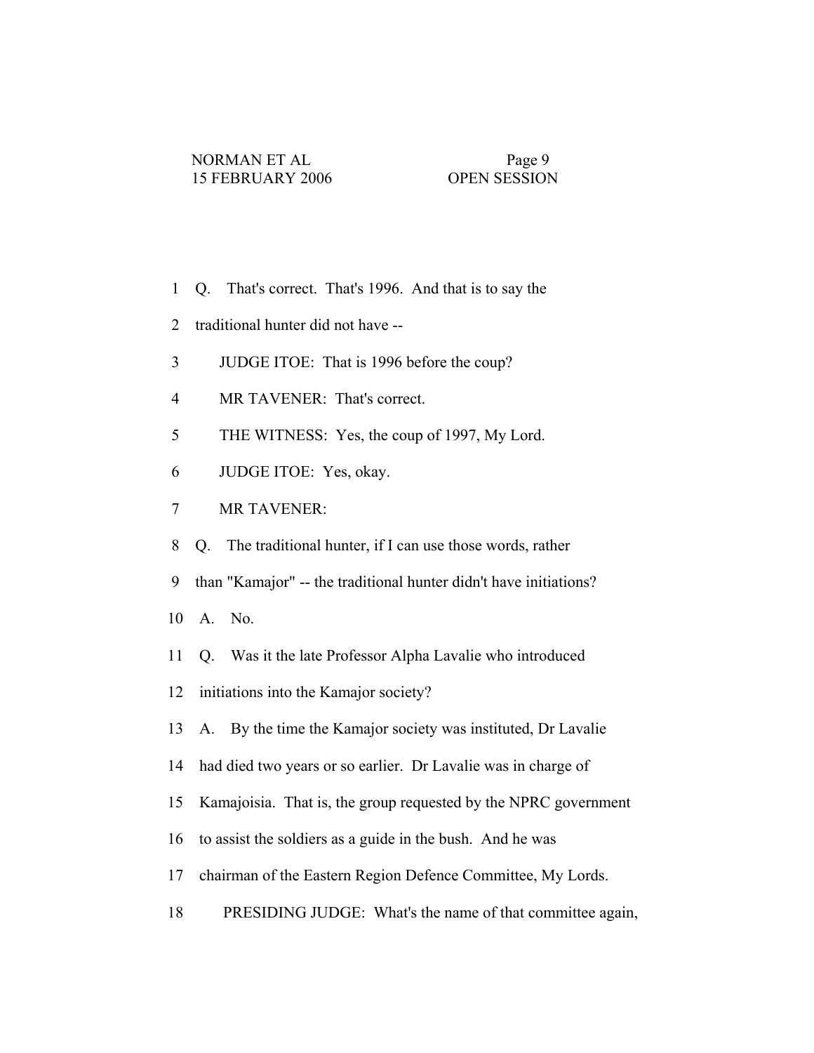1 Q. That's correct. That's 1996. And that is to say the

2 traditional hunter did not have --

3 JUDGE ITOE: That is 1996 before the coup?

4 MR TAVENER: That's correct.

5 THE WITNESS: Yes, the coup of 1997, My Lord.

6 JUDGE ITOE: Yes, okay.

7 MR TAVENER:

8 Q. The traditional hunter, if I can use those words, rather

9 than "Kamajor" -- the traditional hunter didn't have initiations?

10 A. No.

11 Q. Was it the late Professor Alpha Lavalie who introduced

12 initiations into the Kamajor society?

13 A. By the time the Kamajor society was instituted, Dr Lavalie

14 had died two years or so earlier. Dr Lavalie was in charge of

15 Kamajoisia. That is, the group requested by the NPRC government

16 to assist the soldiers as a guide in the bush. And he was

17 chairman of the Eastern Region Defence Committee, My Lords.

18 PRESIDING JUDGE: What's the name of that committee again,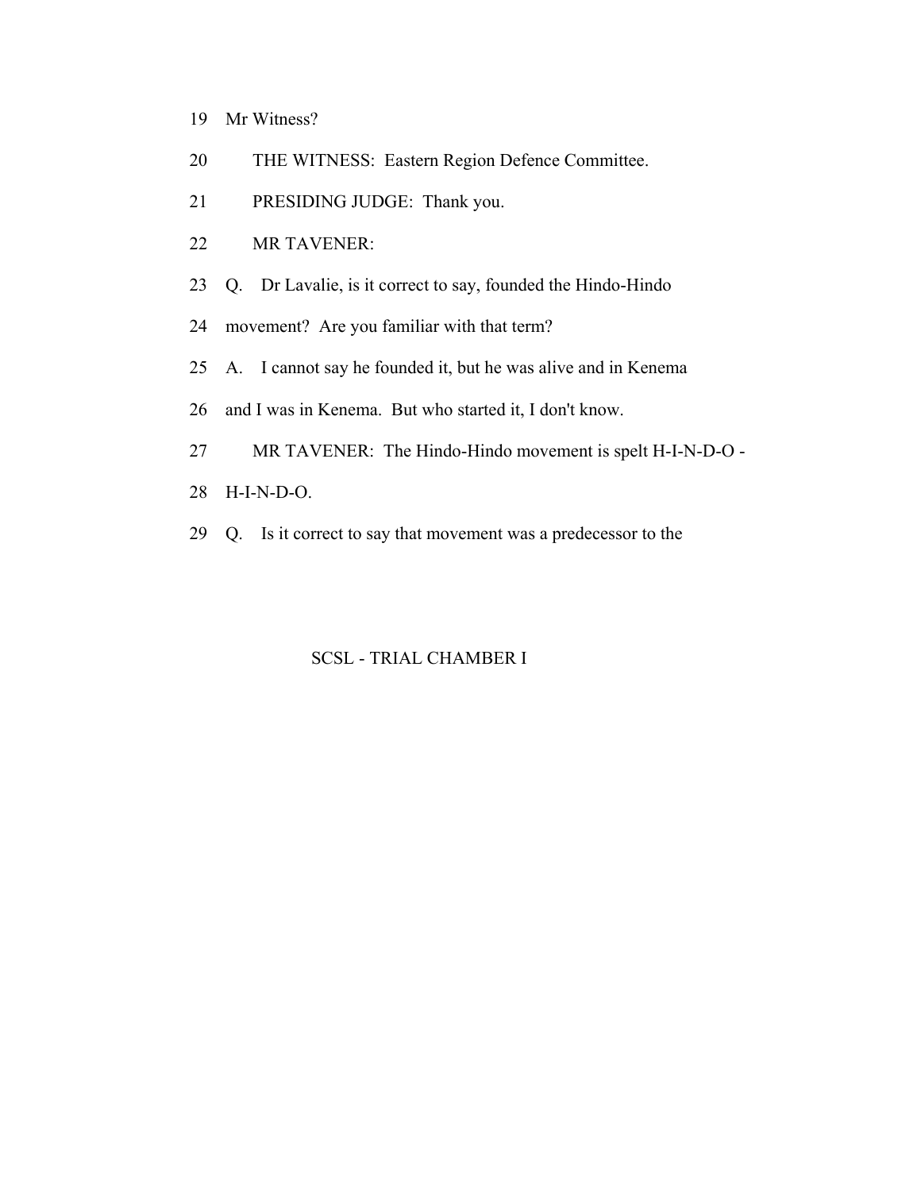19 Mr Witness?

20 THE WITNESS: Eastern Region Defence Committee.

21 PRESIDING JUDGE: Thank you.

22 MR TAVENER:

23 Q. Dr Lavalie, is it correct to say, founded the Hindo-Hindo

24 movement? Are you familiar with that term?

25 A. I cannot say he founded it, but he was alive and in Kenema

26 and I was in Kenema. But who started it, I don't know.

27 MR TAVENER: The Hindo-Hindo movement is spelt H-I-N-D-O -

28 H-I-N-D-O.

29 Q. Is it correct to say that movement was a predecessor to the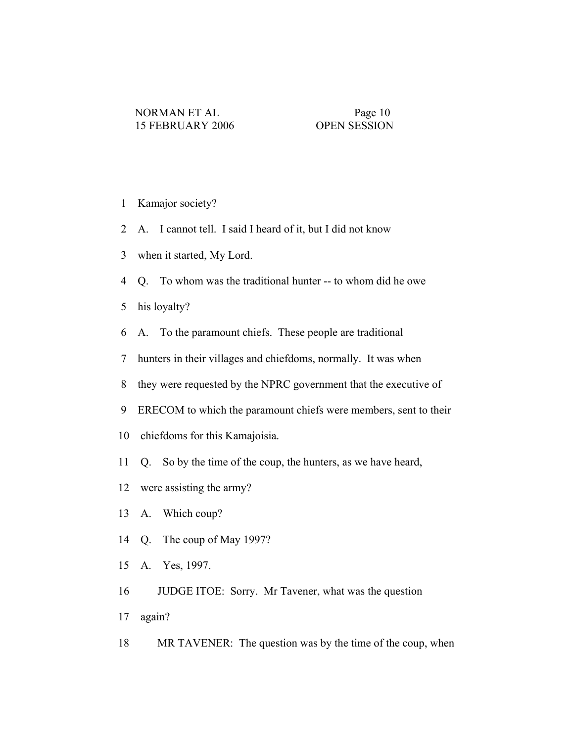1 Kamajor society?

2 A. I cannot tell. I said I heard of it, but I did not know

3 when it started, My Lord.

4 Q. To whom was the traditional hunter -- to whom did he owe

5 his loyalty?

6 A. To the paramount chiefs. These people are traditional

7 hunters in their villages and chiefdoms, normally. It was when

8 they were requested by the NPRC government that the executive of

9 ERECOM to which the paramount chiefs were members, sent to their

10 chiefdoms for this Kamajoisia.

11 Q. So by the time of the coup, the hunters, as we have heard,

12 were assisting the army?

13 A. Which coup?

14 Q. The coup of May 1997?

15 A. Yes, 1997.

16 JUDGE ITOE: Sorry. Mr Tavener, what was the question

17 again?

18 MR TAVENER: The question was by the time of the coup, when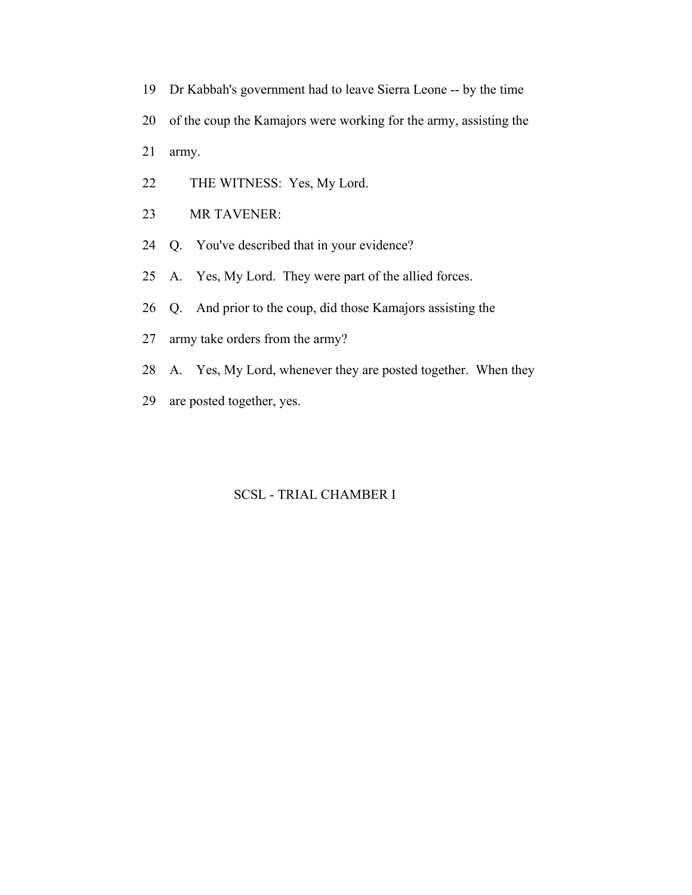19 Dr Kabbah's government had to leave Sierra Leone -- by the time

20 of the coup the Kamajors were working for the army, assisting the

21 army.

22 THE WITNESS: Yes, My Lord.

23 MR TAVENER:

24 Q. You've described that in your evidence?

25 A. Yes, My Lord. They were part of the allied forces.

26 Q. And prior to the coup, did those Kamajors assisting the

27 army take orders from the army?

28 A. Yes, My Lord, whenever they are posted together. When they

29 are posted together, yes.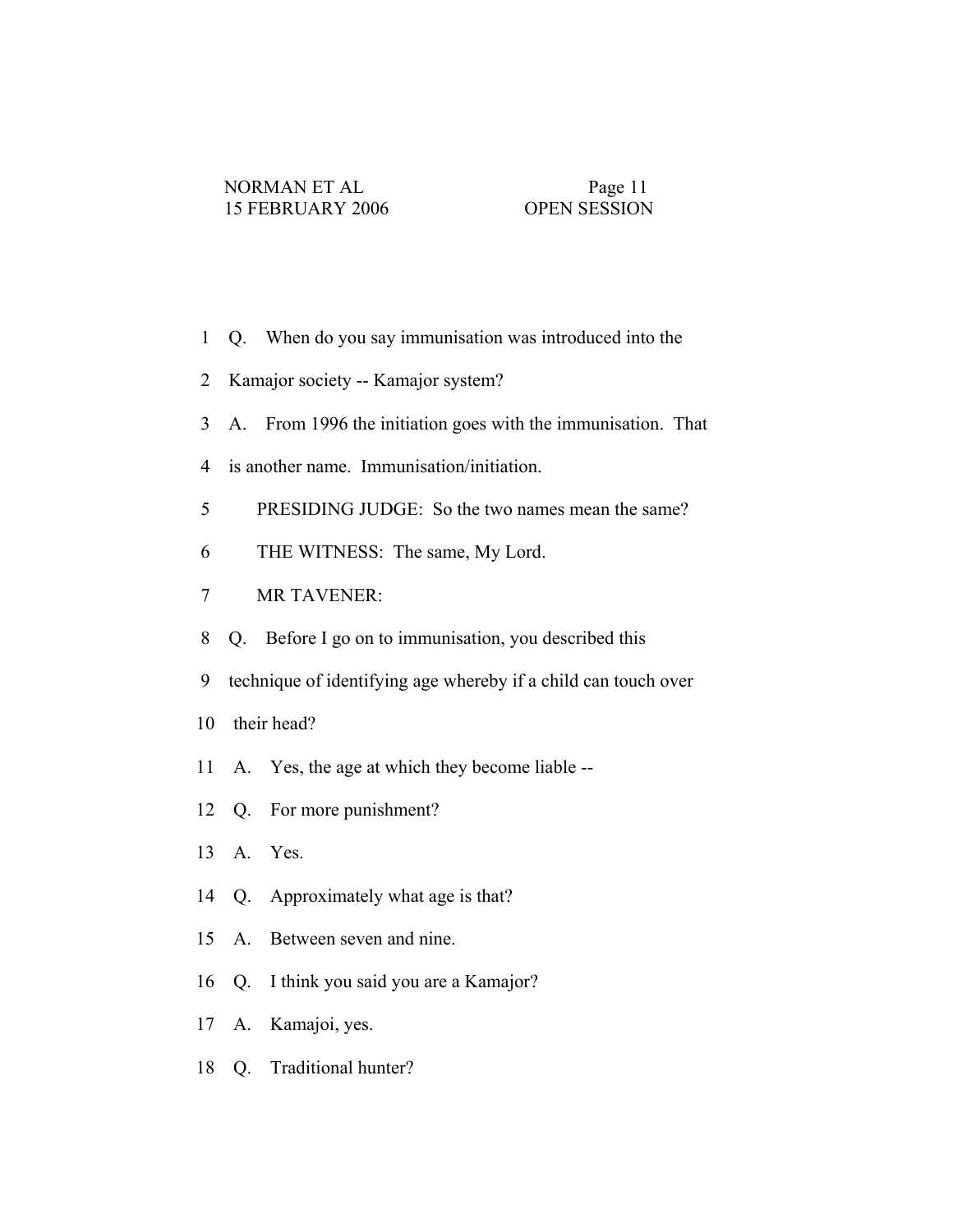1 Q. When do you say immunisation was introduced into the

2 Kamajor society -- Kamajor system?

3 A. From 1996 the initiation goes with the immunisation. That

4 is another name. Immunisation/initiation.

5 PRESIDING JUDGE: So the two names mean the same?

6 THE WITNESS: The same, My Lord.

7 MR TAVENER:

8 Q. Before I go on to immunisation, you described this

9 technique of identifying age whereby if a child can touch over

10 their head?

11 A. Yes, the age at which they become liable --

12 Q. For more punishment?

13 A. Yes.

14 Q. Approximately what age is that?

15 A. Between seven and nine.

16 Q. I think you said you are a Kamajor?

17 A. Kamajoi, yes.

18 Q. Traditional hunter?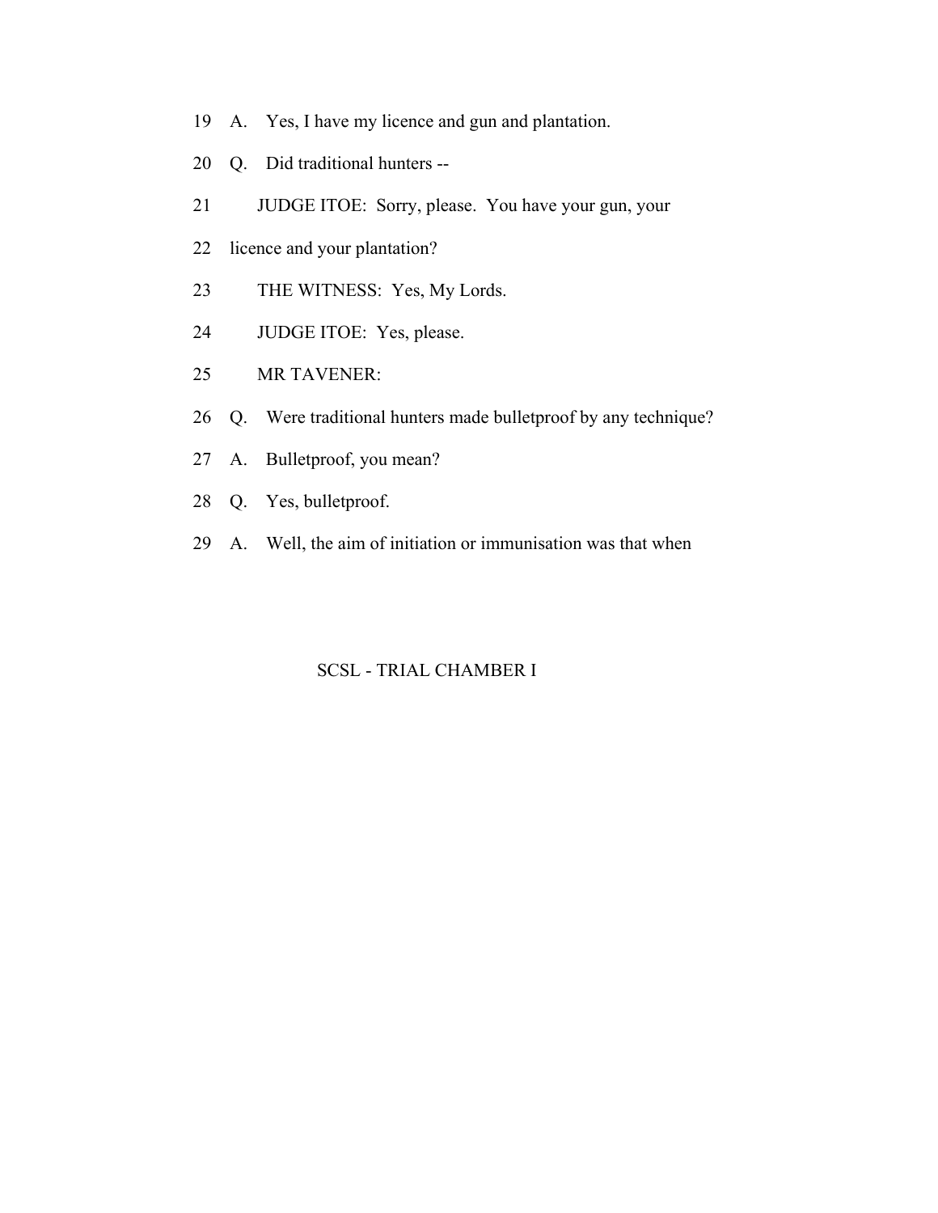19 A. Yes, I have my licence and gun and plantation.

20 Q. Did traditional hunters --

21 JUDGE ITOE: Sorry, please. You have your gun, your

22 licence and your plantation?

23 THE WITNESS: Yes, My Lords.

24 JUDGE ITOE: Yes, please.

25 MR TAVENER:

26 Q. Were traditional hunters made bulletproof by any technique?

27 A. Bulletproof, you mean?

28 Q. Yes, bulletproof.

29 A. Well, the aim of initiation or immunisation was that when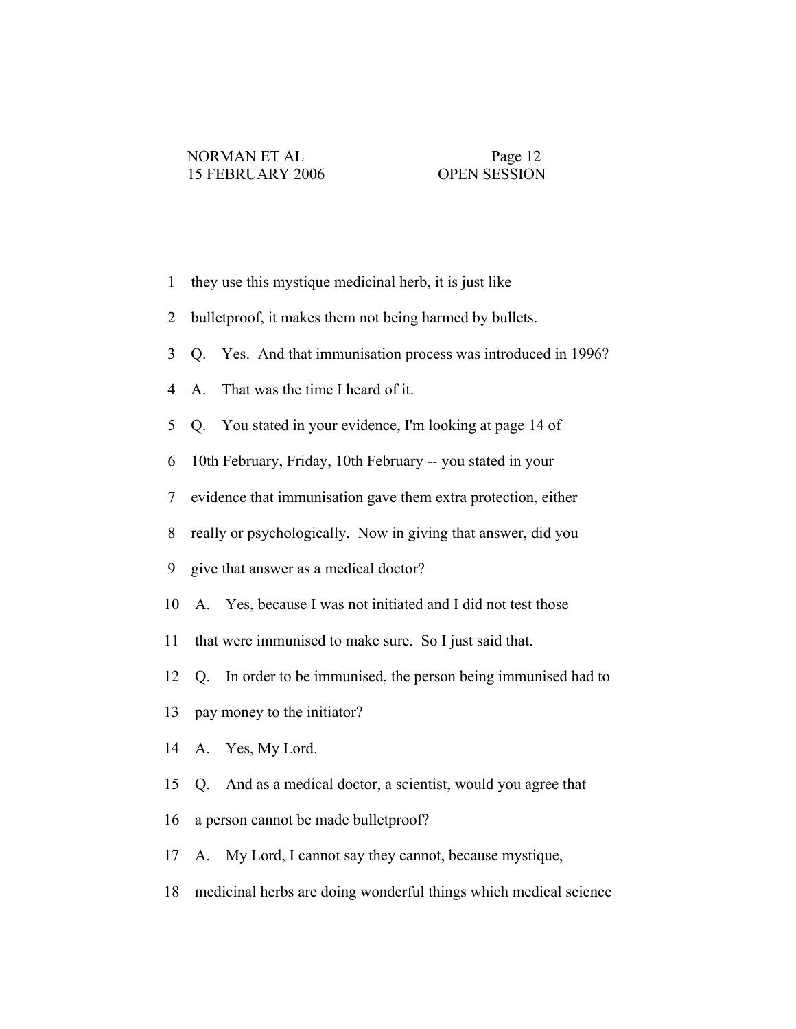1 they use this mystique medicinal herb, it is just like

2 bulletproof, it makes them not being harmed by bullets.

3 Q. Yes. And that immunisation process was introduced in 1996?

4 A. That was the time I heard of it.

5 Q. You stated in your evidence, I'm looking at page 14 of

6 10th February, Friday, 10th February -- you stated in your

7 evidence that immunisation gave them extra protection, either

8 really or psychologically. Now in giving that answer, did you

9 give that answer as a medical doctor?

10 A. Yes, because I was not initiated and I did not test those

11 that were immunised to make sure. So I just said that.

12 Q. In order to be immunised, the person being immunised had to

13 pay money to the initiator?

14 A. Yes, My Lord.

15 Q. And as a medical doctor, a scientist, would you agree that

16 a person cannot be made bulletproof?

17 A. My Lord, I cannot say they cannot, because mystique,

18 medicinal herbs are doing wonderful things which medical science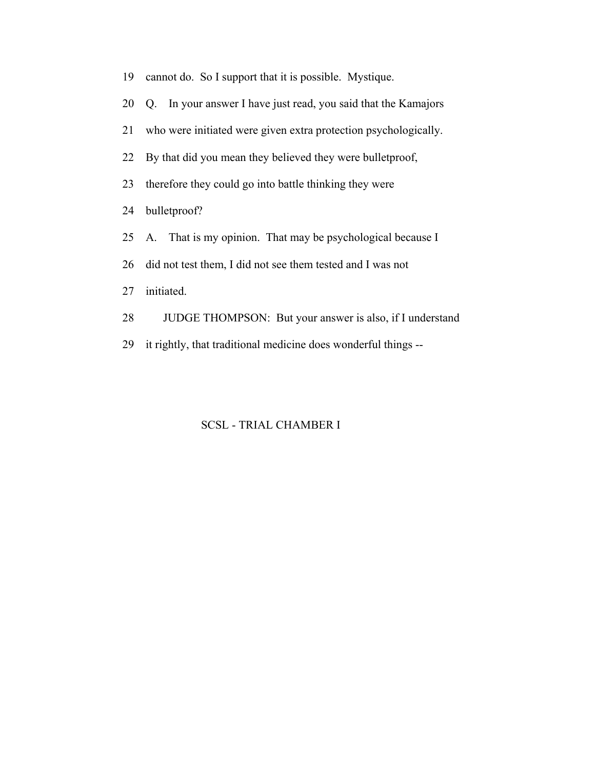19 cannot do. So I support that it is possible. Mystique.

20 Q. In your answer I have just read, you said that the Kamajors

21 who were initiated were given extra protection psychologically.

22 By that did you mean they believed they were bulletproof,

23 therefore they could go into battle thinking they were

24 bulletproof?

25 A. That is my opinion. That may be psychological because I

26 did not test them, I did not see them tested and I was not

27 initiated.

28 JUDGE THOMPSON: But your answer is also, if I understand

29 it rightly, that traditional medicine does wonderful things --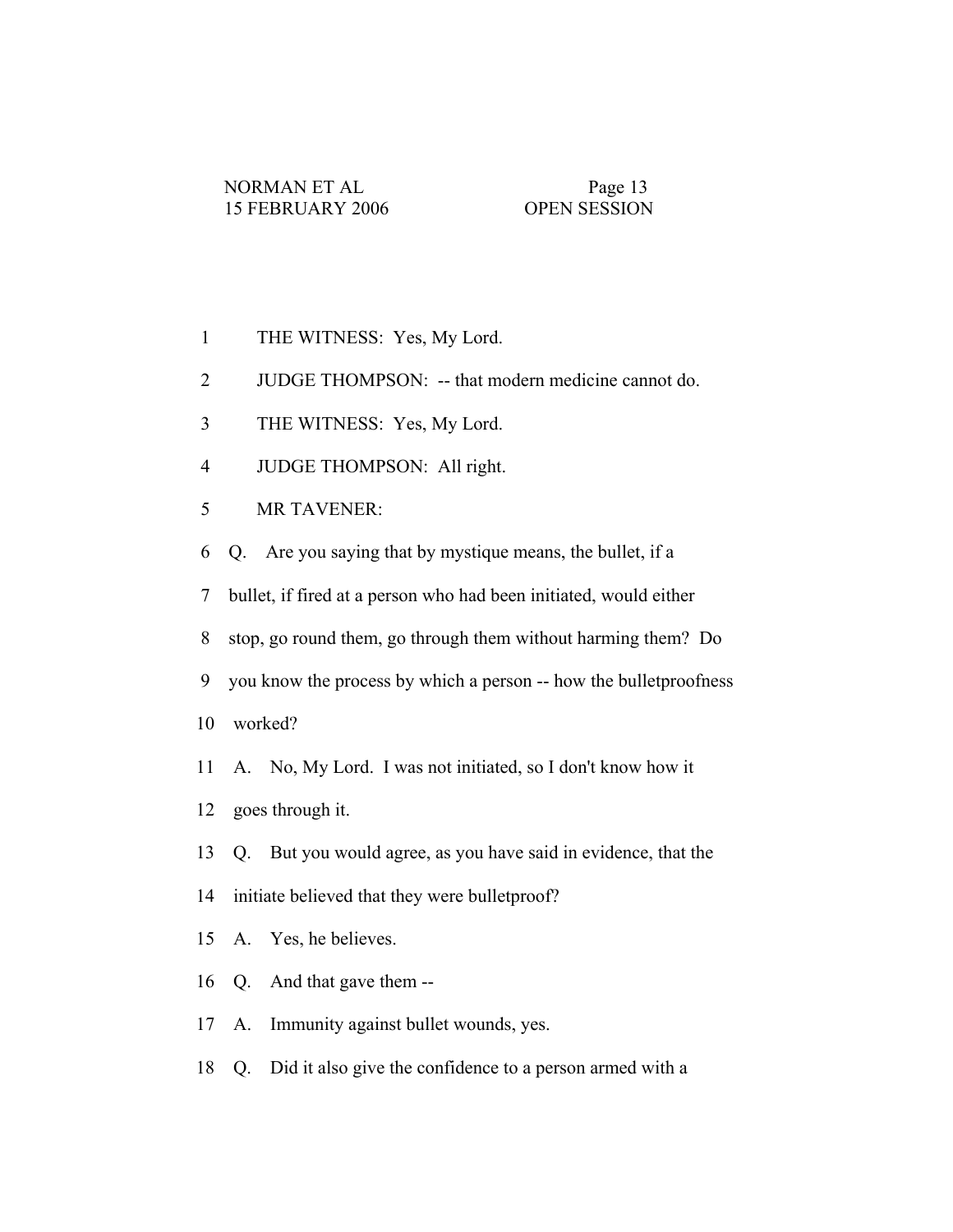1 THE WITNESS: Yes, My Lord.

2 JUDGE THOMPSON: -- that modern medicine cannot do.

3 THE WITNESS: Yes, My Lord.

4 JUDGE THOMPSON: All right.

5 MR TAVENER:

6 Q. Are you saying that by mystique means, the bullet, if a

7 bullet, if fired at a person who had been initiated, would either

8 stop, go round them, go through them without harming them? Do

9 you know the process by which a person -- how the bulletproofness

10 worked?

11 A. No, My Lord. I was not initiated, so I don't know how it

12 goes through it.

13 Q. But you would agree, as you have said in evidence, that the

14 initiate believed that they were bulletproof?

15 A. Yes, he believes.

16 Q. And that gave them --

17 A. Immunity against bullet wounds, yes.

18 Q. Did it also give the confidence to a person armed with a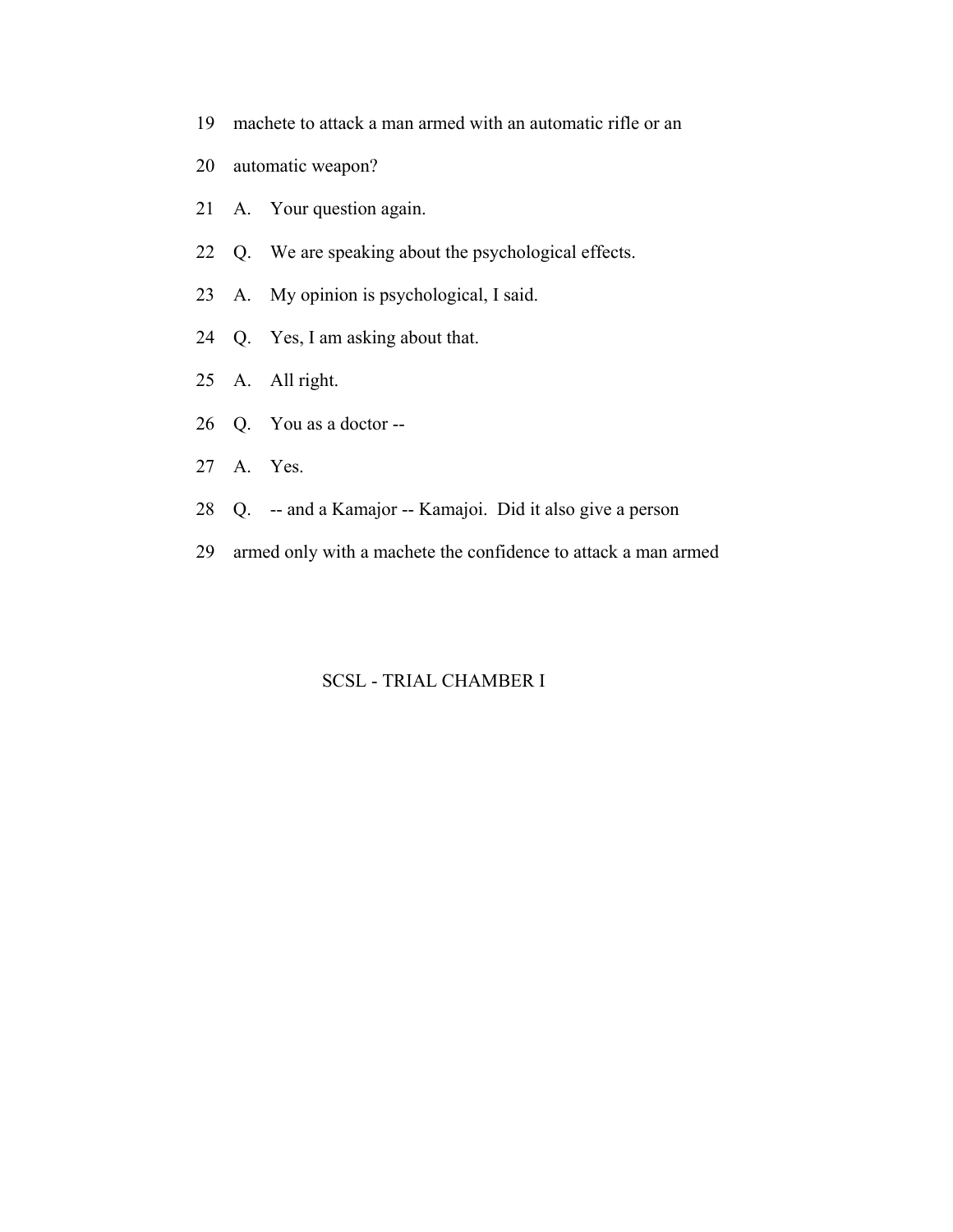19 machete to attack a man armed with an automatic rifle or an

20 automatic weapon?

21 A. Your question again.

22 Q. We are speaking about the psychological effects.

23 A. My opinion is psychological, I said.

24 Q. Yes, I am asking about that.

25 A. All right.

26 Q. You as a doctor --

27 A. Yes.

28 Q. -- and a Kamajor -- Kamajoi. Did it also give a person

29 armed only with a machete the confidence to attack a man armed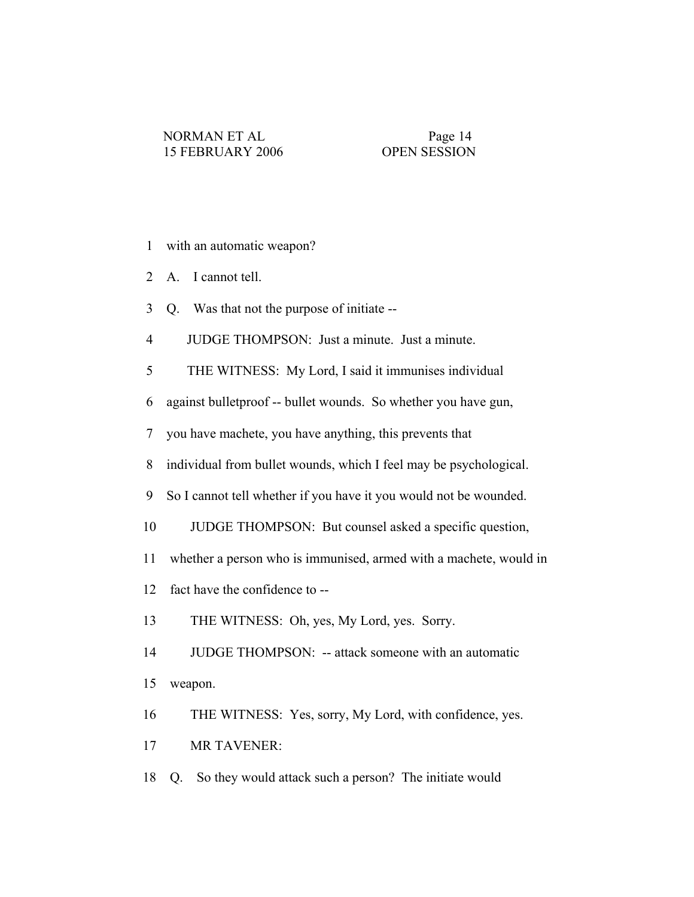1 with an automatic weapon?

2 A. I cannot tell.

3 Q. Was that not the purpose of initiate --

4 JUDGE THOMPSON: Just a minute. Just a minute.

5 THE WITNESS: My Lord, I said it immunises individual

6 against bulletproof -- bullet wounds. So whether you have gun,

7 you have machete, you have anything, this prevents that

8 individual from bullet wounds, which I feel may be psychological.

9 So I cannot tell whether if you have it you would not be wounded.

10 JUDGE THOMPSON: But counsel asked a specific question,

11 whether a person who is immunised, armed with a machete, would in

12 fact have the confidence to --

13 THE WITNESS: Oh, yes, My Lord, yes. Sorry.

14 JUDGE THOMPSON: -- attack someone with an automatic

15 weapon.

16 THE WITNESS: Yes, sorry, My Lord, with confidence, yes.

17 MR TAVENER:

18 Q. So they would attack such a person? The initiate would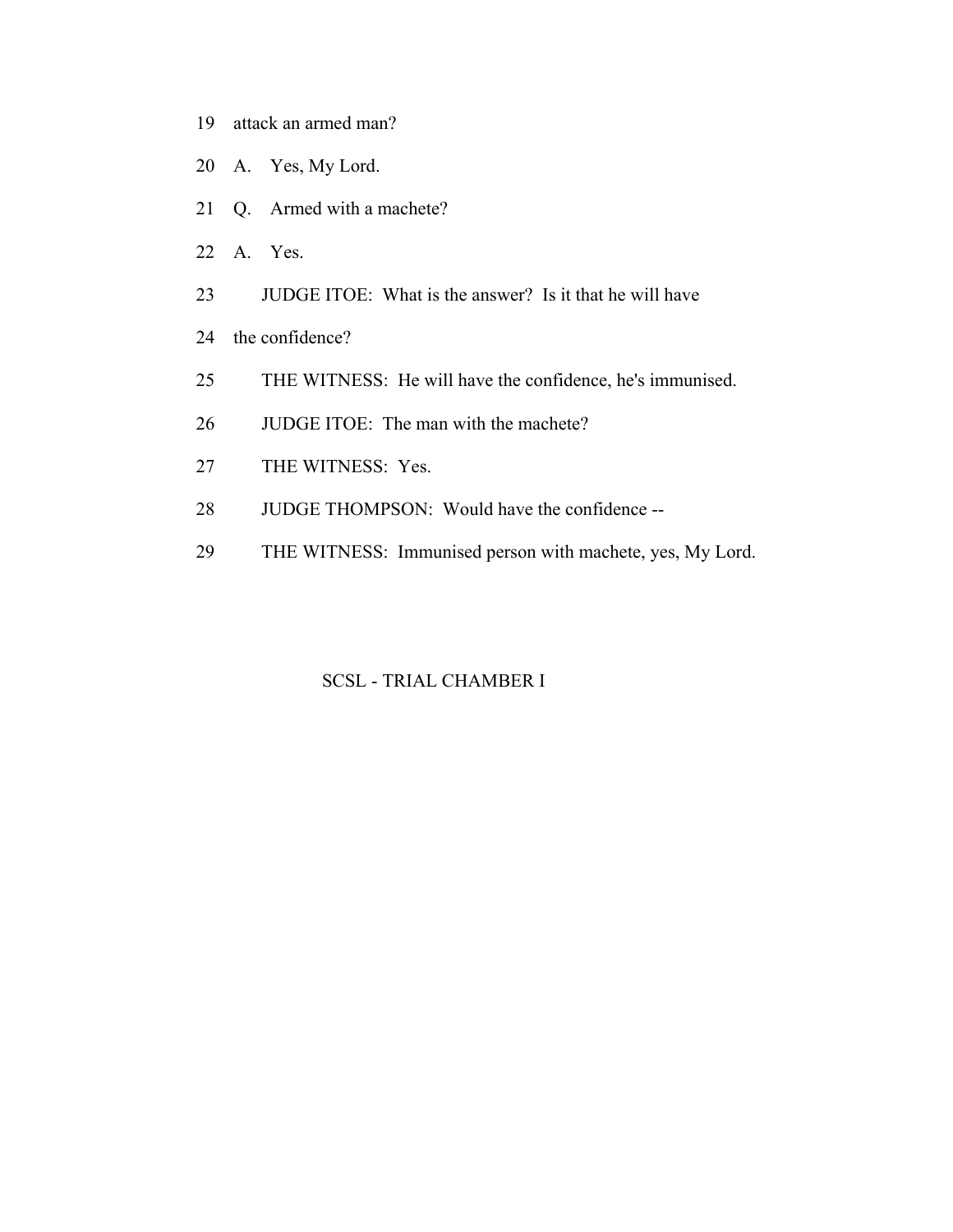19 attack an armed man?

20 A. Yes, My Lord.

21 Q. Armed with a machete?

22 A. Yes.

23 JUDGE ITOE: What is the answer? Is it that he will have

24 the confidence?

25 THE WITNESS: He will have the confidence, he's immunised.

26 JUDGE ITOE: The man with the machete?

27 THE WITNESS: Yes.

28 JUDGE THOMPSON: Would have the confidence --

29 THE WITNESS: Immunised person with machete, yes, My Lord.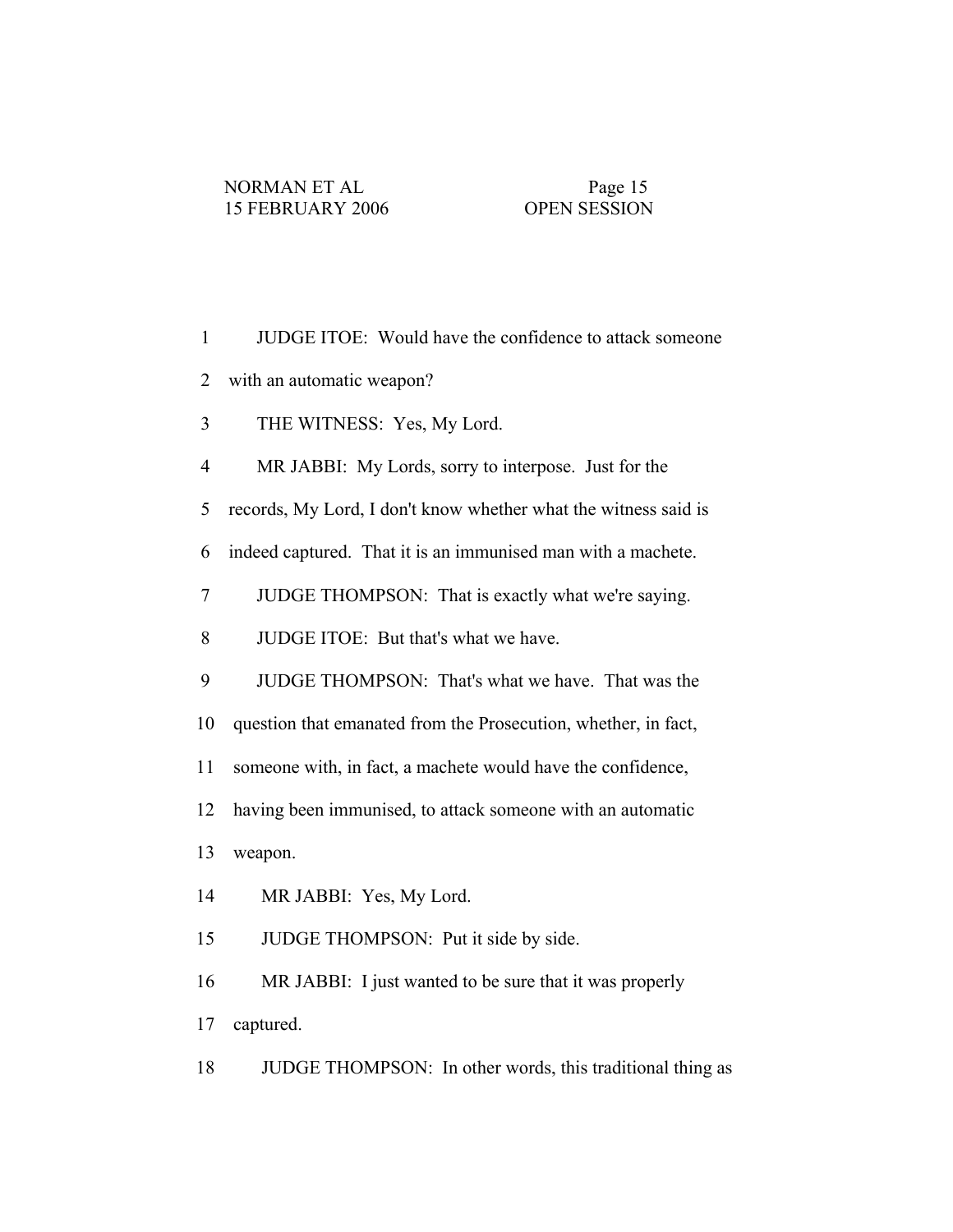1 JUDGE ITOE: Would have the confidence to attack someone

2 with an automatic weapon?

3 THE WITNESS: Yes, My Lord.

4 MR JABBI: My Lords, sorry to interpose. Just for the

5 records, My Lord, I don't know whether what the witness said is

6 indeed captured. That it is an immunised man with a machete.

7 JUDGE THOMPSON: That is exactly what we're saying.

8 JUDGE ITOE: But that's what we have.

9 JUDGE THOMPSON: That's what we have. That was the

10 question that emanated from the Prosecution, whether, in fact,

11 someone with, in fact, a machete would have the confidence,

12 having been immunised, to attack someone with an automatic

13 weapon.

14 MR JABBI: Yes, My Lord.

15 JUDGE THOMPSON: Put it side by side.

16 MR JABBI: I just wanted to be sure that it was properly

17 captured.

18 JUDGE THOMPSON: In other words, this traditional thing as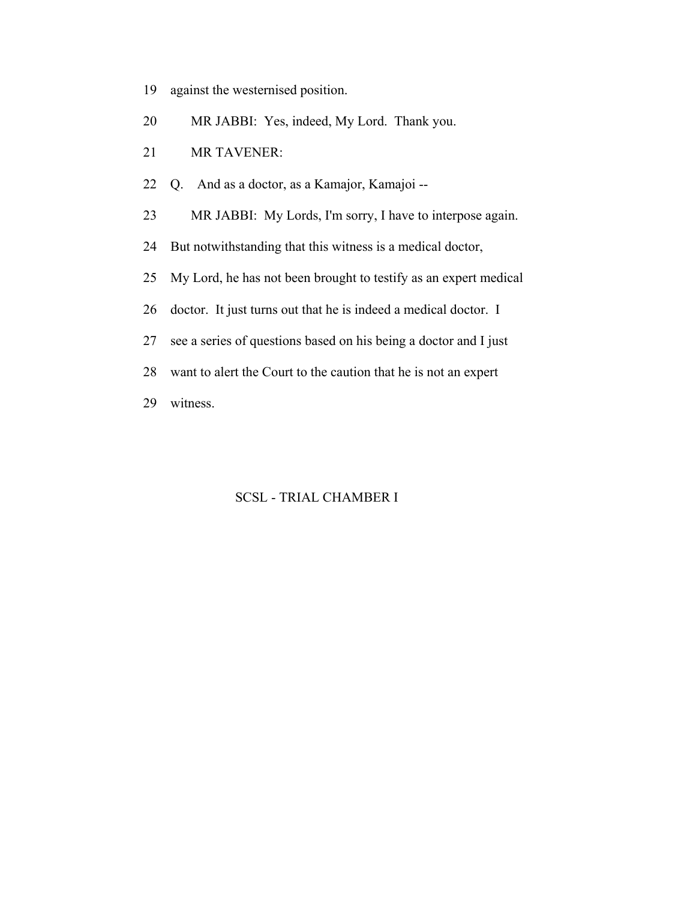19 against the westernised position.

20 MR JABBI: Yes, indeed, My Lord. Thank you.

21 MR TAVENER:

22 Q. And as a doctor, as a Kamajor, Kamajoi --

23 MR JABBI: My Lords, I'm sorry, I have to interpose again.

24 But notwithstanding that this witness is a medical doctor,

25 My Lord, he has not been brought to testify as an expert medical

26 doctor. It just turns out that he is indeed a medical doctor. I

27 see a series of questions based on his being a doctor and I just

28 want to alert the Court to the caution that he is not an expert

29 witness.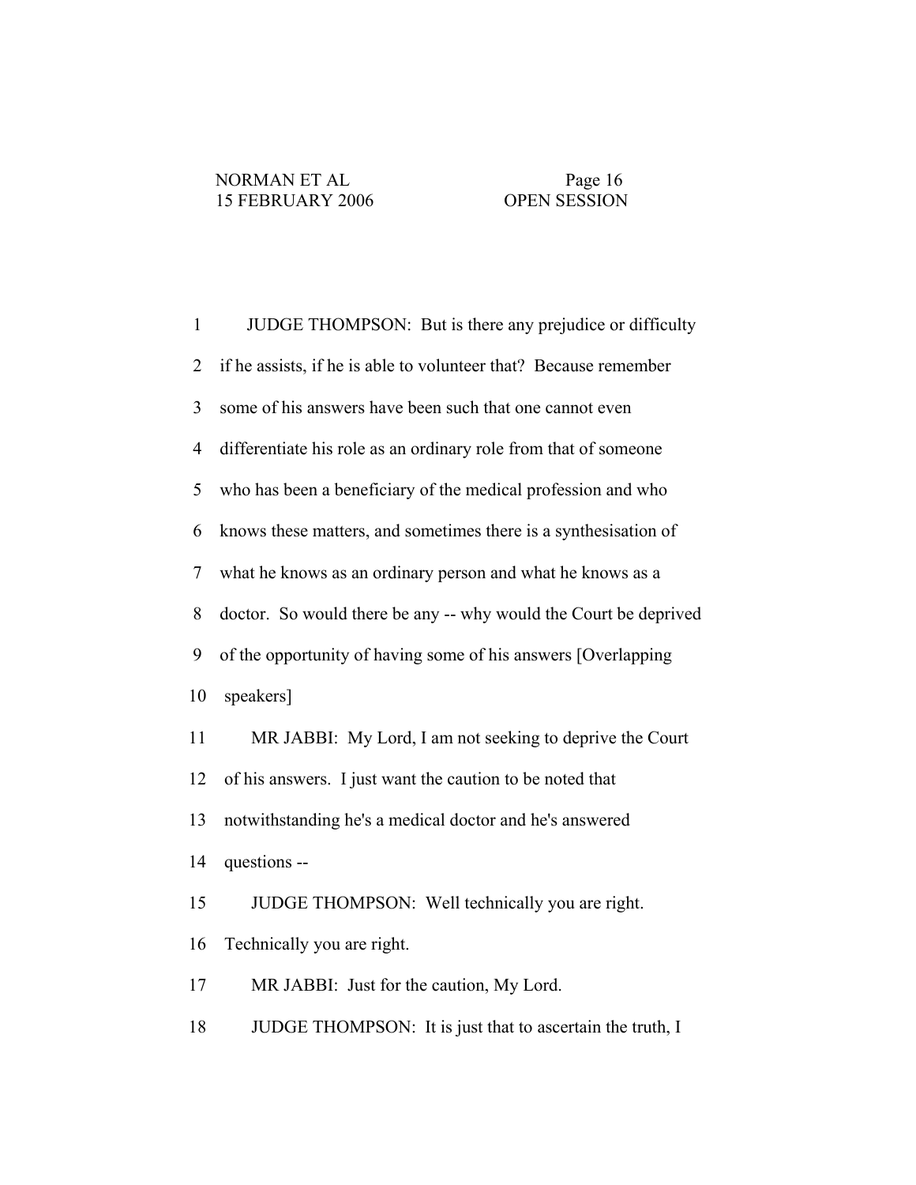JUDGE THOMPSON: But is there any prejudice or difficulty if he assists, if he is able to volunteer that? Because remember some of his answers have been such that one cannot even differentiate his role as an ordinary role from that of someone who has been a beneficiary of the medical profession and who knows these matters, and sometimes there is a synthesisation of what he knows as an ordinary person and what he knows as a doctor. So would there be any -- why would the Court be deprived of the opportunity of having some of his answers [Overlapping speakers]

MR JABBI: My Lord, I am not seeking to deprive the Court of his answers. I just want the caution to be noted that notwithstanding he's a medical doctor and he's answered questions --

JUDGE THOMPSON: Well technically you are right. Technically you are right.

MR JABBI: Just for the caution, My Lord.

JUDGE THOMPSON: It is just that to ascertain the truth, I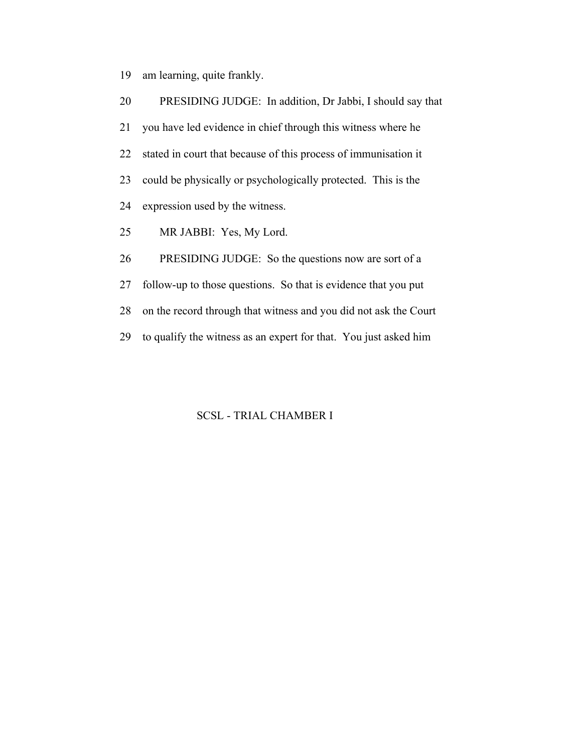19 am learning, quite frankly.

20 PRESIDING JUDGE: In addition, Dr Jabbi, I should say that

21 you have led evidence in chief through this witness where he

22 stated in court that because of this process of immunisation it

23 could be physically or psychologically protected. This is the

24 expression used by the witness.

25 MR JABBI: Yes, My Lord.

26 PRESIDING JUDGE: So the questions now are sort of a

27 follow-up to those questions. So that is evidence that you put

28 on the record through that witness and you did not ask the Court

29 to qualify the witness as an expert for that. You just asked him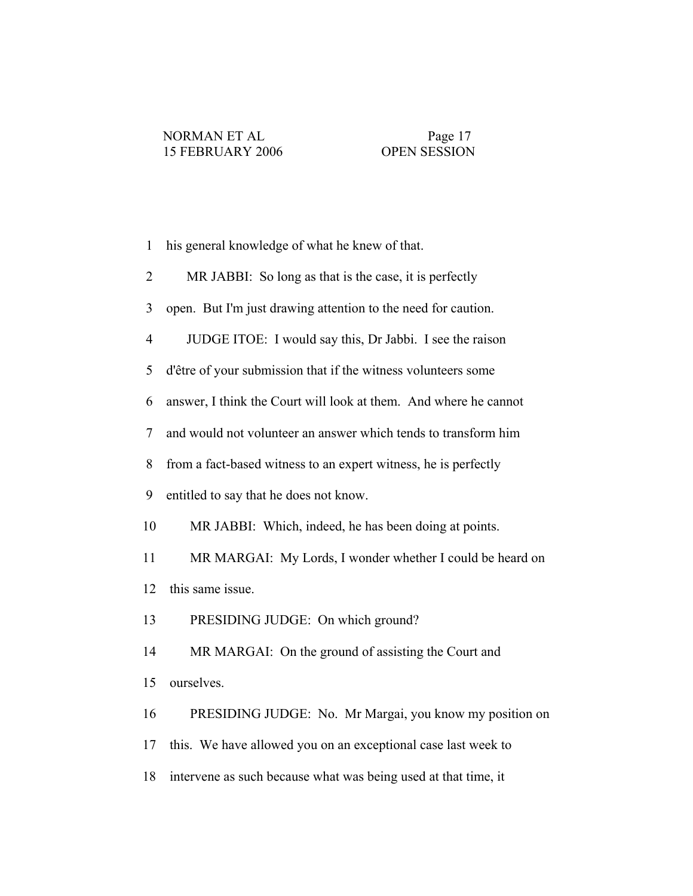1 his general knowledge of what he knew of that.

2 MR JABBI: So long as that is the case, it is perfectly

3 open. But I'm just drawing attention to the need for caution.

4 JUDGE ITOE: I would say this, Dr Jabbi. I see the raison

5 d'être of your submission that if the witness volunteers some

6 answer, I think the Court will look at them. And where he cannot

7 and would not volunteer an answer which tends to transform him

8 from a fact-based witness to an expert witness, he is perfectly

9 entitled to say that he does not know.

10 MR JABBI: Which, indeed, he has been doing at points.

11 MR MARGAI: My Lords, I wonder whether I could be heard on

12 this same issue.

13 PRESIDING JUDGE: On which ground?

14 MR MARGAI: On the ground of assisting the Court and

15 ourselves.

16 PRESIDING JUDGE: No. Mr Margai, you know my position on

17 this. We have allowed you on an exceptional case last week to

18 intervene as such because what was being used at that time, it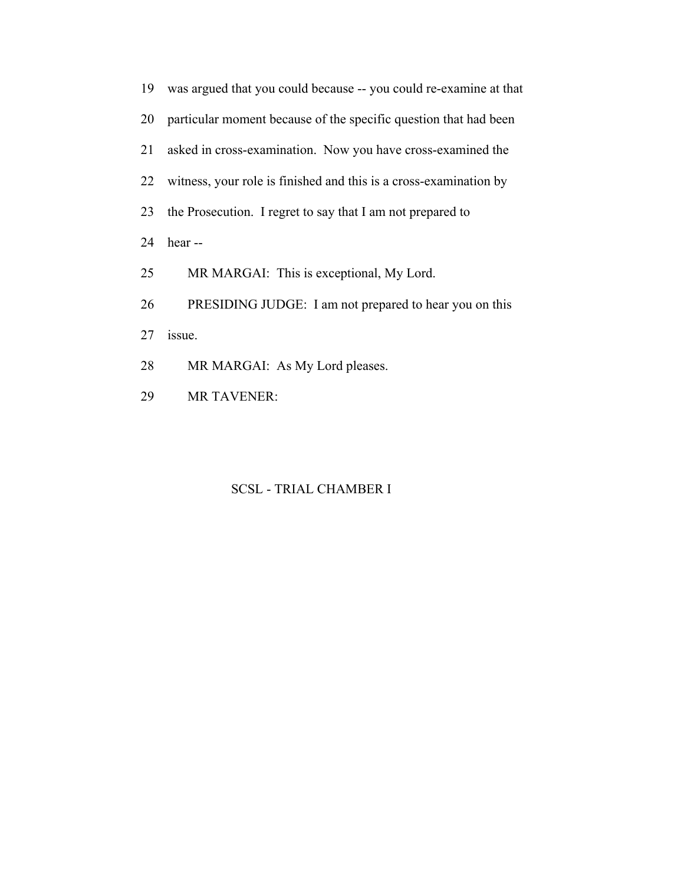19 was argued that you could because -- you could re-examine at that

20 particular moment because of the specific question that had been

21 asked in cross-examination. Now you have cross-examined the

22 witness, your role is finished and this is a cross-examination by

23 the Prosecution. I regret to say that I am not prepared to

24 hear --

25 MR MARGAI: This is exceptional, My Lord.

26 PRESIDING JUDGE: I am not prepared to hear you on this

27 issue.

28 MR MARGAI: As My Lord pleases.

29 MR TAVENER: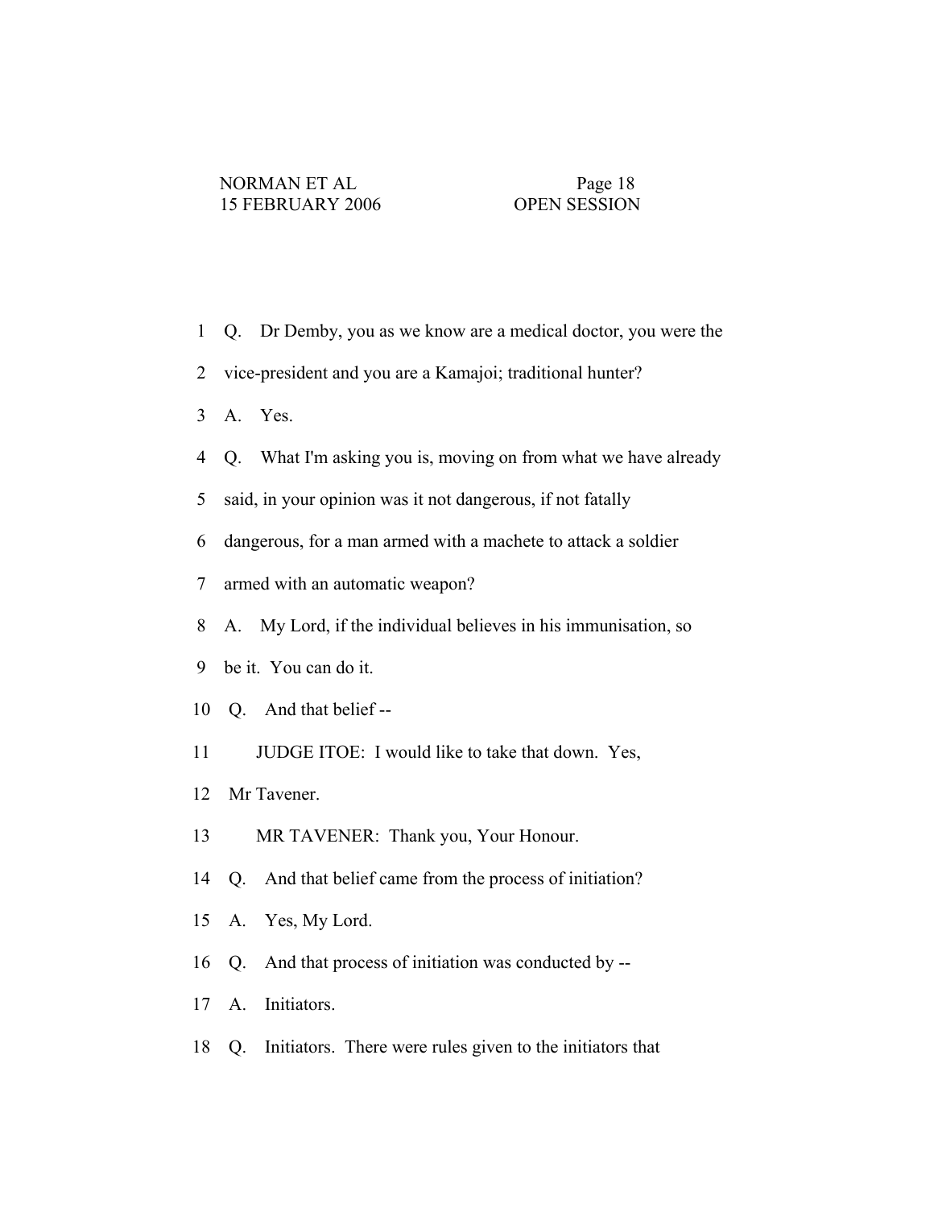1 Q. Dr Demby, you as we know are a medical doctor, you were the

2 vice-president and you are a Kamajoi; traditional hunter?

3 A. Yes.

4 Q. What I'm asking you is, moving on from what we have already

5 said, in your opinion was it not dangerous, if not fatally

6 dangerous, for a man armed with a machete to attack a soldier

7 armed with an automatic weapon?

8 A. My Lord, if the individual believes in his immunisation, so

9 be it. You can do it.

10 Q. And that belief --

11 JUDGE ITOE: I would like to take that down. Yes,

12 Mr Tavener.

13 MR TAVENER: Thank you, Your Honour.

14 Q. And that belief came from the process of initiation?

15 A. Yes, My Lord.

16 Q. And that process of initiation was conducted by --

17 A. Initiators.

18 Q. Initiators. There were rules given to the initiators that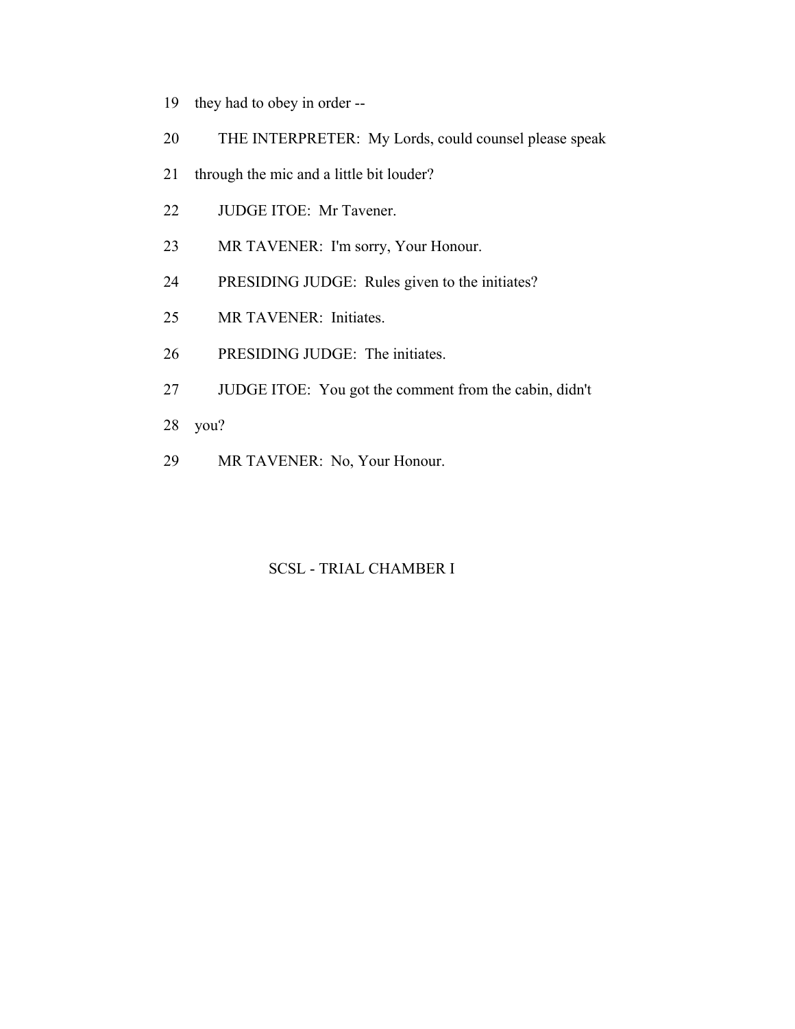19 they had to obey in order --

20 THE INTERPRETER: My Lords, could counsel please speak

21 through the mic and a little bit louder?

22 JUDGE ITOE: Mr Tavener.

23 MR TAVENER: I'm sorry, Your Honour.

24 PRESIDING JUDGE: Rules given to the initiates?

25 MR TAVENER: Initiates.

26 PRESIDING JUDGE: The initiates.

27 JUDGE ITOE: You got the comment from the cabin, didn't

28 you?

29 MR TAVENER: No, Your Honour.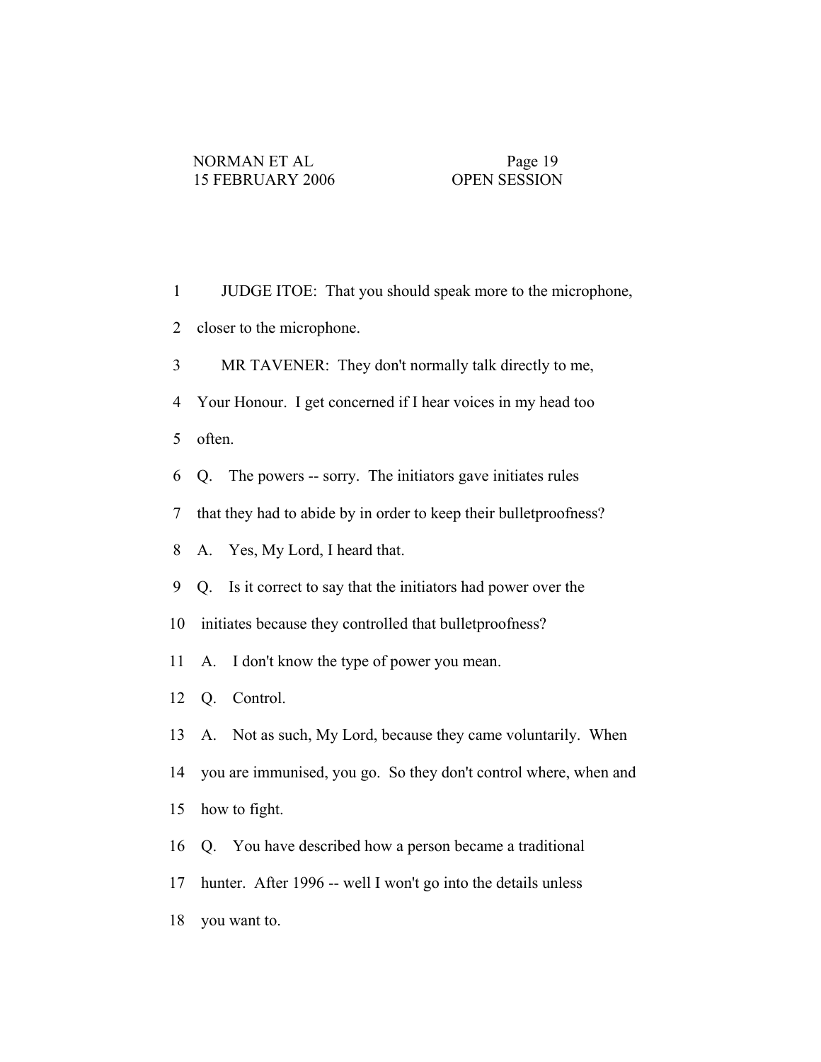1 JUDGE ITOE: That you should speak more to the microphone,

2 closer to the microphone.

3 MR TAVENER: They don't normally talk directly to me,

4 Your Honour. I get concerned if I hear voices in my head too

5 often.

6 Q. The powers -- sorry. The initiators gave initiates rules

7 that they had to abide by in order to keep their bulletproofness?

8 A. Yes, My Lord, I heard that.

9 Q. Is it correct to say that the initiators had power over the

10 initiates because they controlled that bulletproofness?

11 A. I don't know the type of power you mean.

12 Q. Control.

13 A. Not as such, My Lord, because they came voluntarily. When

14 you are immunised, you go. So they don't control where, when and

15 how to fight.

16 Q. You have described how a person became a traditional

17 hunter. After 1996 -- well I won't go into the details unless

18 you want to.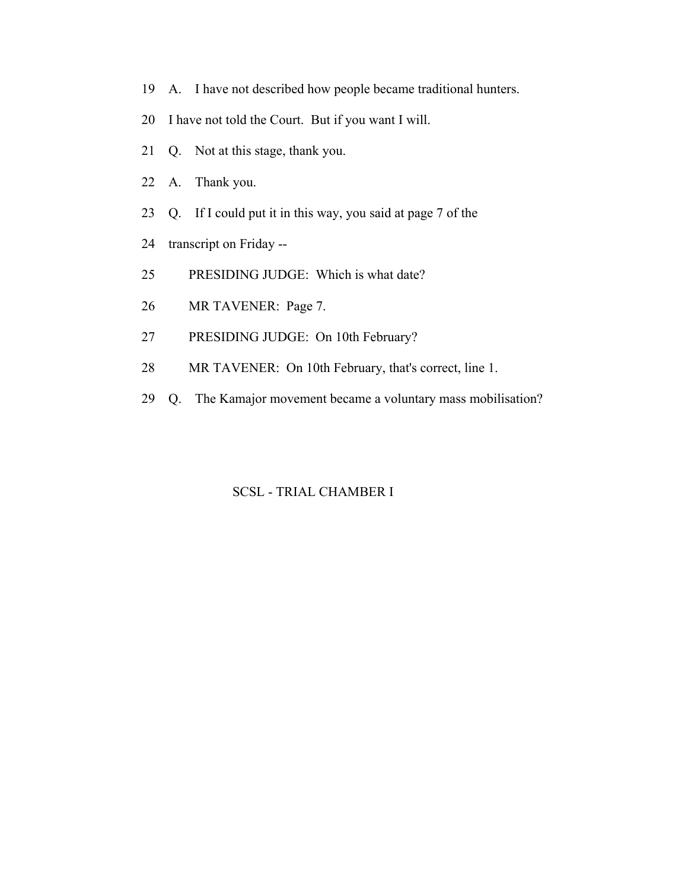19 A. I have not described how people became traditional hunters.

20 I have not told the Court. But if you want I will.

21 Q. Not at this stage, thank you.

22 A. Thank you.

23 Q. If I could put it in this way, you said at page 7 of the

24 transcript on Friday --

25 PRESIDING JUDGE: Which is what date?

26 MR TAVENER: Page 7.

27 PRESIDING JUDGE: On 10th February?

28 MR TAVENER: On 10th February, that's correct, line 1.

29 Q. The Kamajor movement became a voluntary mass mobilisation?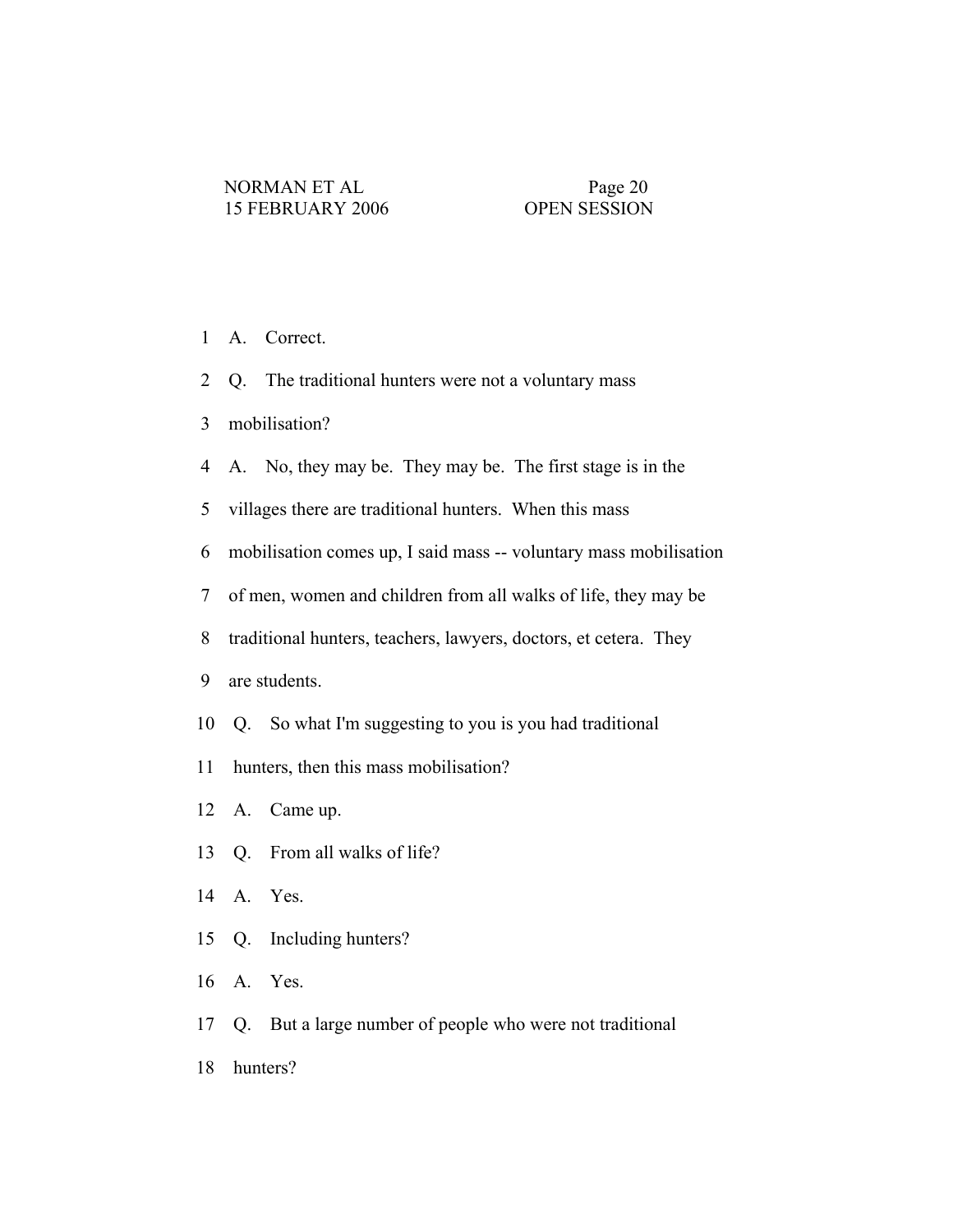1 A. Correct.

2 Q. The traditional hunters were not a voluntary mass

3 mobilisation?

4 A. No, they may be. They may be. The first stage is in the

5 villages there are traditional hunters. When this mass

6 mobilisation comes up, I said mass -- voluntary mass mobilisation

7 of men, women and children from all walks of life, they may be

8 traditional hunters, teachers, lawyers, doctors, et cetera. They

9 are students.

10 Q. So what I'm suggesting to you is you had traditional

11 hunters, then this mass mobilisation?

12 A. Came up.

13 Q. From all walks of life?

14 A. Yes.

15 Q. Including hunters?

16 A. Yes.

17 Q. But a large number of people who were not traditional

18 hunters?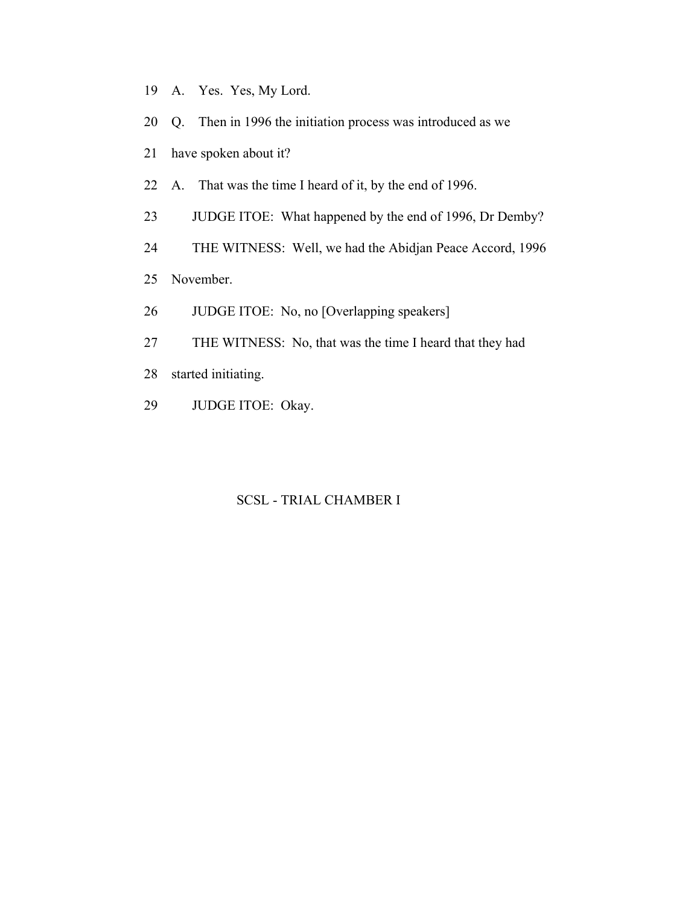19 A. Yes. Yes, My Lord.

20 Q. Then in 1996 the initiation process was introduced as we

21 have spoken about it?

22 A. That was the time I heard of it, by the end of 1996.

23 JUDGE ITOE: What happened by the end of 1996, Dr Demby?

24 THE WITNESS: Well, we had the Abidjan Peace Accord, 1996

25 November.

26 JUDGE ITOE: No, no [Overlapping speakers]

27 THE WITNESS: No, that was the time I heard that they had

28 started initiating.

29 JUDGE ITOE: Okay.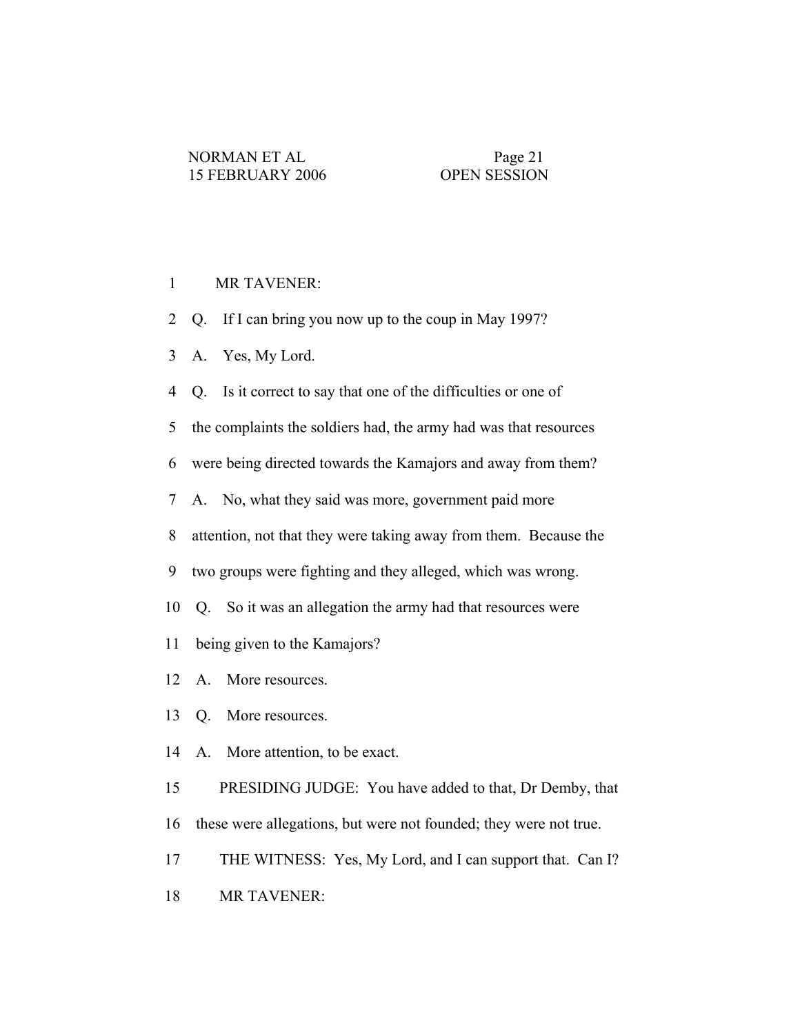1 MR TAVENER:

2 Q. If I can bring you now up to the coup in May 1997?

3 A. Yes, My Lord.

4 Q. Is it correct to say that one of the difficulties or one of

5 the complaints the soldiers had, the army had was that resources

6 were being directed towards the Kamajors and away from them?

7 A. No, what they said was more, government paid more

8 attention, not that they were taking away from them. Because the

9 two groups were fighting and they alleged, which was wrong.

10 Q. So it was an allegation the army had that resources were

11 being given to the Kamajors?

12 A. More resources.

13 Q. More resources.

14 A. More attention, to be exact.

15 PRESIDING JUDGE: You have added to that, Dr Demby, that

16 these were allegations, but were not founded; they were not true.

17 THE WITNESS: Yes, My Lord, and I can support that. Can I?

18 MR TAVENER: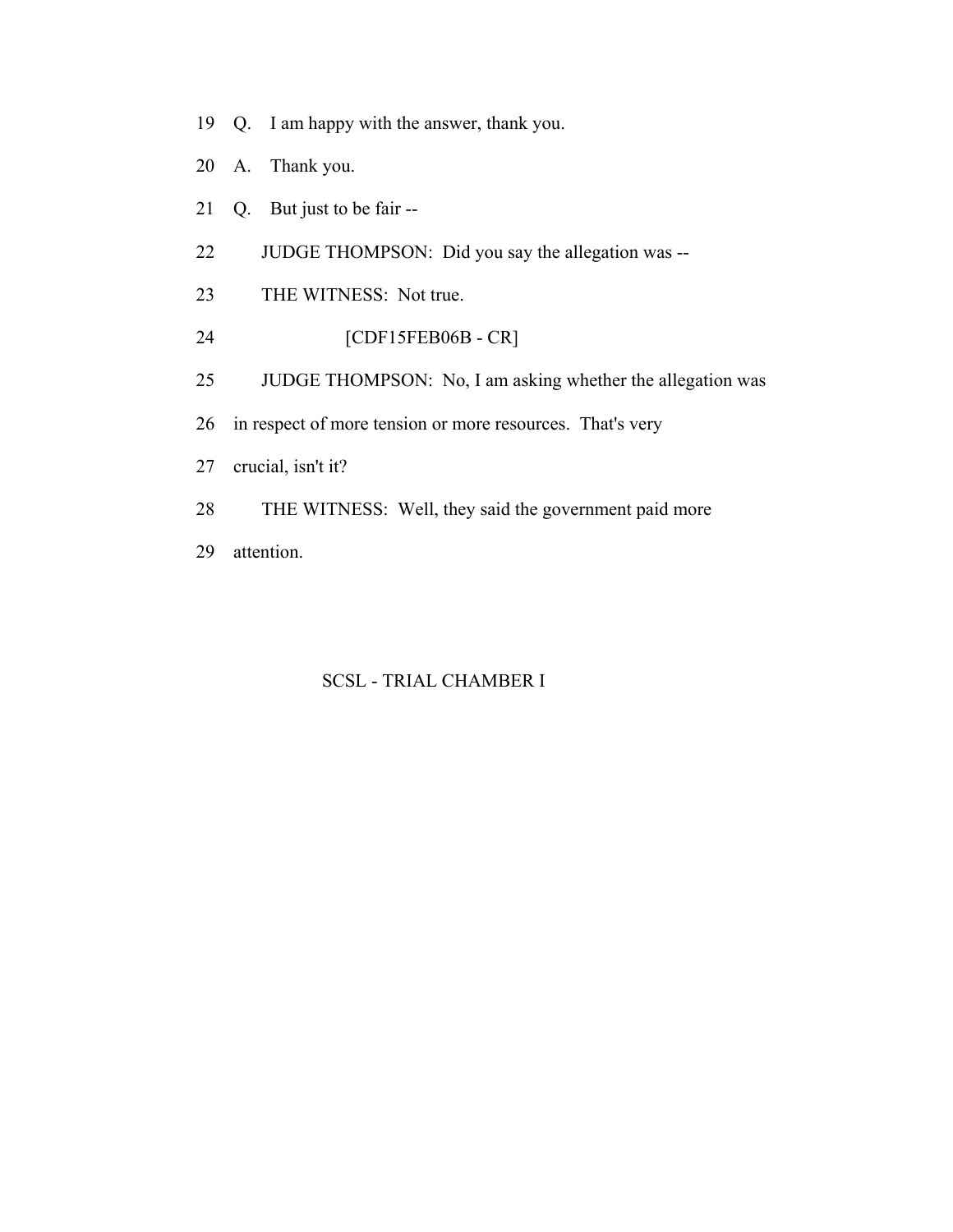19 Q. I am happy with the answer, thank you.

20 A. Thank you.

21 Q. But just to be fair --

22 JUDGE THOMPSON: Did you say the allegation was --

23 THE WITNESS: Not true.

24 [CDF15FEB06B - CR]

25 JUDGE THOMPSON: No, I am asking whether the allegation was

26 in respect of more tension or more resources. That's very

27 crucial, isn't it?

28 THE WITNESS: Well, they said the government paid more

29 attention.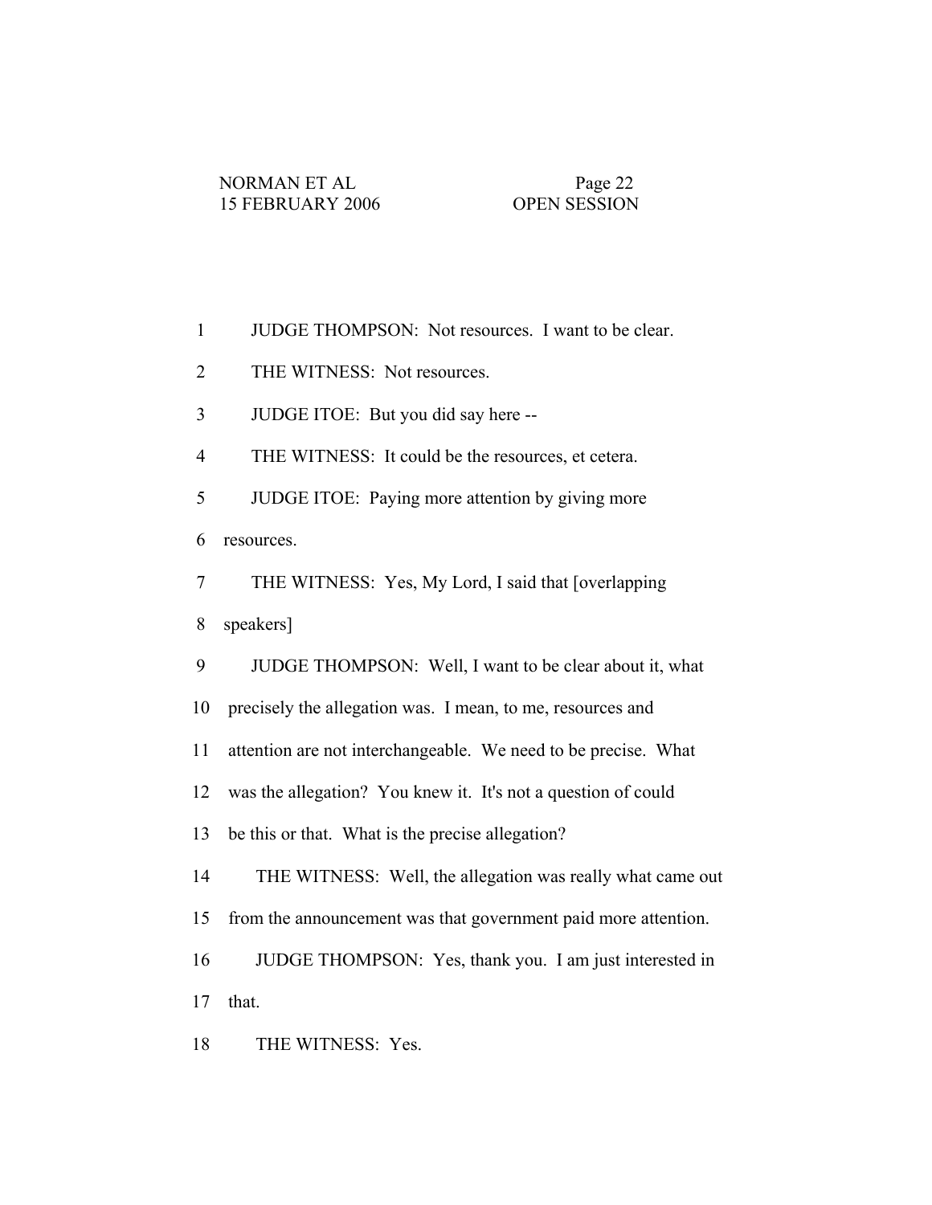1 JUDGE THOMPSON: Not resources. I want to be clear.

2 THE WITNESS: Not resources.

3 JUDGE ITOE: But you did say here --

4 THE WITNESS: It could be the resources, et cetera.

5 JUDGE ITOE: Paying more attention by giving more

6 resources.

7 THE WITNESS: Yes, My Lord, I said that [overlapping

8 speakers]

9 JUDGE THOMPSON: Well, I want to be clear about it, what

10 precisely the allegation was. I mean, to me, resources and

11 attention are not interchangeable. We need to be precise. What

12 was the allegation? You knew it. It's not a question of could

13 be this or that. What is the precise allegation?

14 THE WITNESS: Well, the allegation was really what came out

15 from the announcement was that government paid more attention.

16 JUDGE THOMPSON: Yes, thank you. I am just interested in

17 that.

18 THE WITNESS: Yes.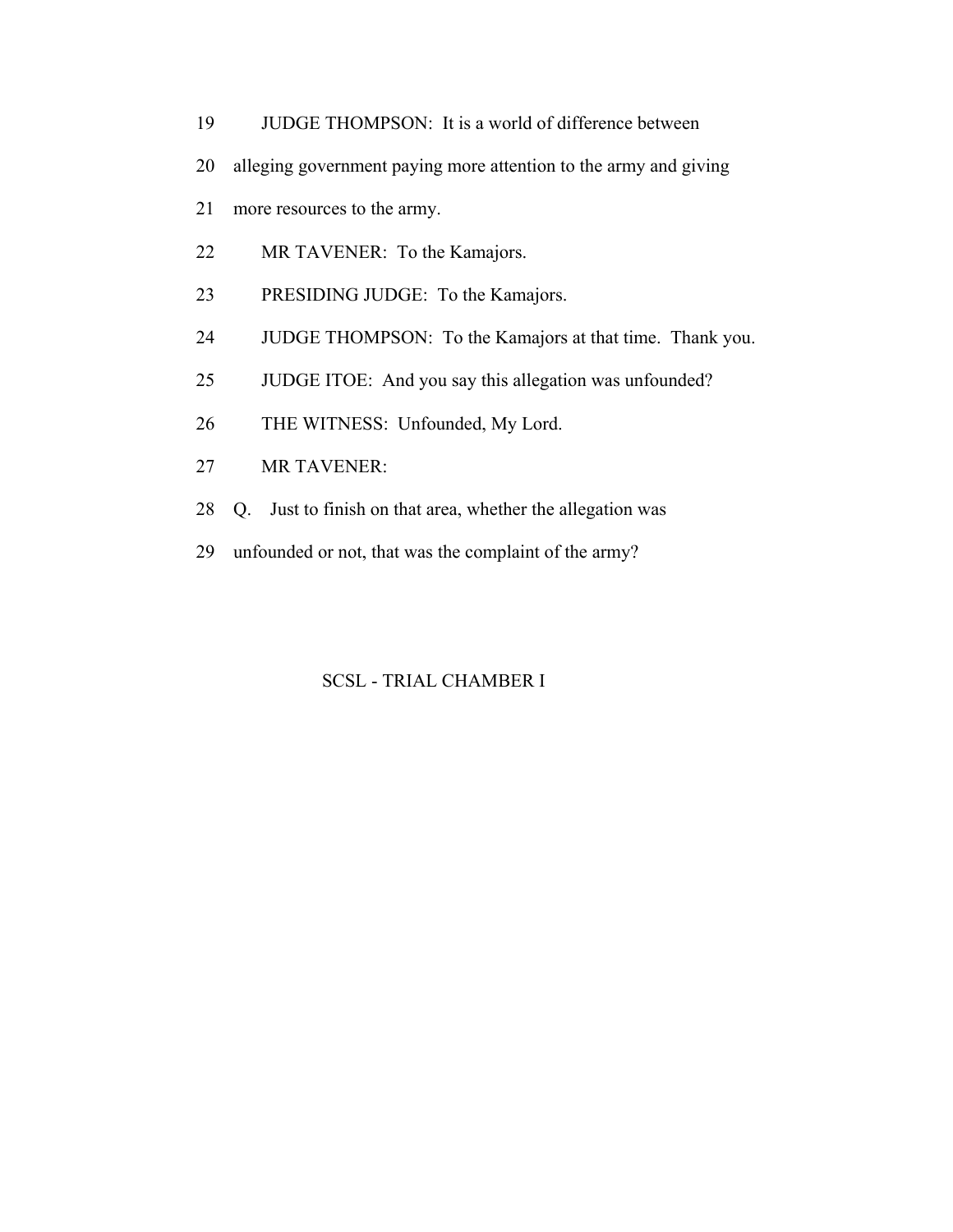19 JUDGE THOMPSON: It is a world of difference between

20 alleging government paying more attention to the army and giving

21 more resources to the army.

22 MR TAVENER: To the Kamajors.

23 PRESIDING JUDGE: To the Kamajors.

24 JUDGE THOMPSON: To the Kamajors at that time. Thank you.

25 JUDGE ITOE: And you say this allegation was unfounded?

26 THE WITNESS: Unfounded, My Lord.

27 MR TAVENER:

28 Q. Just to finish on that area, whether the allegation was

29 unfounded or not, that was the complaint of the army?

SCSL - TRIAL CHAMBER I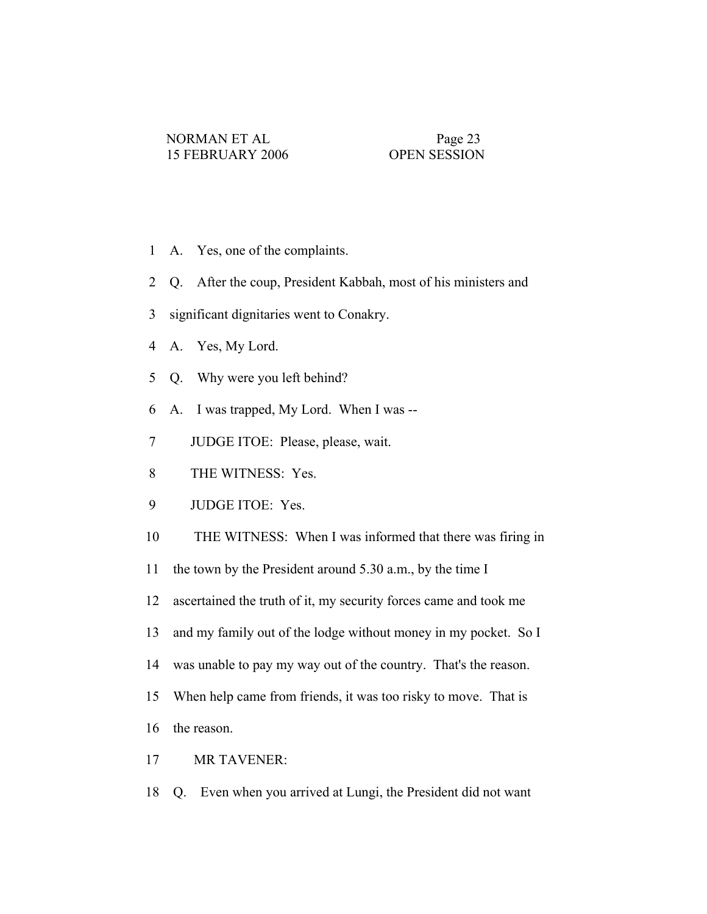1 A. Yes, one of the complaints.

2 Q. After the coup, President Kabbah, most of his ministers and

3 significant dignitaries went to Conakry.

4 A. Yes, My Lord.

5 Q. Why were you left behind?

6 A. I was trapped, My Lord. When I was --

7 JUDGE ITOE: Please, please, wait.

8 THE WITNESS: Yes.

9 JUDGE ITOE: Yes.

10 THE WITNESS: When I was informed that there was firing in

11 the town by the President around 5.30 a.m., by the time I

12 ascertained the truth of it, my security forces came and took me

13 and my family out of the lodge without money in my pocket. So I

14 was unable to pay my way out of the country. That's the reason.

15 When help came from friends, it was too risky to move. That is

16 the reason.

17 MR TAVENER:

18 Q. Even when you arrived at Lungi, the President did not want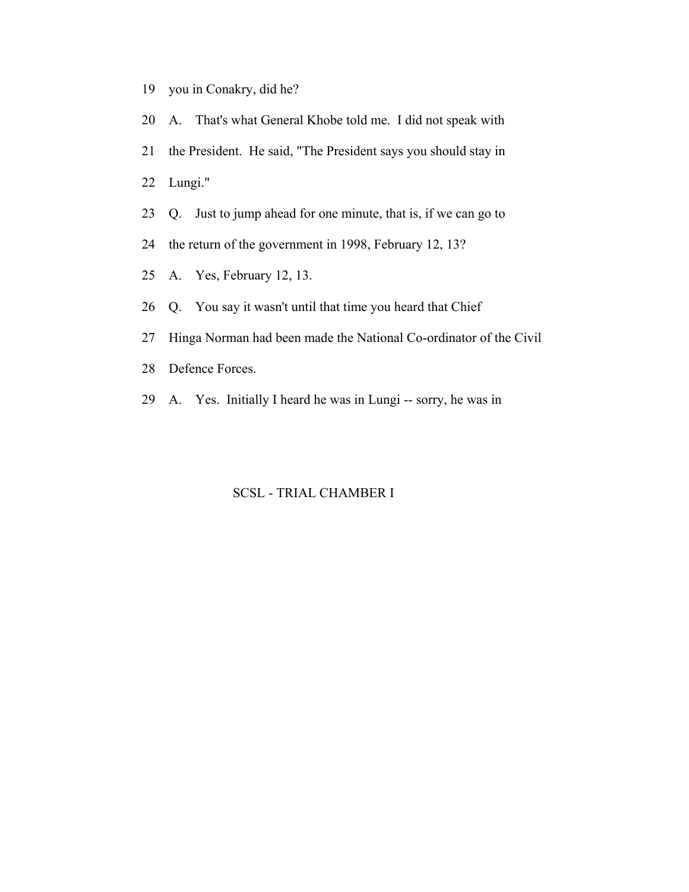19 you in Conakry, did he?

20 A. That's what General Khobe told me. I did not speak with

21 the President. He said, "The President says you should stay in

22 Lungi."

23 Q. Just to jump ahead for one minute, that is, if we can go to

24 the return of the government in 1998, February 12, 13?

25 A. Yes, February 12, 13.

26 Q. You say it wasn't until that time you heard that Chief

27 Hinga Norman had been made the National Co-ordinator of the Civil

28 Defence Forces.

29 A. Yes. Initially I heard he was in Lungi -- sorry, he was in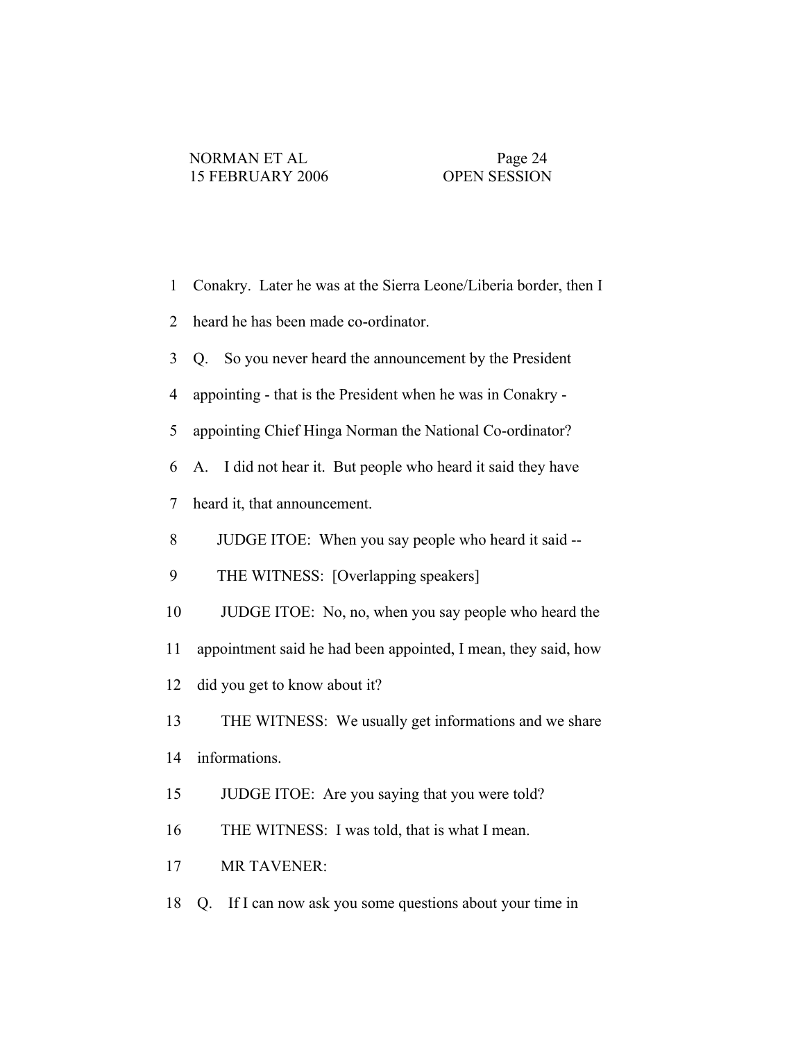1 Conakry. Later he was at the Sierra Leone/Liberia border, then I

2 heard he has been made co-ordinator.

3 Q. So you never heard the announcement by the President

4 appointing - that is the President when he was in Conakry -

5 appointing Chief Hinga Norman the National Co-ordinator?

6 A. I did not hear it. But people who heard it said they have

7 heard it, that announcement.

8 JUDGE ITOE: When you say people who heard it said --

9 THE WITNESS: [Overlapping speakers]

10 JUDGE ITOE: No, no, when you say people who heard the

11 appointment said he had been appointed, I mean, they said, how

12 did you get to know about it?

13 THE WITNESS: We usually get informations and we share

14 informations.

15 JUDGE ITOE: Are you saying that you were told?

16 THE WITNESS: I was told, that is what I mean.

17 MR TAVENER:

18 Q. If I can now ask you some questions about your time in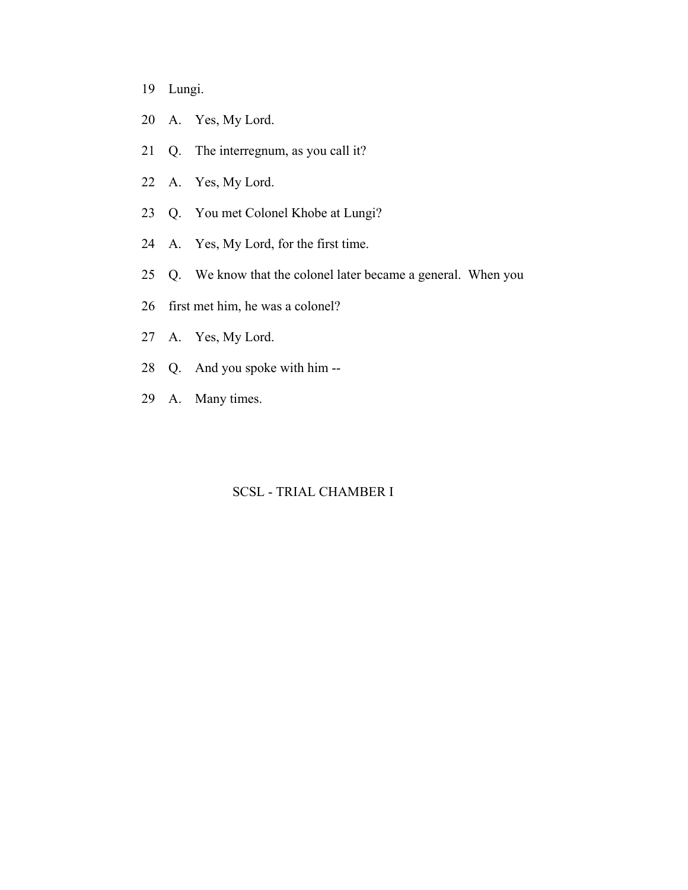19 Lungi.

20 A. Yes, My Lord.

21 Q. The interregnum, as you call it?

22 A. Yes, My Lord.

23 Q. You met Colonel Khobe at Lungi?

24 A. Yes, My Lord, for the first time.

25 Q. We know that the colonel later became a general. When you

26 first met him, he was a colonel?

27 A. Yes, My Lord.

28 Q. And you spoke with him --

29 A. Many times.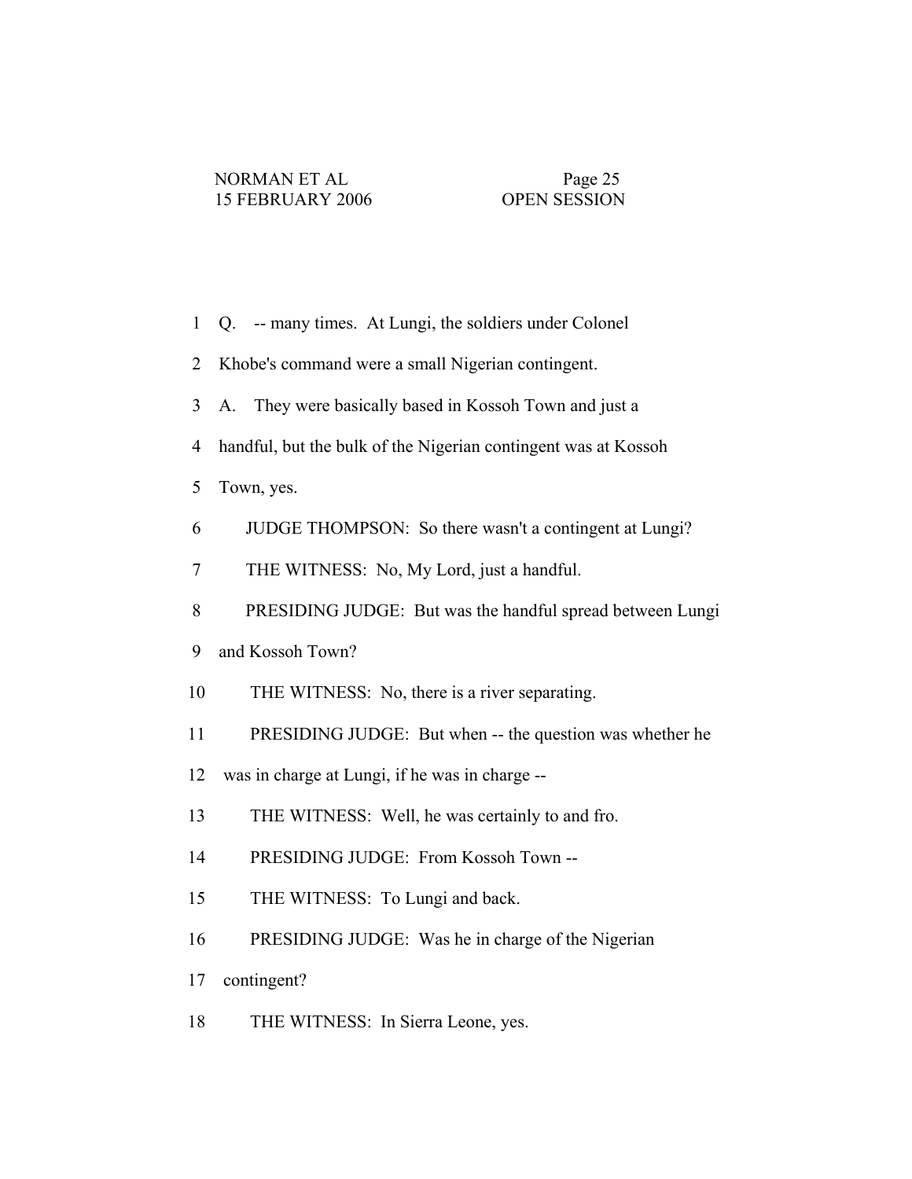1 Q. -- many times. At Lungi, the soldiers under Colonel

2 Khobe's command were a small Nigerian contingent.

3 A. They were basically based in Kossoh Town and just a

4 handful, but the bulk of the Nigerian contingent was at Kossoh

5 Town, yes.

6 JUDGE THOMPSON: So there wasn't a contingent at Lungi?

7 THE WITNESS: No, My Lord, just a handful.

8 PRESIDING JUDGE: But was the handful spread between Lungi

9 and Kossoh Town?

10 THE WITNESS: No, there is a river separating.

11 PRESIDING JUDGE: But when -- the question was whether he

12 was in charge at Lungi, if he was in charge --

13 THE WITNESS: Well, he was certainly to and fro.

14 PRESIDING JUDGE: From Kossoh Town --

15 THE WITNESS: To Lungi and back.

16 PRESIDING JUDGE: Was he in charge of the Nigerian

17 contingent?

18 THE WITNESS: In Sierra Leone, yes.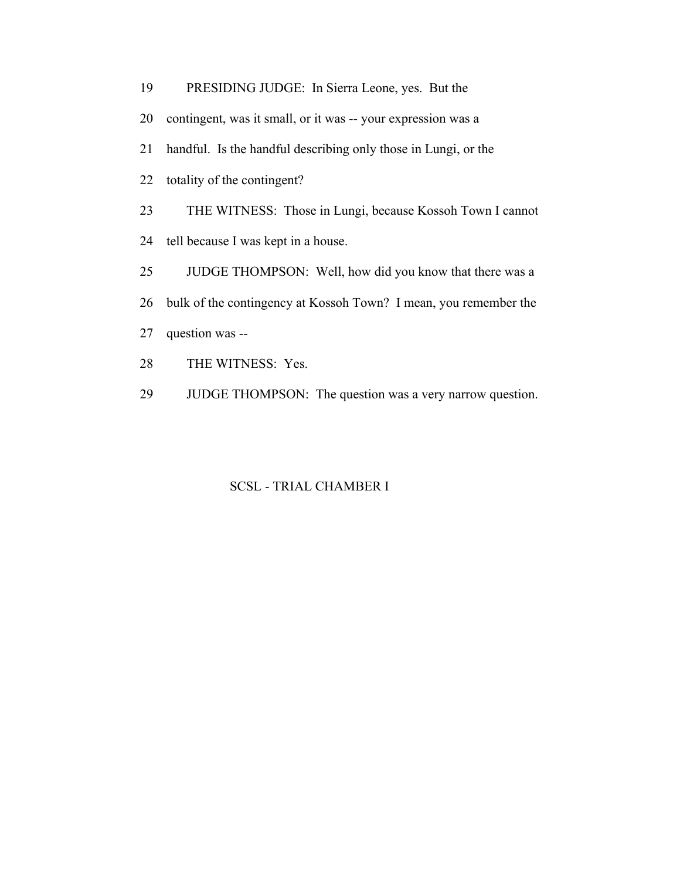19 PRESIDING JUDGE: In Sierra Leone, yes. But the

20 contingent, was it small, or it was -- your expression was a

21 handful. Is the handful describing only those in Lungi, or the

22 totality of the contingent?

23 THE WITNESS: Those in Lungi, because Kossoh Town I cannot

24 tell because I was kept in a house.

25 JUDGE THOMPSON: Well, how did you know that there was a

26 bulk of the contingency at Kossoh Town? I mean, you remember the

27 question was --

28 THE WITNESS: Yes.

29 JUDGE THOMPSON: The question was a very narrow question.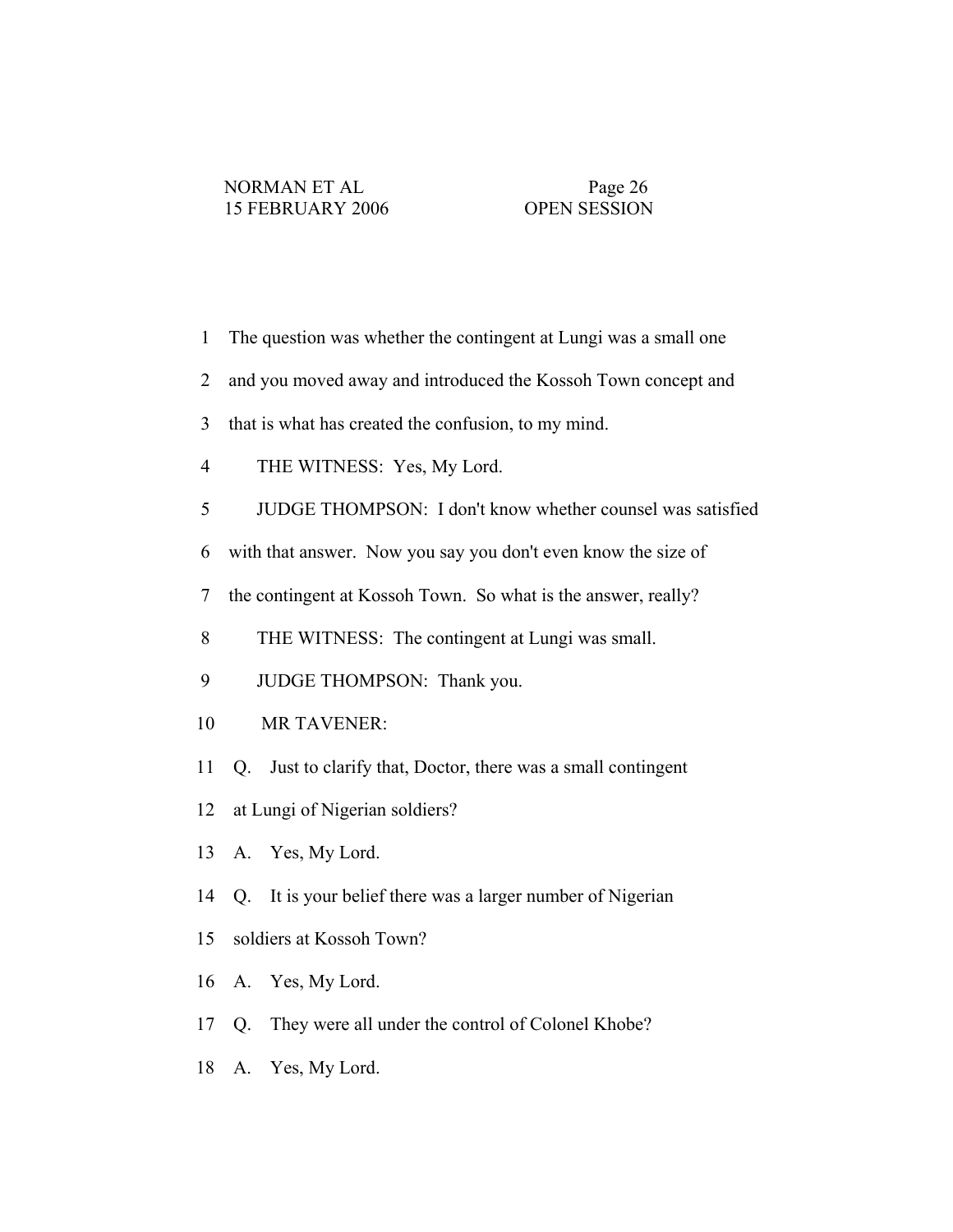1 The question was whether the contingent at Lungi was a small one

2 and you moved away and introduced the Kossoh Town concept and

3 that is what has created the confusion, to my mind.

4 THE WITNESS: Yes, My Lord.

5 JUDGE THOMPSON: I don't know whether counsel was satisfied

6 with that answer. Now you say you don't even know the size of

7 the contingent at Kossoh Town. So what is the answer, really?

8 THE WITNESS: The contingent at Lungi was small.

9 JUDGE THOMPSON: Thank you.

10 MR TAVENER:

11 Q. Just to clarify that, Doctor, there was a small contingent

12 at Lungi of Nigerian soldiers?

13 A. Yes, My Lord.

14 Q. It is your belief there was a larger number of Nigerian

15 soldiers at Kossoh Town?

16 A. Yes, My Lord.

17 Q. They were all under the control of Colonel Khobe?

18 A. Yes, My Lord.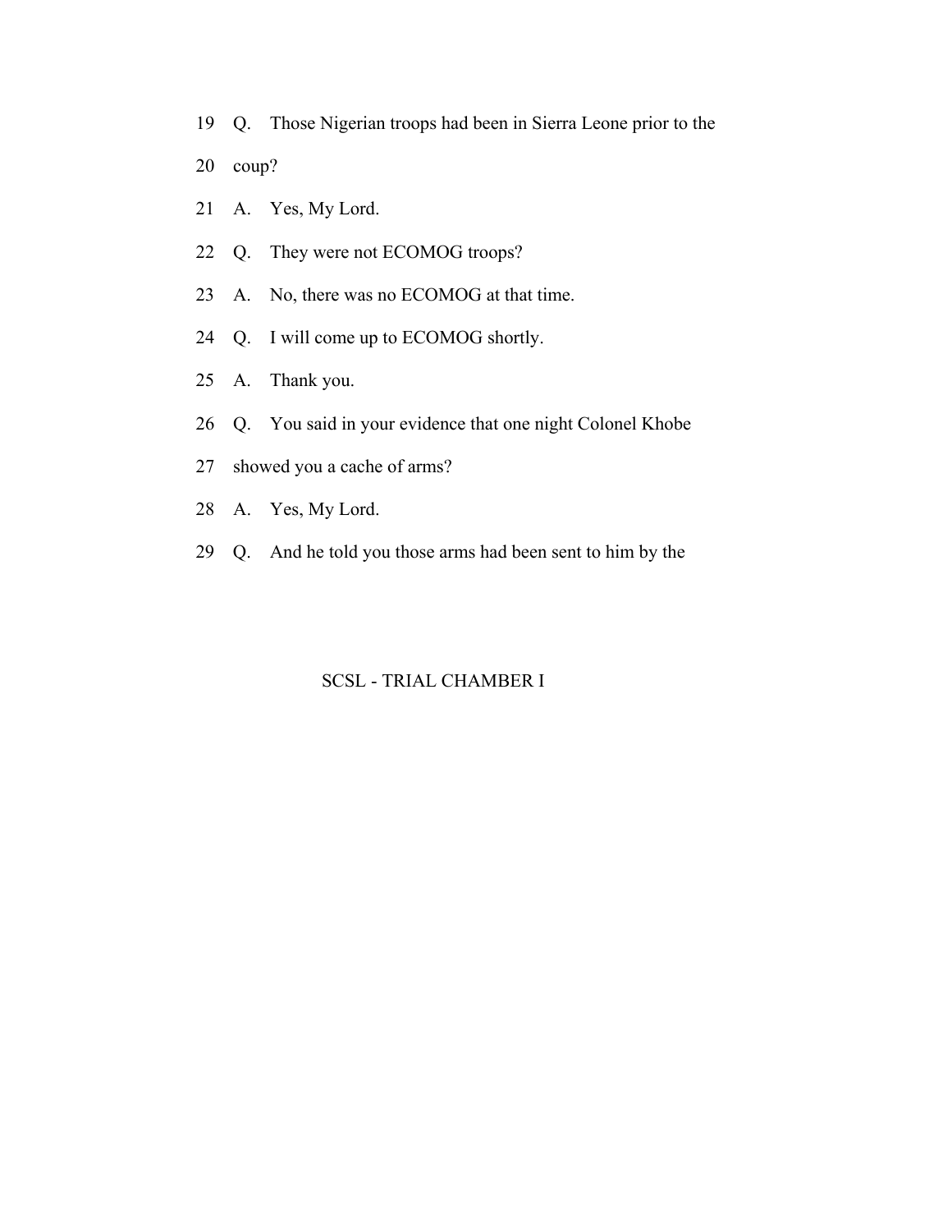19 Q. Those Nigerian troops had been in Sierra Leone prior to the

20 coup?

21 A. Yes, My Lord.

22 Q. They were not ECOMOG troops?

23 A. No, there was no ECOMOG at that time.

24 Q. I will come up to ECOMOG shortly.

25 A. Thank you.

26 Q. You said in your evidence that one night Colonel Khobe

27 showed you a cache of arms?

28 A. Yes, My Lord.

29 Q. And he told you those arms had been sent to him by the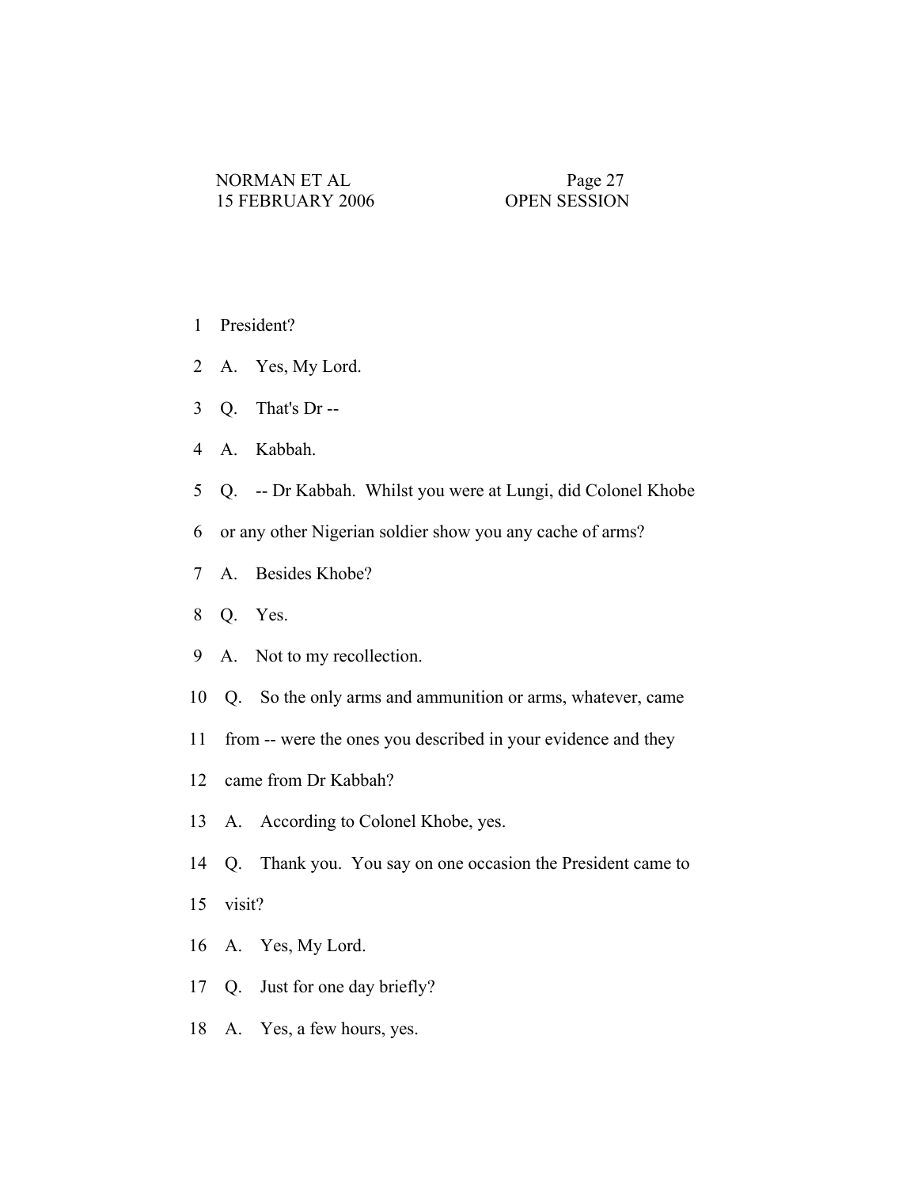1 President?

2 A. Yes, My Lord.

3 Q. That's Dr --

4 A. Kabbah.

5 Q. -- Dr Kabbah. Whilst you were at Lungi, did Colonel Khobe

6 or any other Nigerian soldier show you any cache of arms?

7 A. Besides Khobe?

8 Q. Yes.

9 A. Not to my recollection.

10 Q. So the only arms and ammunition or arms, whatever, came

11 from -- were the ones you described in your evidence and they

12 came from Dr Kabbah?

13 A. According to Colonel Khobe, yes.

14 Q. Thank you. You say on one occasion the President came to

15 visit?

16 A. Yes, My Lord.

17 Q. Just for one day briefly?

18 A. Yes, a few hours, yes.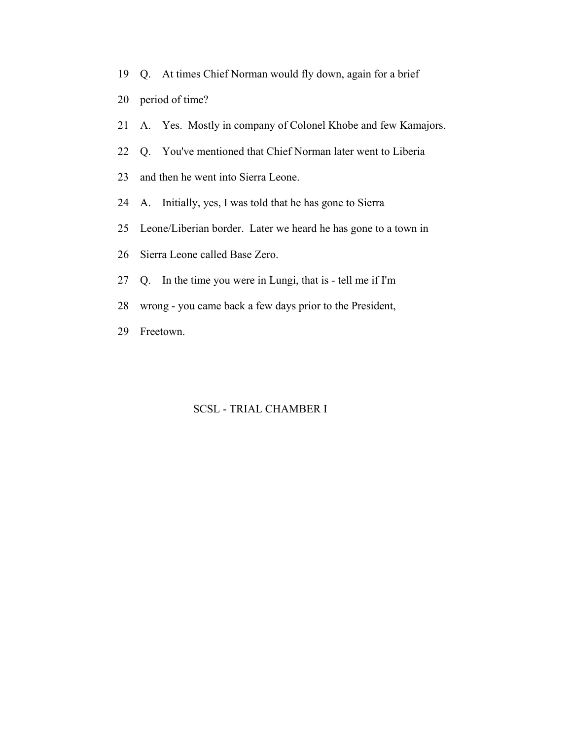19 Q. At times Chief Norman would fly down, again for a brief

20 period of time?

21 A. Yes. Mostly in company of Colonel Khobe and few Kamajors.

22 Q. You've mentioned that Chief Norman later went to Liberia

23 and then he went into Sierra Leone.

24 A. Initially, yes, I was told that he has gone to Sierra

25 Leone/Liberian border. Later we heard he has gone to a town in

26 Sierra Leone called Base Zero.

27 Q. In the time you were in Lungi, that is - tell me if I'm

28 wrong - you came back a few days prior to the President,

29 Freetown.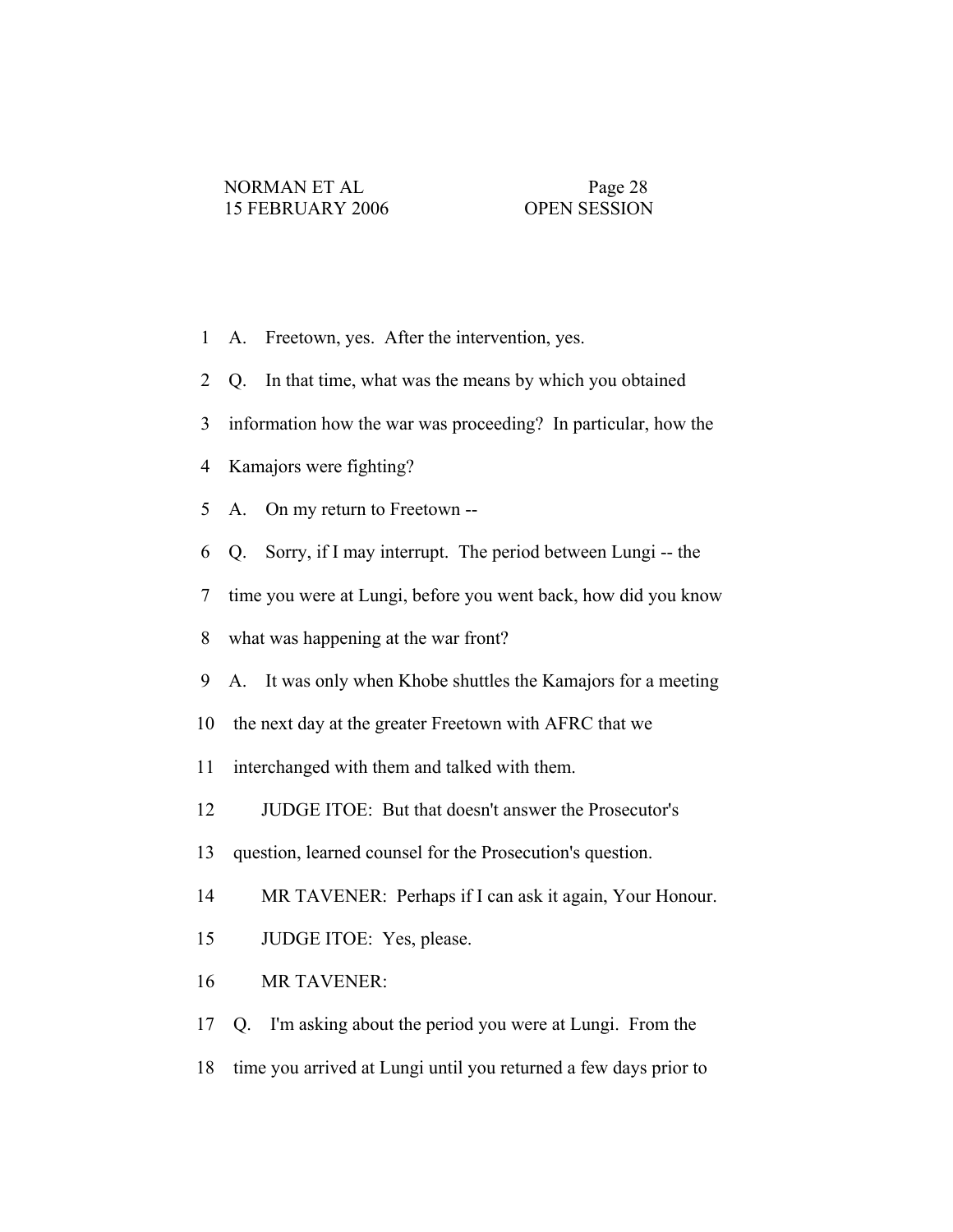1 A. Freetown, yes. After the intervention, yes.

2 Q. In that time, what was the means by which you obtained

3 information how the war was proceeding? In particular, how the

4 Kamajors were fighting?

5 A. On my return to Freetown --

6 Q. Sorry, if I may interrupt. The period between Lungi -- the

7 time you were at Lungi, before you went back, how did you know

8 what was happening at the war front?

9 A. It was only when Khobe shuttles the Kamajors for a meeting

10 the next day at the greater Freetown with AFRC that we

11 interchanged with them and talked with them.

12 JUDGE ITOE: But that doesn't answer the Prosecutor's

13 question, learned counsel for the Prosecution's question.

14 MR TAVENER: Perhaps if I can ask it again, Your Honour.

15 JUDGE ITOE: Yes, please.

16 MR TAVENER:

17 Q. I'm asking about the period you were at Lungi. From the

18 time you arrived at Lungi until you returned a few days prior to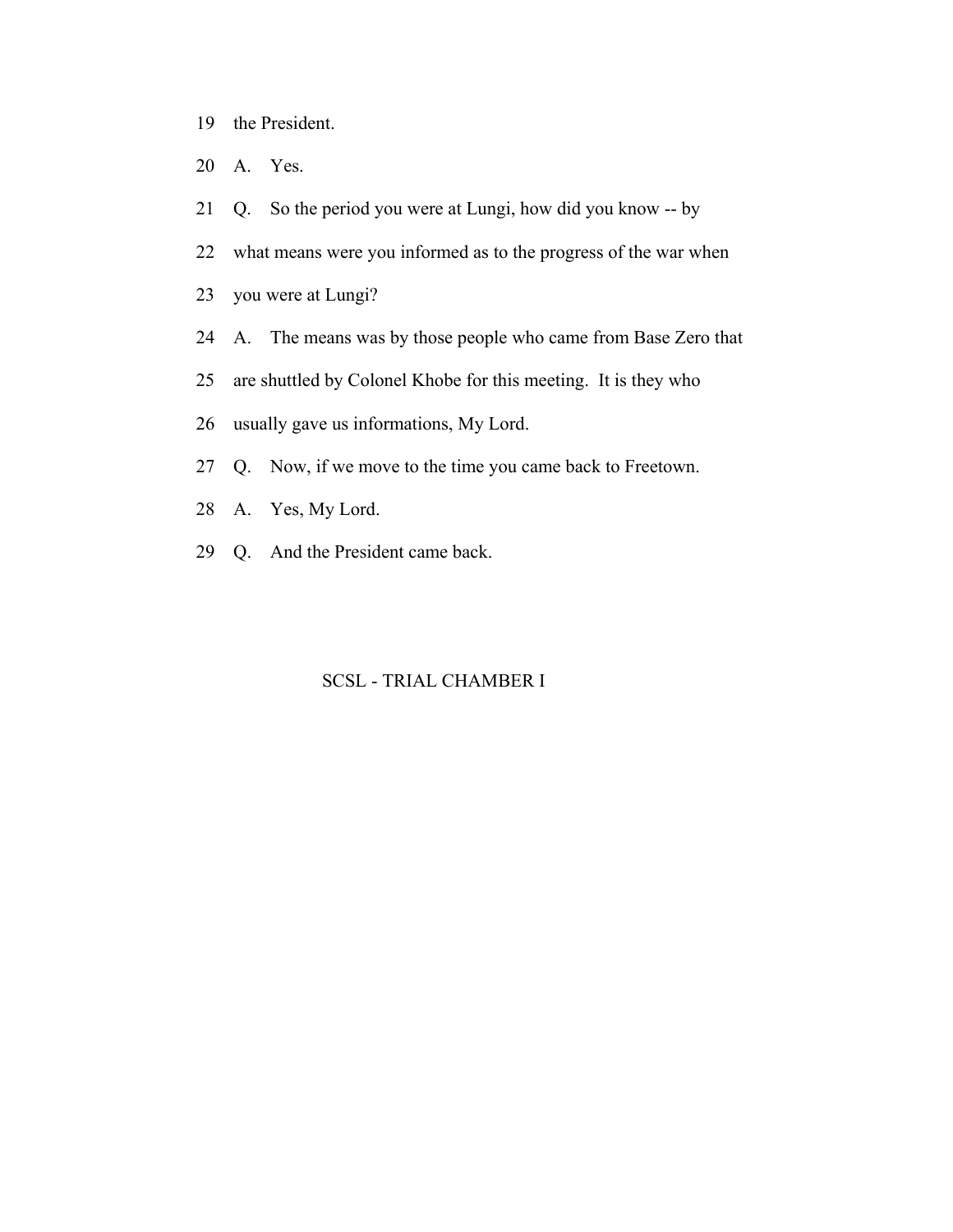19 the President.

20 A. Yes.

21 Q. So the period you were at Lungi, how did you know -- by

22 what means were you informed as to the progress of the war when

23 you were at Lungi?

24 A. The means was by those people who came from Base Zero that

25 are shuttled by Colonel Khobe for this meeting. It is they who

26 usually gave us informations, My Lord.

27 Q. Now, if we move to the time you came back to Freetown.

28 A. Yes, My Lord.

29 Q. And the President came back.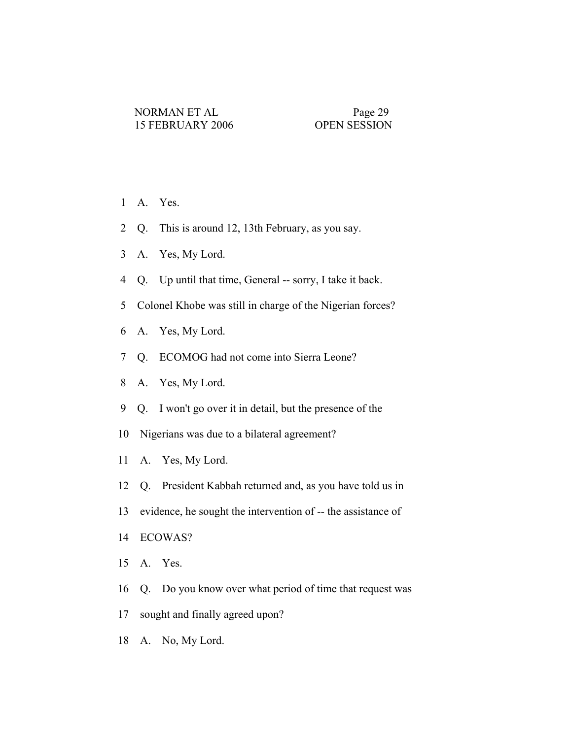1 A. Yes.

2 Q. This is around 12, 13th February, as you say.

3 A. Yes, My Lord.

4 Q. Up until that time, General -- sorry, I take it back.

5 Colonel Khobe was still in charge of the Nigerian forces?

6 A. Yes, My Lord.

7 Q. ECOMOG had not come into Sierra Leone?

8 A. Yes, My Lord.

9 Q. I won't go over it in detail, but the presence of the

10 Nigerians was due to a bilateral agreement?

11 A. Yes, My Lord.

12 Q. President Kabbah returned and, as you have told us in

13 evidence, he sought the intervention of -- the assistance of

14 ECOWAS?

15 A. Yes.

16 Q. Do you know over what period of time that request was

17 sought and finally agreed upon?

18 A. No, My Lord.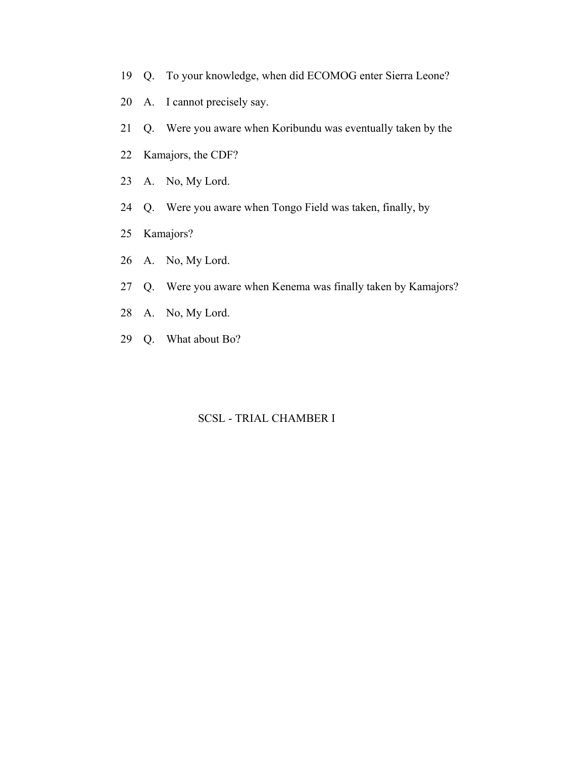19 Q. To your knowledge, when did ECOMOG enter Sierra Leone?

20 A. I cannot precisely say.

21 Q. Were you aware when Koribundu was eventually taken by the

22 Kamajors, the CDF?

23 A. No, My Lord.

24 Q. Were you aware when Tongo Field was taken, finally, by

25 Kamajors?

26 A. No, My Lord.

27 Q. Were you aware when Kenema was finally taken by Kamajors?

28 A. No, My Lord.

29 Q. What about Bo?

SCSL - TRIAL CHAMBER I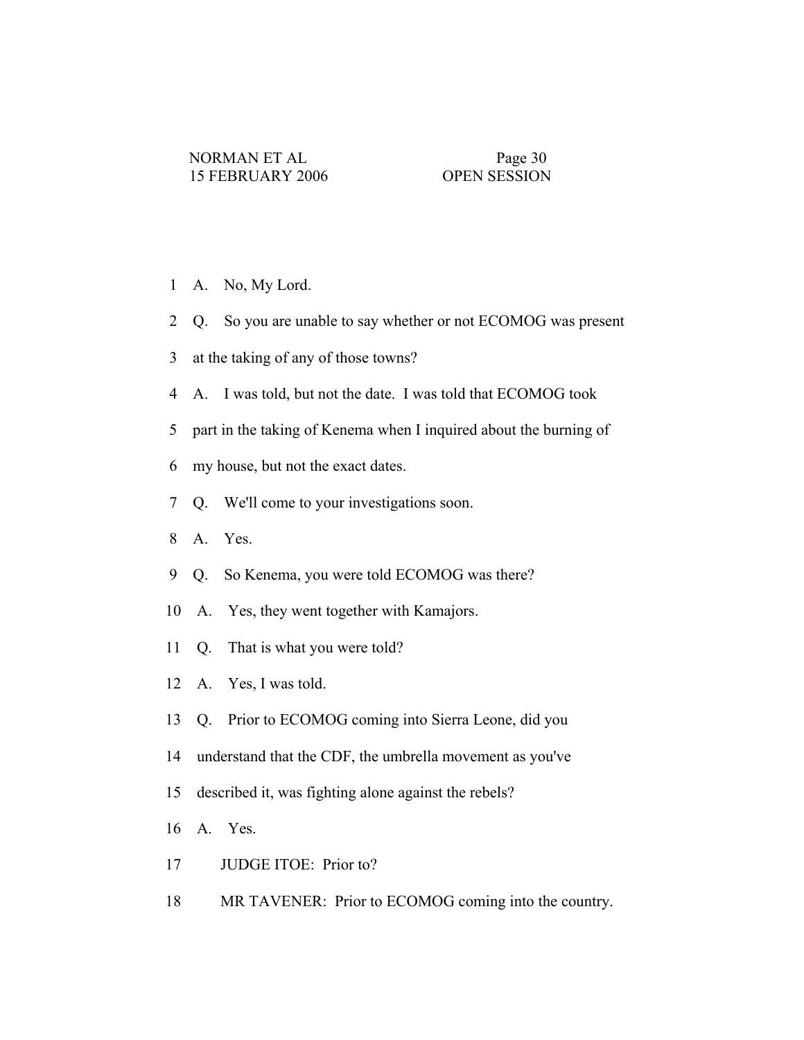1 A. No, My Lord.

2 Q. So you are unable to say whether or not ECOMOG was present

3 at the taking of any of those towns?

4 A. I was told, but not the date. I was told that ECOMOG took

5 part in the taking of Kenema when I inquired about the burning of

6 my house, but not the exact dates.

7 Q. We'll come to your investigations soon.

8 A. Yes.

9 Q. So Kenema, you were told ECOMOG was there?

10 A. Yes, they went together with Kamajors.

11 Q. That is what you were told?

12 A. Yes, I was told.

13 Q. Prior to ECOMOG coming into Sierra Leone, did you

14 understand that the CDF, the umbrella movement as you've

15 described it, was fighting alone against the rebels?

16 A. Yes.

17 JUDGE ITOE: Prior to?

18 MR TAVENER: Prior to ECOMOG coming into the country.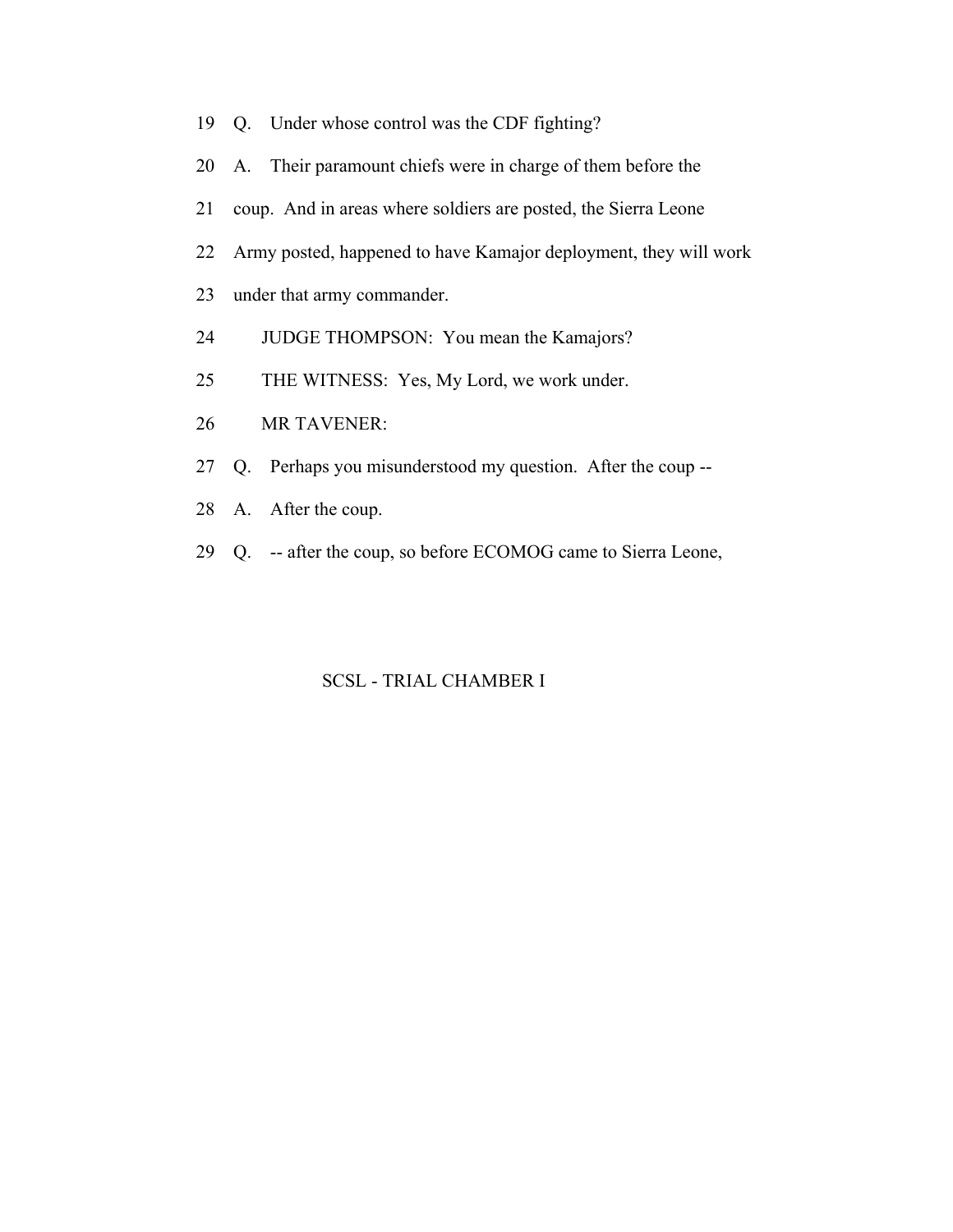19 Q. Under whose control was the CDF fighting?

20 A. Their paramount chiefs were in charge of them before the

21 coup. And in areas where soldiers are posted, the Sierra Leone

22 Army posted, happened to have Kamajor deployment, they will work

23 under that army commander.

24 JUDGE THOMPSON: You mean the Kamajors?

25 THE WITNESS: Yes, My Lord, we work under.

26 MR TAVENER:

27 Q. Perhaps you misunderstood my question. After the coup --

28 A. After the coup.

29 Q. -- after the coup, so before ECOMOG came to Sierra Leone,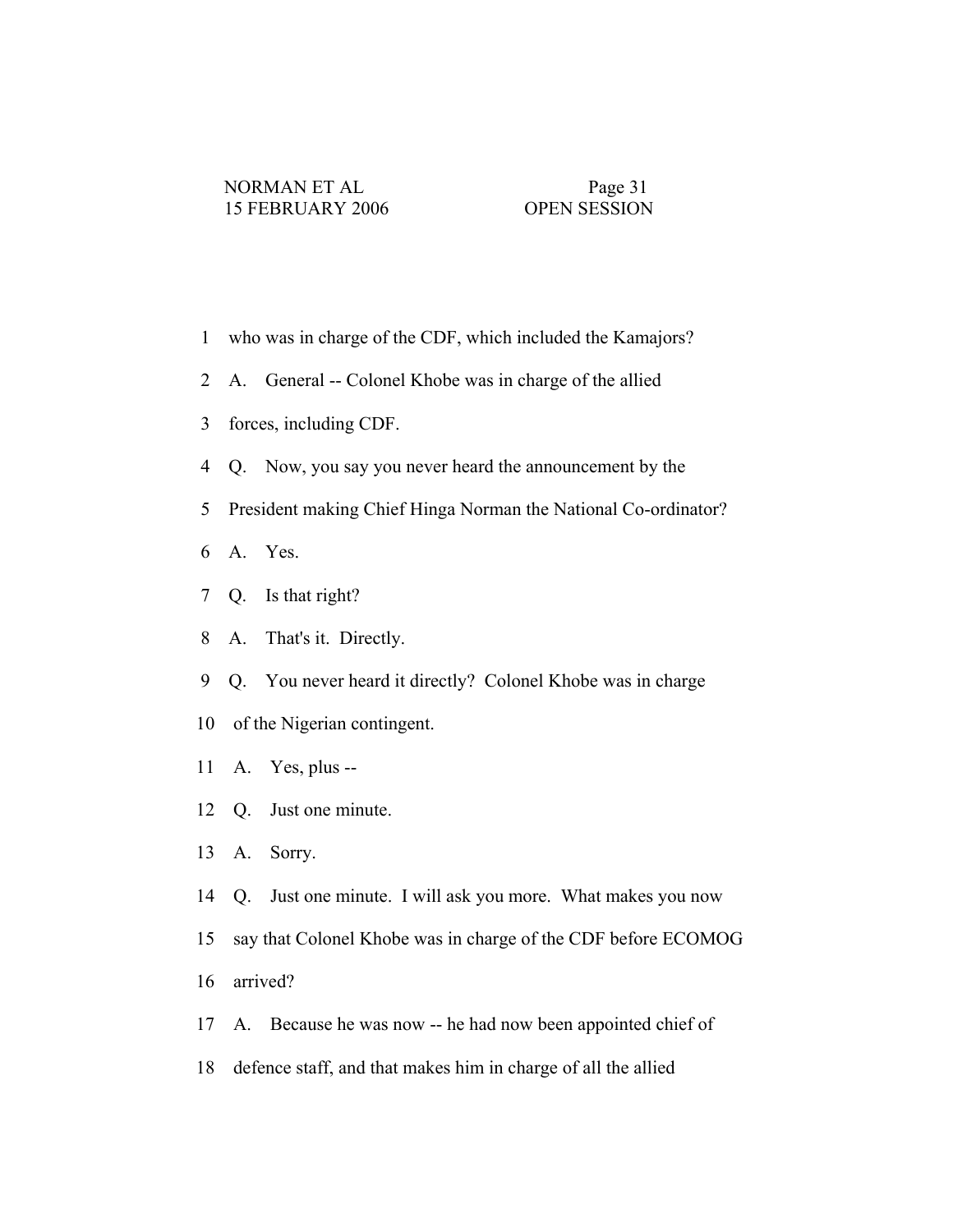1 who was in charge of the CDF, which included the Kamajors?

2 A. General -- Colonel Khobe was in charge of the allied

3 forces, including CDF.

4 Q. Now, you say you never heard the announcement by the

5 President making Chief Hinga Norman the National Co-ordinator?

6 A. Yes.

7 Q. Is that right?

8 A. That's it. Directly.

9 Q. You never heard it directly? Colonel Khobe was in charge

10 of the Nigerian contingent.

11 A. Yes, plus --

12 Q. Just one minute.

13 A. Sorry.

14 Q. Just one minute. I will ask you more. What makes you now

15 say that Colonel Khobe was in charge of the CDF before ECOMOG

16 arrived?

17 A. Because he was now -- he had now been appointed chief of

18 defence staff, and that makes him in charge of all the allied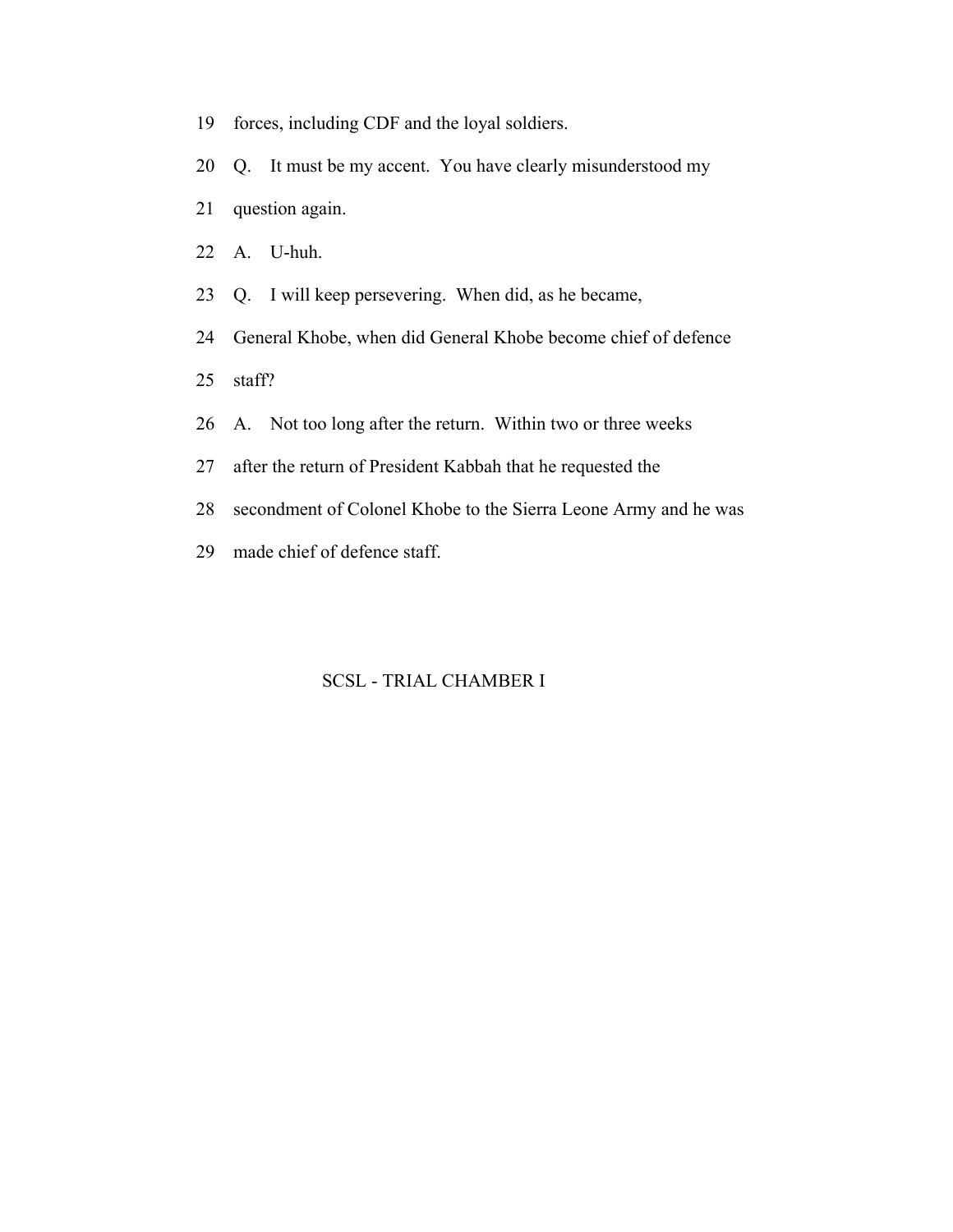19 forces, including CDF and the loyal soldiers.

20 Q. It must be my accent. You have clearly misunderstood my

21 question again.

22 A. U-huh.

23 Q. I will keep persevering. When did, as he became,

24 General Khobe, when did General Khobe become chief of defence

25 staff?

26 A. Not too long after the return. Within two or three weeks

27 after the return of President Kabbah that he requested the

28 secondment of Colonel Khobe to the Sierra Leone Army and he was

29 made chief of defence staff.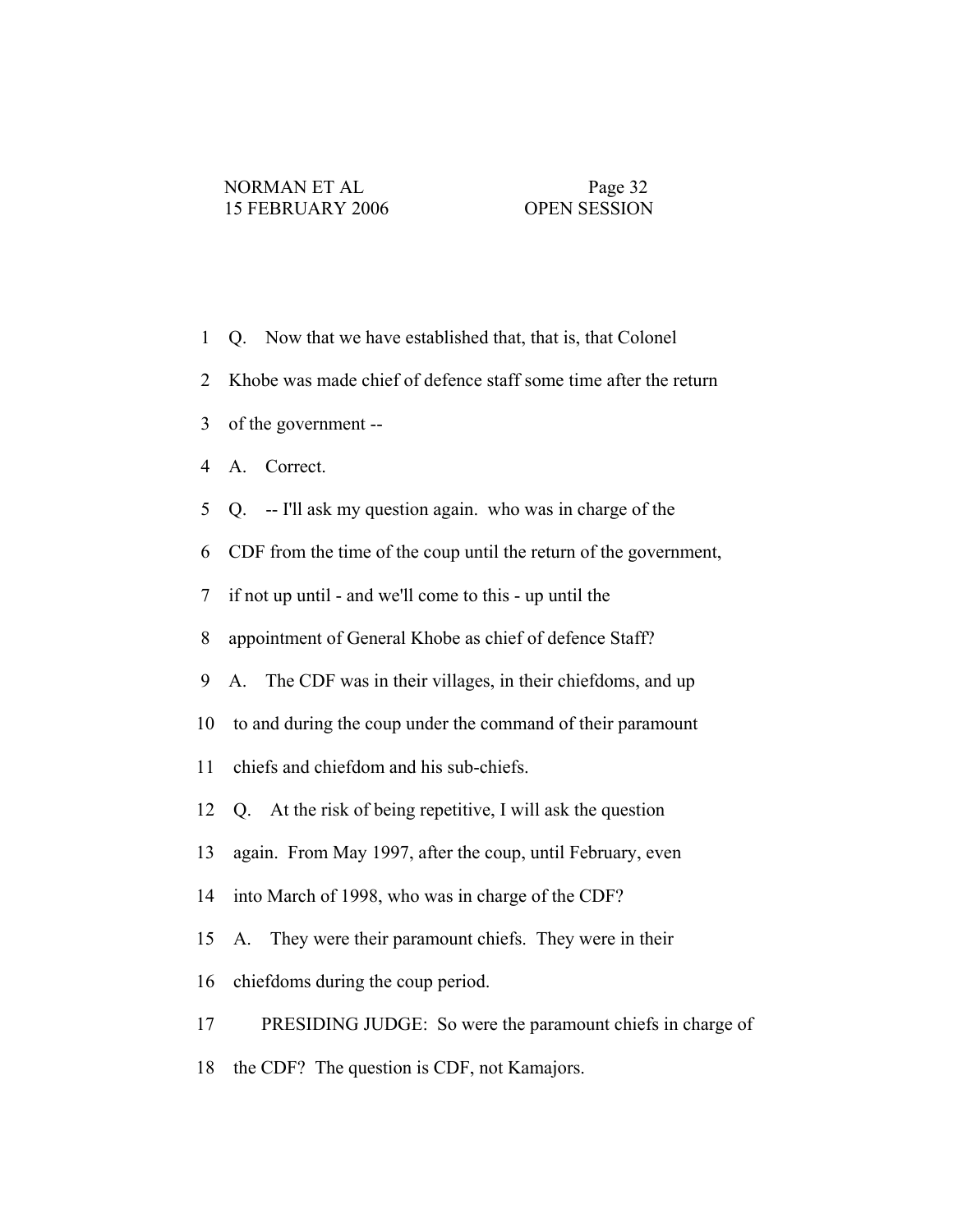1 Q. Now that we have established that, that is, that Colonel

2 Khobe was made chief of defence staff some time after the return

3 of the government --

4 A. Correct.

5 Q. -- I'll ask my question again. who was in charge of the

6 CDF from the time of the coup until the return of the government,

7 if not up until - and we'll come to this - up until the

8 appointment of General Khobe as chief of defence Staff?

9 A. The CDF was in their villages, in their chiefdoms, and up

10 to and during the coup under the command of their paramount

11 chiefs and chiefdom and his sub-chiefs.

12 Q. At the risk of being repetitive, I will ask the question

13 again. From May 1997, after the coup, until February, even

14 into March of 1998, who was in charge of the CDF?

15 A. They were their paramount chiefs. They were in their

16 chiefdoms during the coup period.

17 PRESIDING JUDGE: So were the paramount chiefs in charge of

18 the CDF? The question is CDF, not Kamajors.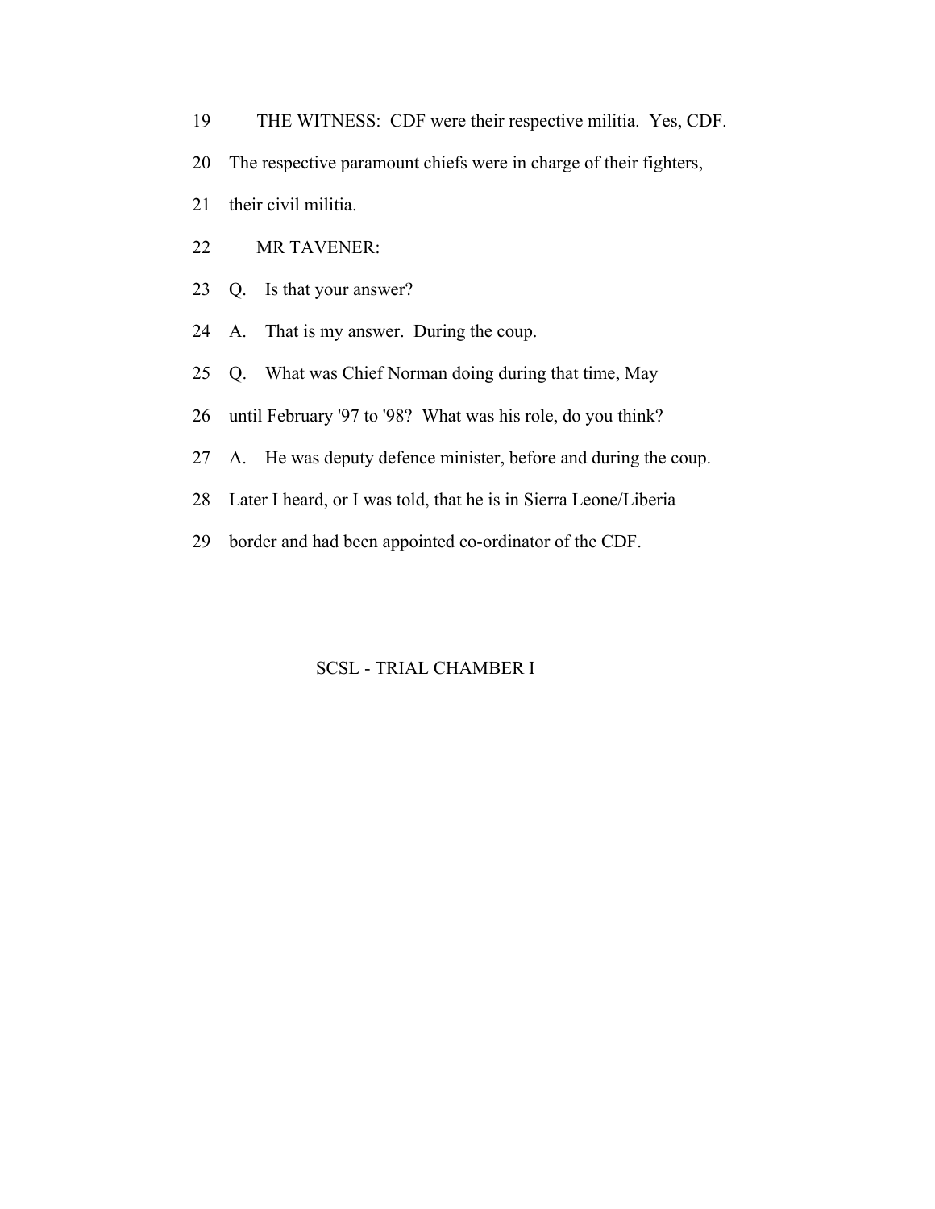19 THE WITNESS: CDF were their respective militia. Yes, CDF.

20 The respective paramount chiefs were in charge of their fighters,

21 their civil militia.

22 MR TAVENER:

23 Q. Is that your answer?

24 A. That is my answer. During the coup.

25 Q. What was Chief Norman doing during that time, May

26 until February '97 to '98? What was his role, do you think?

27 A. He was deputy defence minister, before and during the coup.

28 Later I heard, or I was told, that he is in Sierra Leone/Liberia

29 border and had been appointed co-ordinator of the CDF.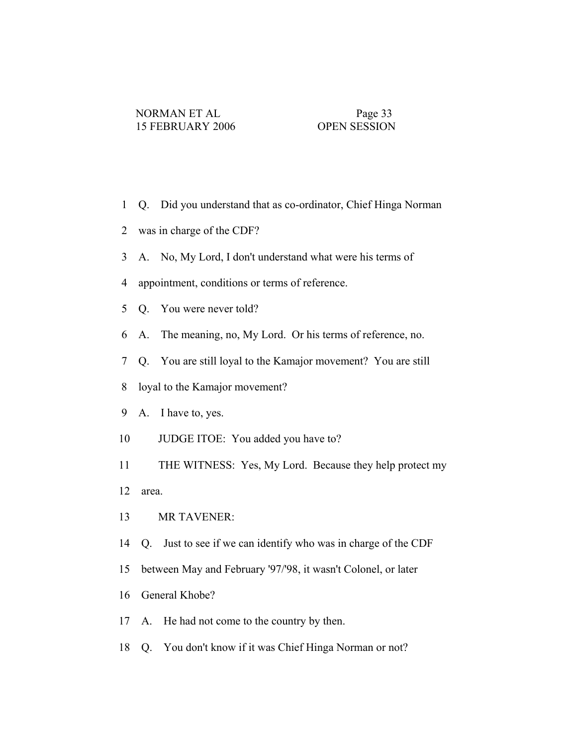1 Q. Did you understand that as co-ordinator, Chief Hinga Norman

2 was in charge of the CDF?

3 A. No, My Lord, I don't understand what were his terms of

4 appointment, conditions or terms of reference.

5 Q. You were never told?

6 A. The meaning, no, My Lord. Or his terms of reference, no.

7 Q. You are still loyal to the Kamajor movement? You are still

8 loyal to the Kamajor movement?

9 A. I have to, yes.

10 JUDGE ITOE: You added you have to?

11 THE WITNESS: Yes, My Lord. Because they help protect my

12 area.

13 MR TAVENER:

14 Q. Just to see if we can identify who was in charge of the CDF

15 between May and February '97/'98, it wasn't Colonel, or later

16 General Khobe?

17 A. He had not come to the country by then.

18 Q. You don't know if it was Chief Hinga Norman or not?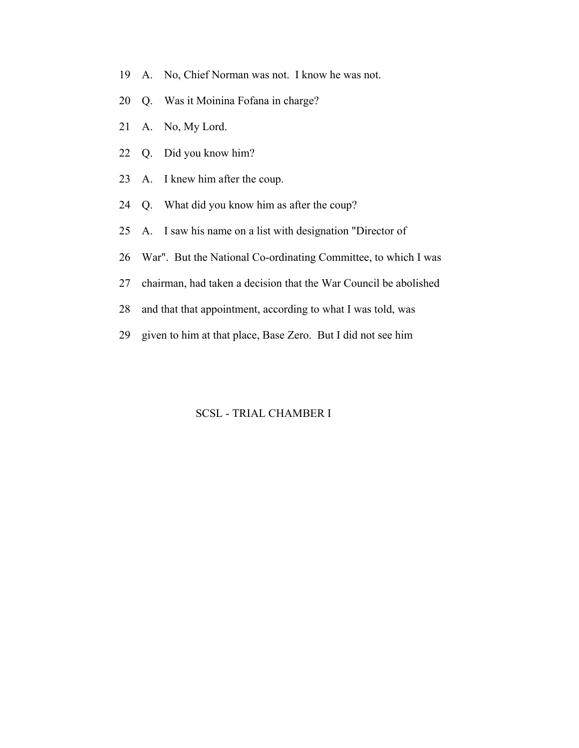19 A. No, Chief Norman was not. I know he was not.

20 Q. Was it Moinina Fofana in charge?

21 A. No, My Lord.

22 Q. Did you know him?

23 A. I knew him after the coup.

24 Q. What did you know him as after the coup?

25 A. I saw his name on a list with designation "Director of

26 War". But the National Co-ordinating Committee, to which I was

27 chairman, had taken a decision that the War Council be abolished

28 and that that appointment, according to what I was told, was

29 given to him at that place, Base Zero. But I did not see him

SCSL - TRIAL CHAMBER I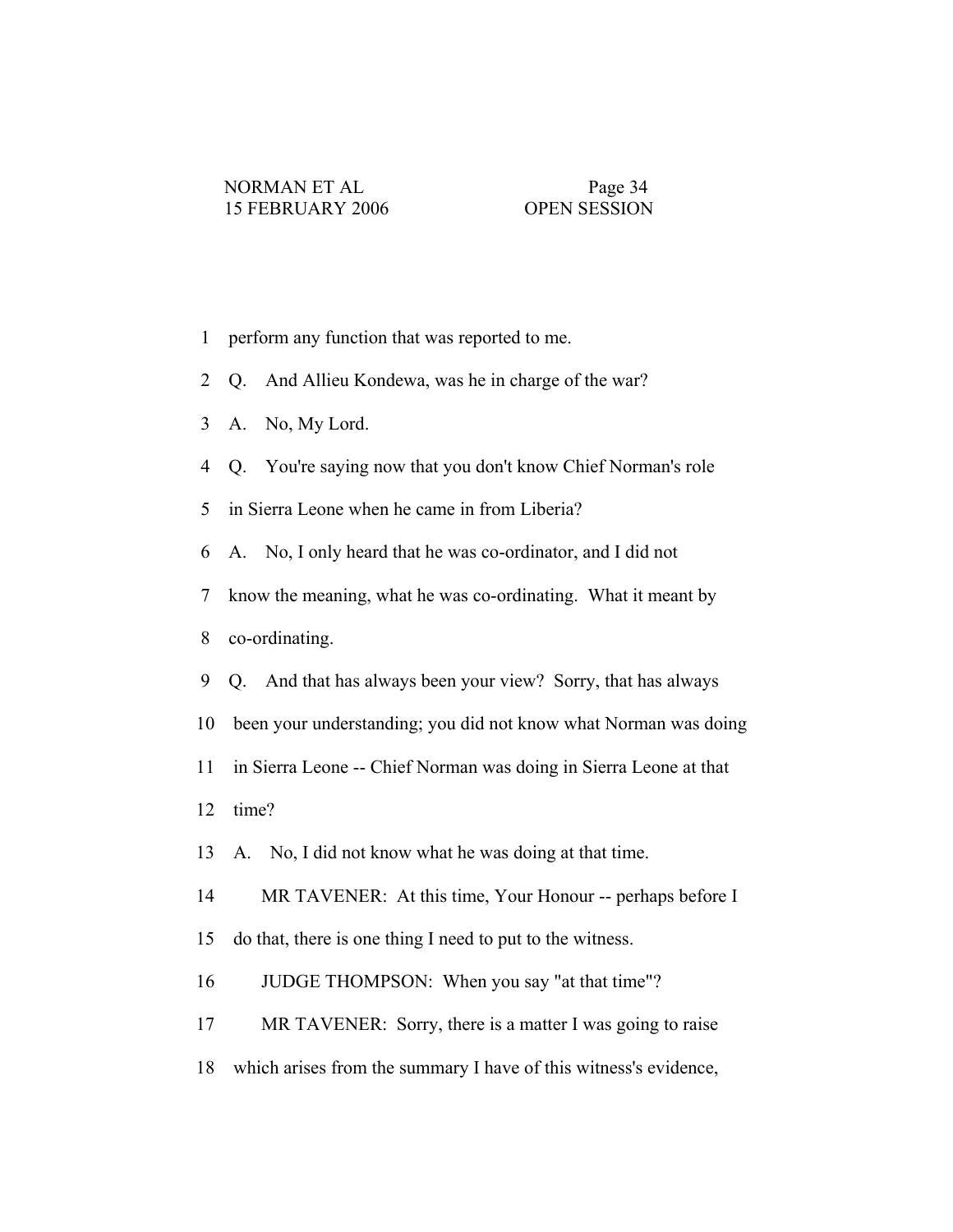1 perform any function that was reported to me.

2 Q. And Allieu Kondewa, was he in charge of the war?

3 A. No, My Lord.

4 Q. You're saying now that you don't know Chief Norman's role

5 in Sierra Leone when he came in from Liberia?

6 A. No, I only heard that he was co-ordinator, and I did not

7 know the meaning, what he was co-ordinating. What it meant by

8 co-ordinating.

9 Q. And that has always been your view? Sorry, that has always

10 been your understanding; you did not know what Norman was doing

11 in Sierra Leone -- Chief Norman was doing in Sierra Leone at that

12 time?

13 A. No, I did not know what he was doing at that time.

14 MR TAVENER: At this time, Your Honour -- perhaps before I

15 do that, there is one thing I need to put to the witness.

16 JUDGE THOMPSON: When you say "at that time"?

17 MR TAVENER: Sorry, there is a matter I was going to raise

18 which arises from the summary I have of this witness's evidence,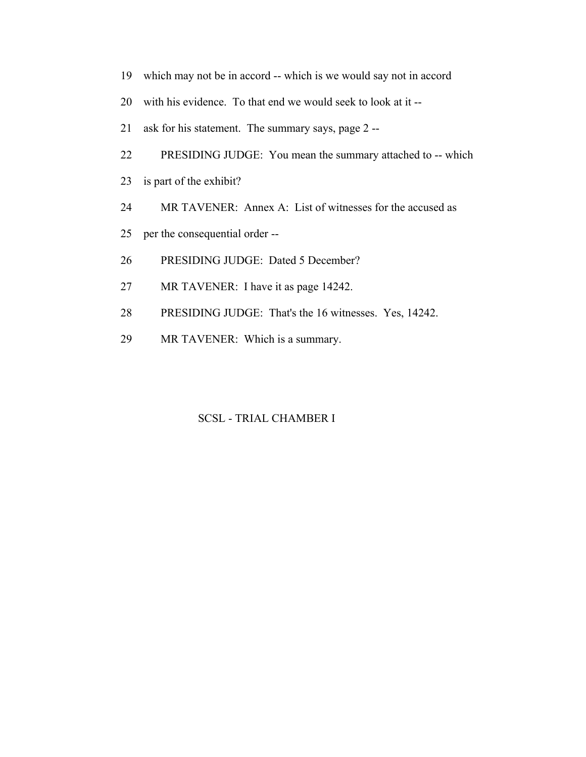19 which may not be in accord -- which is we would say not in accord

20 with his evidence. To that end we would seek to look at it --

21 ask for his statement. The summary says, page 2 --

22 PRESIDING JUDGE: You mean the summary attached to -- which

23 is part of the exhibit?

24 MR TAVENER: Annex A: List of witnesses for the accused as

25 per the consequential order --

26 PRESIDING JUDGE: Dated 5 December?

27 MR TAVENER: I have it as page 14242.

28 PRESIDING JUDGE: That's the 16 witnesses. Yes, 14242.

29 MR TAVENER: Which is a summary.

SCSL - TRIAL CHAMBER I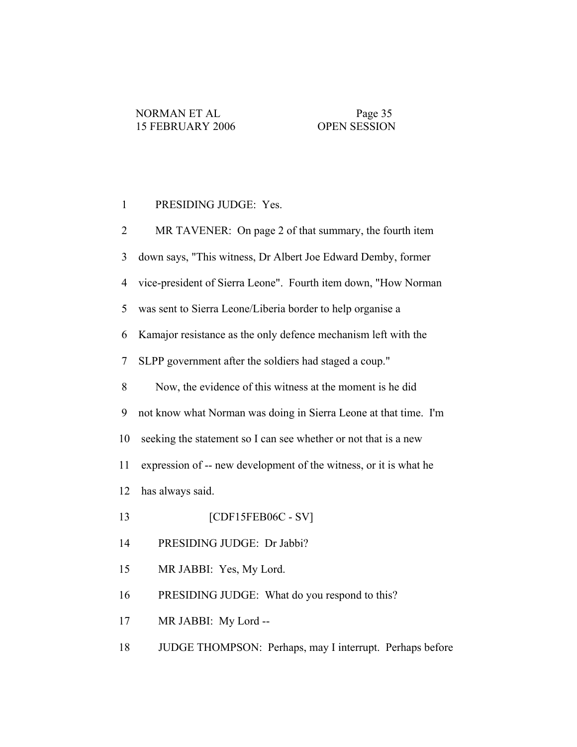1 PRESIDING JUDGE: Yes.

2 MR TAVENER: On page 2 of that summary, the fourth item

3 down says, "This witness, Dr Albert Joe Edward Demby, former

4 vice-president of Sierra Leone". Fourth item down, "How Norman

5 was sent to Sierra Leone/Liberia border to help organise a

6 Kamajor resistance as the only defence mechanism left with the

7 SLPP government after the soldiers had staged a coup."

8 Now, the evidence of this witness at the moment is he did

9 not know what Norman was doing in Sierra Leone at that time. I'm

10 seeking the statement so I can see whether or not that is a new

11 expression of -- new development of the witness, or it is what he

12 has always said.

13 [CDF15FEB06C - SV]

14 PRESIDING JUDGE: Dr Jabbi?

15 MR JABBI: Yes, My Lord.

16 PRESIDING JUDGE: What do you respond to this?

17 MR JABBI: My Lord --

18 JUDGE THOMPSON: Perhaps, may I interrupt. Perhaps before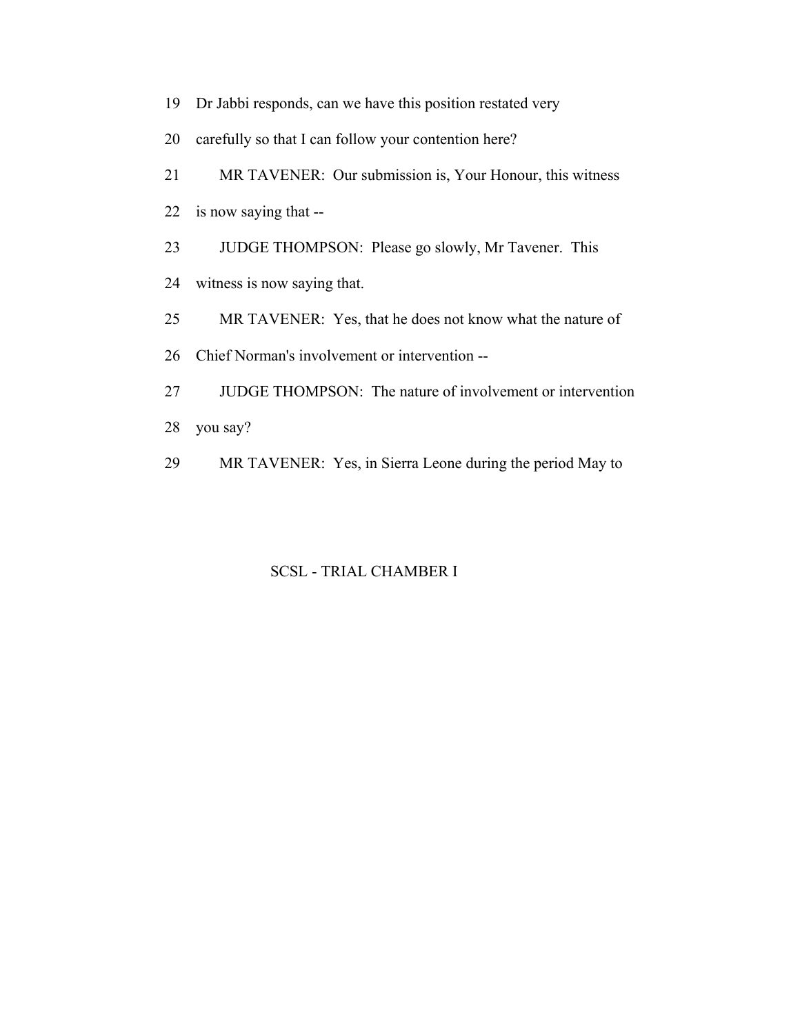19 Dr Jabbi responds, can we have this position restated very

20 carefully so that I can follow your contention here?

21 MR TAVENER: Our submission is, Your Honour, this witness

22 is now saying that --

23 JUDGE THOMPSON: Please go slowly, Mr Tavener. This

24 witness is now saying that.

25 MR TAVENER: Yes, that he does not know what the nature of

26 Chief Norman's involvement or intervention --

27 JUDGE THOMPSON: The nature of involvement or intervention

28 you say?

29 MR TAVENER: Yes, in Sierra Leone during the period May to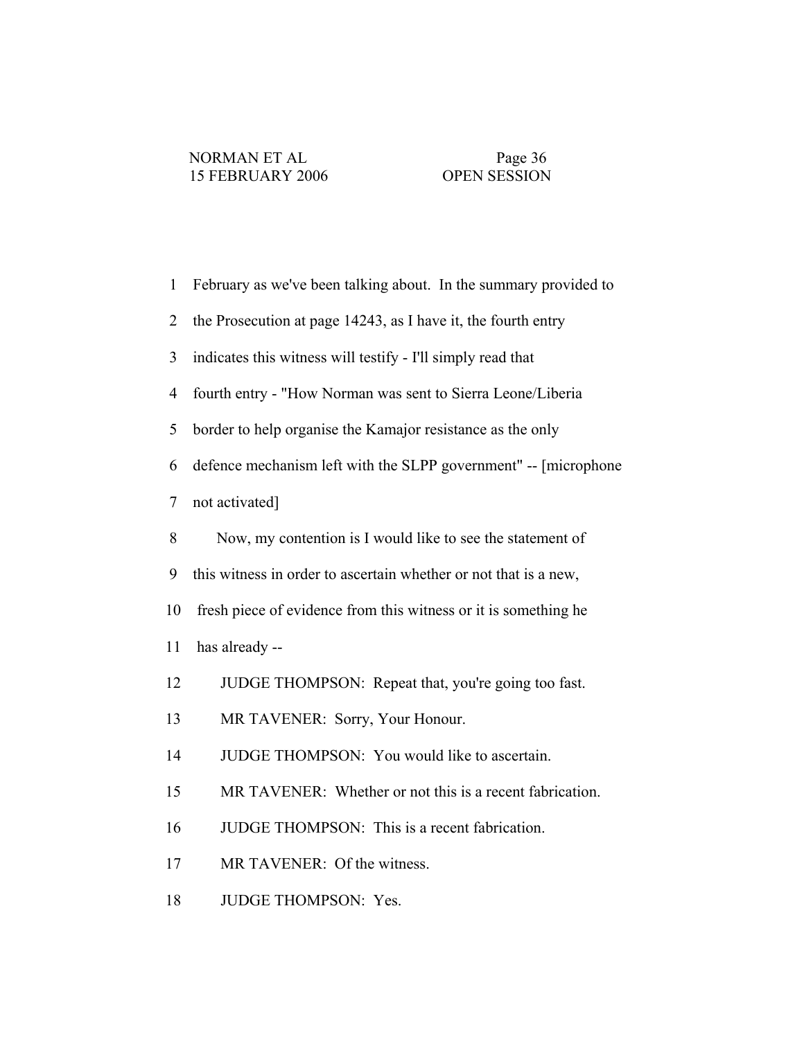February as we've been talking about. In the summary provided to the Prosecution at page 14243, as I have it, the fourth entry indicates this witness will testify - I'll simply read that fourth entry - "How Norman was sent to Sierra Leone/Liberia border to help organise the Kamajor resistance as the only defence mechanism left with the SLPP government" -- [microphone not activated]

Now, my contention is I would like to see the statement of this witness in order to ascertain whether or not that is a new, fresh piece of evidence from this witness or it is something he has already --

JUDGE THOMPSON: Repeat that, you're going too fast.

MR TAVENER: Sorry, Your Honour.

JUDGE THOMPSON: You would like to ascertain.

MR TAVENER: Whether or not this is a recent fabrication.

JUDGE THOMPSON: This is a recent fabrication.

MR TAVENER: Of the witness.

JUDGE THOMPSON: Yes.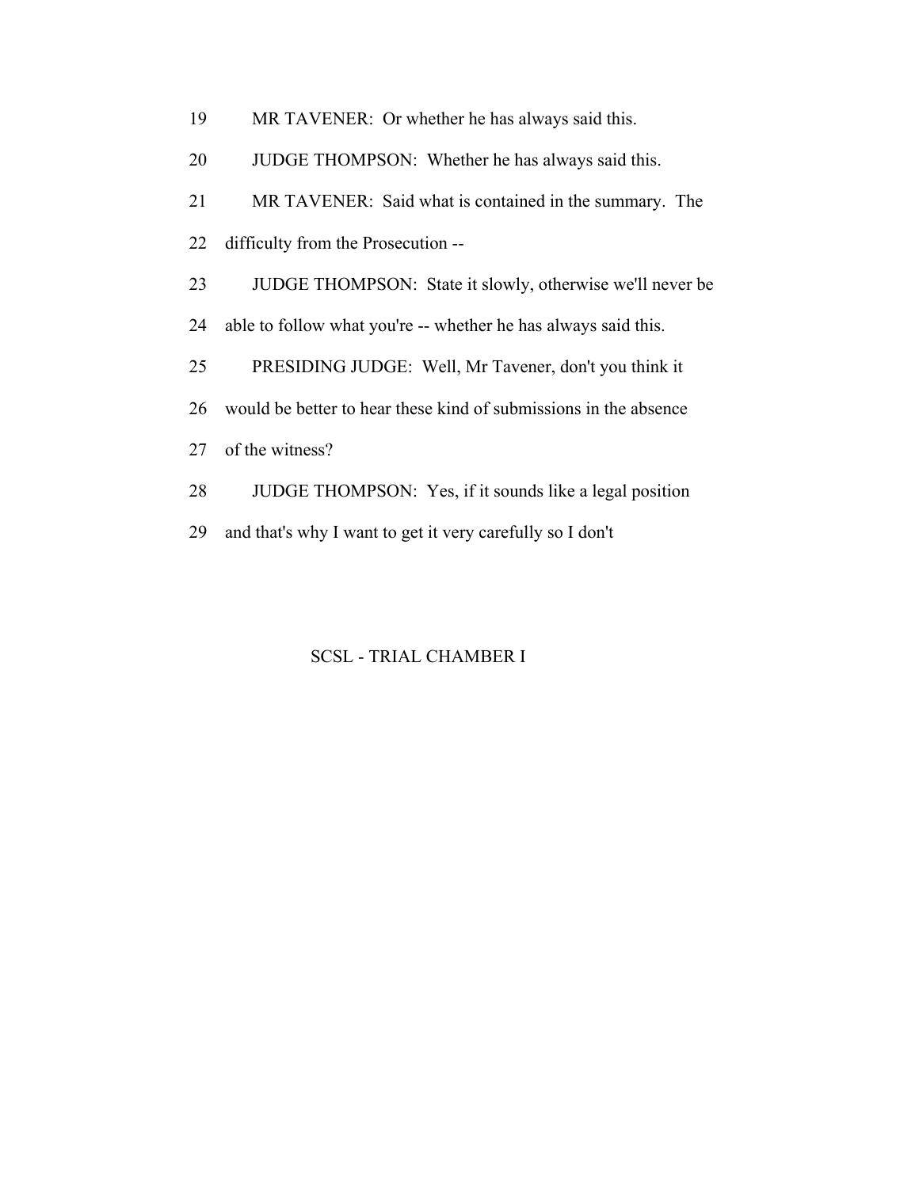19 MR TAVENER: Or whether he has always said this.

20 JUDGE THOMPSON: Whether he has always said this.

21 MR TAVENER: Said what is contained in the summary. The

22 difficulty from the Prosecution --

23 JUDGE THOMPSON: State it slowly, otherwise we'll never be

24 able to follow what you're -- whether he has always said this.

25 PRESIDING JUDGE: Well, Mr Tavener, don't you think it

26 would be better to hear these kind of submissions in the absence

27 of the witness?

28 JUDGE THOMPSON: Yes, if it sounds like a legal position

29 and that's why I want to get it very carefully so I don't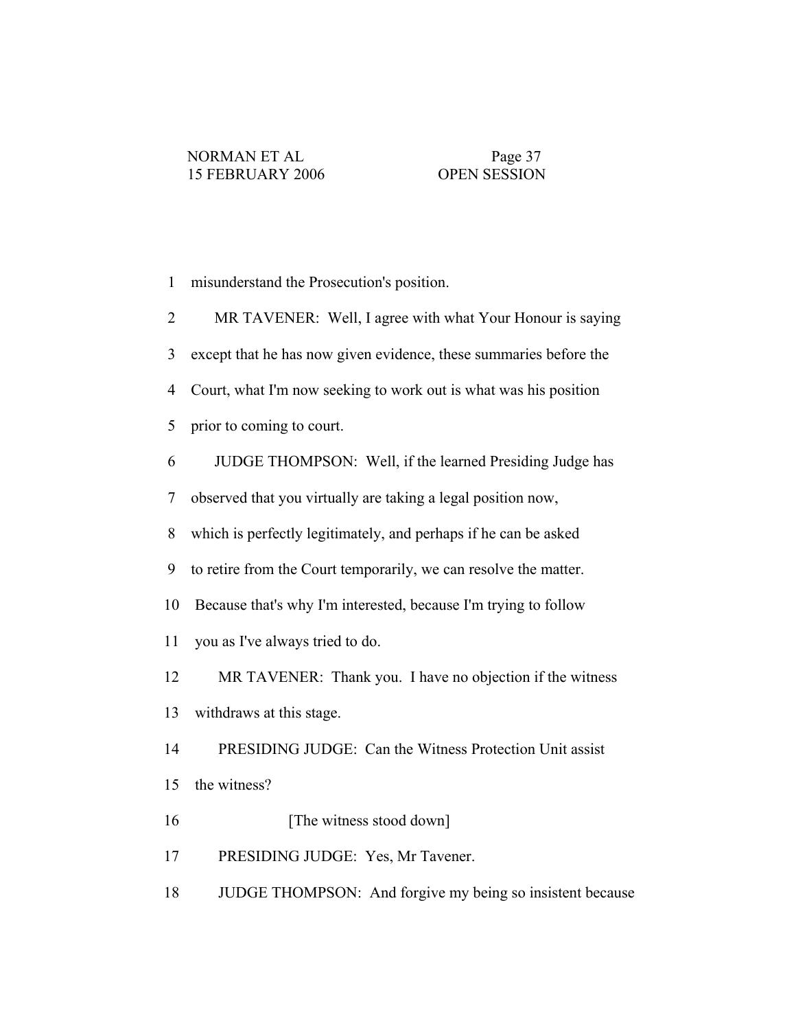1 misunderstand the Prosecution's position.

2 MR TAVENER: Well, I agree with what Your Honour is saying

3 except that he has now given evidence, these summaries before the

4 Court, what I'm now seeking to work out is what was his position

5 prior to coming to court.

6 JUDGE THOMPSON: Well, if the learned Presiding Judge has

7 observed that you virtually are taking a legal position now,

8 which is perfectly legitimately, and perhaps if he can be asked

9 to retire from the Court temporarily, we can resolve the matter.

10 Because that's why I'm interested, because I'm trying to follow

11 you as I've always tried to do.

12 MR TAVENER: Thank you. I have no objection if the witness

13 withdraws at this stage.

14 PRESIDING JUDGE: Can the Witness Protection Unit assist

15 the witness?

16 [The witness stood down]

17 PRESIDING JUDGE: Yes, Mr Tavener.

18 JUDGE THOMPSON: And forgive my being so insistent because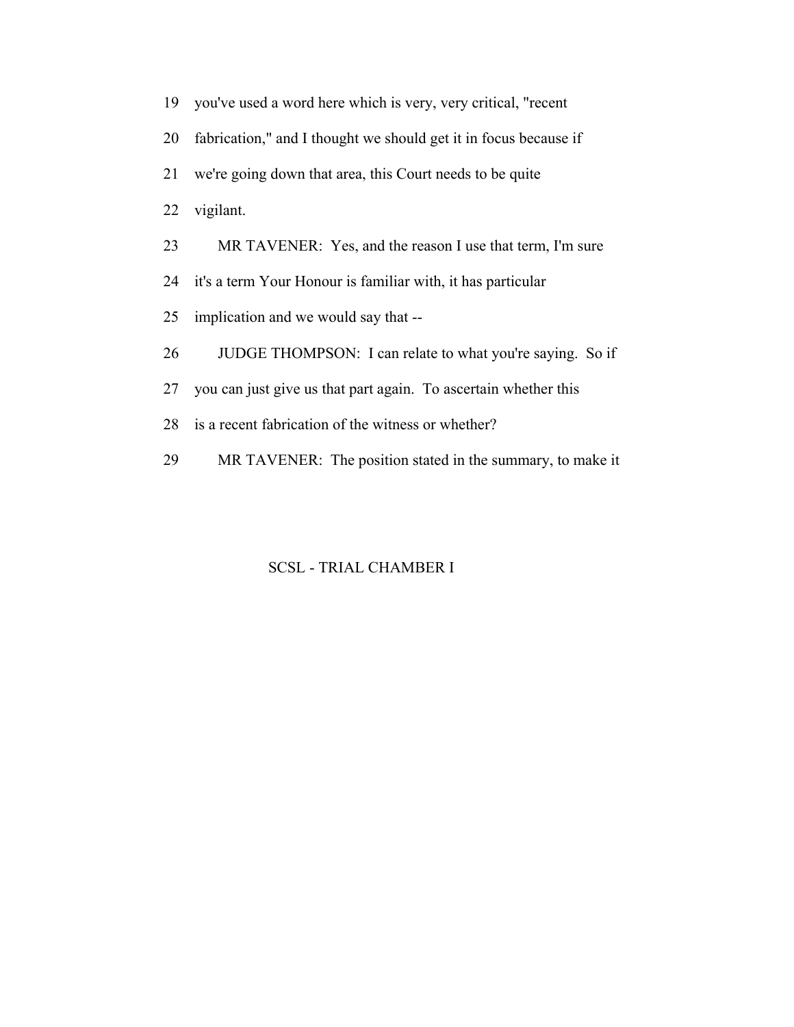19 you've used a word here which is very, very critical, "recent

20 fabrication," and I thought we should get it in focus because if

21 we're going down that area, this Court needs to be quite

22 vigilant.

23 MR TAVENER: Yes, and the reason I use that term, I'm sure

24 it's a term Your Honour is familiar with, it has particular

25 implication and we would say that --

26 JUDGE THOMPSON: I can relate to what you're saying. So if

27 you can just give us that part again. To ascertain whether this

28 is a recent fabrication of the witness or whether?

29 MR TAVENER: The position stated in the summary, to make it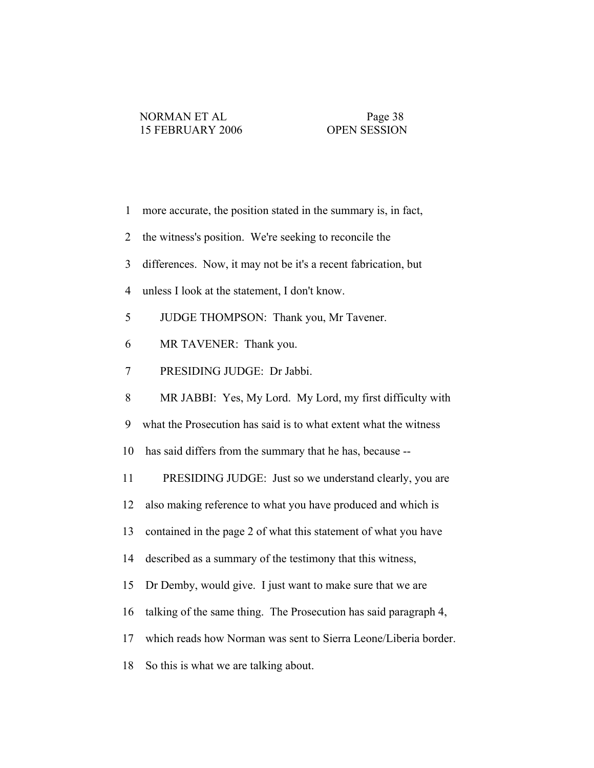1 more accurate, the position stated in the summary is, in fact,

2 the witness's position. We're seeking to reconcile the

3 differences. Now, it may not be it's a recent fabrication, but

4 unless I look at the statement, I don't know.

5 JUDGE THOMPSON: Thank you, Mr Tavener.

6 MR TAVENER: Thank you.

7 PRESIDING JUDGE: Dr Jabbi.

8 MR JABBI: Yes, My Lord. My Lord, my first difficulty with

9 what the Prosecution has said is to what extent what the witness

10 has said differs from the summary that he has, because --

11 PRESIDING JUDGE: Just so we understand clearly, you are

12 also making reference to what you have produced and which is

13 contained in the page 2 of what this statement of what you have

14 described as a summary of the testimony that this witness,

15 Dr Demby, would give. I just want to make sure that we are

16 talking of the same thing. The Prosecution has said paragraph 4,

17 which reads how Norman was sent to Sierra Leone/Liberia border.

18 So this is what we are talking about.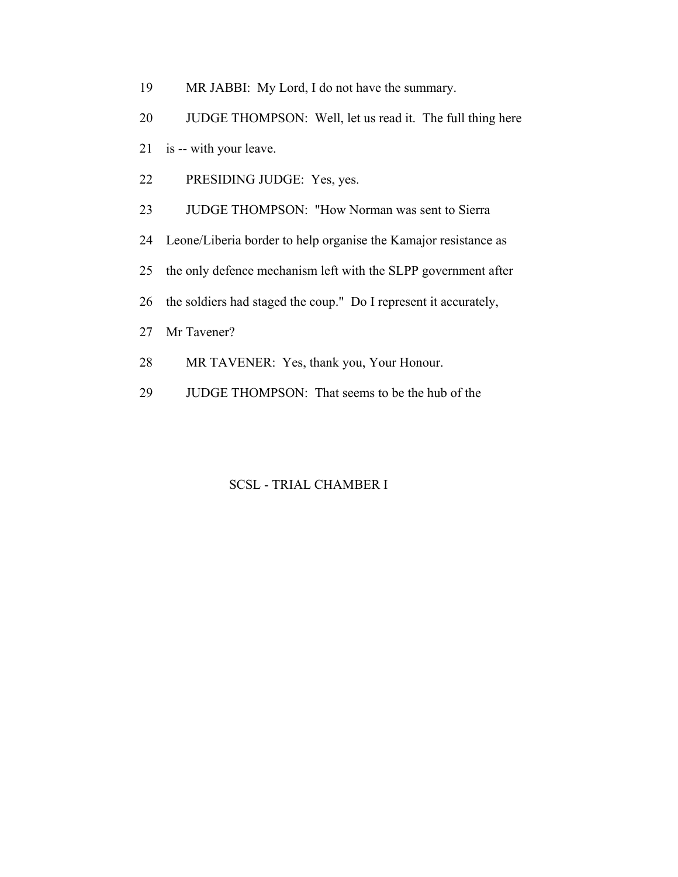19 MR JABBI: My Lord, I do not have the summary.

20 JUDGE THOMPSON: Well, let us read it. The full thing here

21 is -- with your leave.

22 PRESIDING JUDGE: Yes, yes.

23 JUDGE THOMPSON: "How Norman was sent to Sierra

24 Leone/Liberia border to help organise the Kamajor resistance as

25 the only defence mechanism left with the SLPP government after

26 the soldiers had staged the coup." Do I represent it accurately,

27 Mr Tavener?

28 MR TAVENER: Yes, thank you, Your Honour.

29 JUDGE THOMPSON: That seems to be the hub of the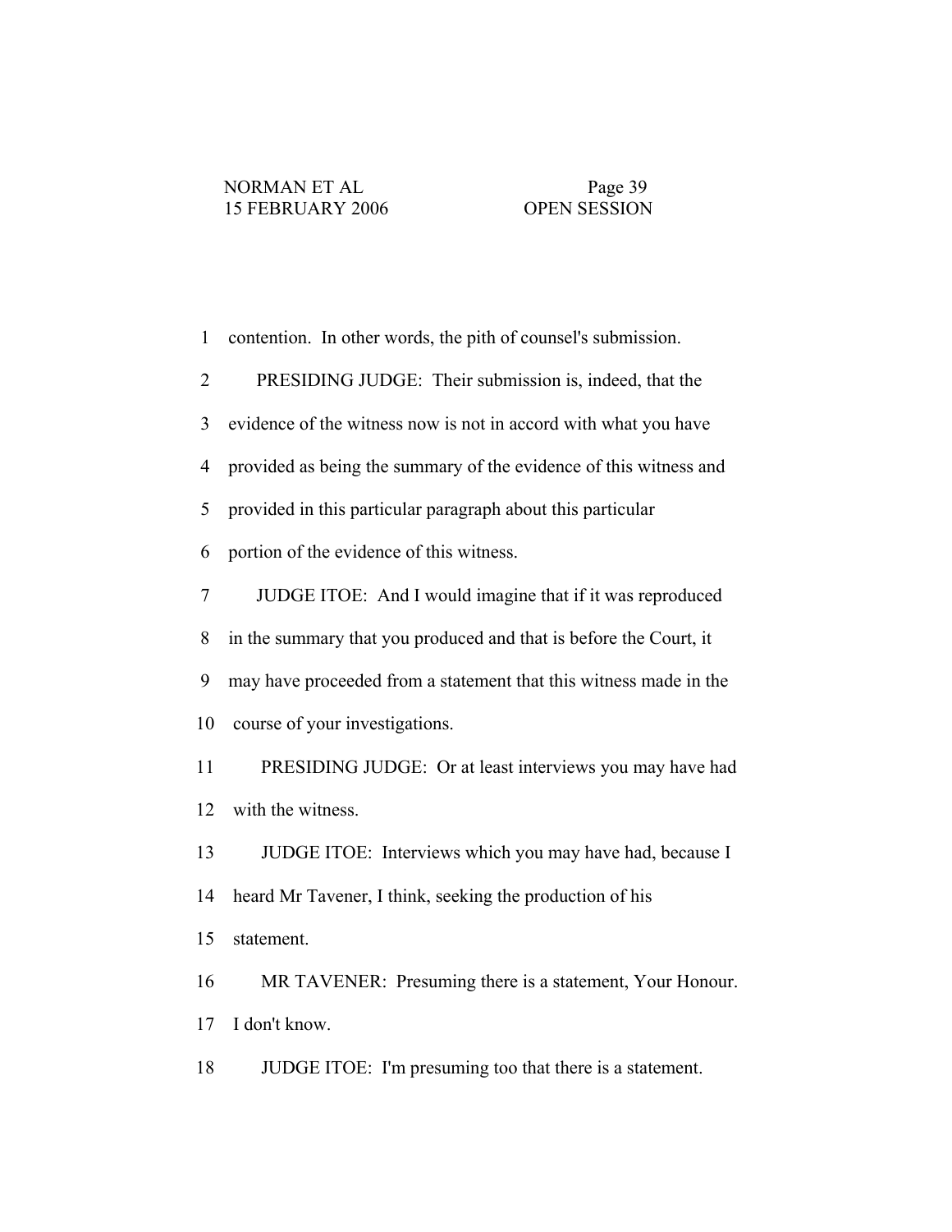1 contention. In other words, the pith of counsel's submission.

2 PRESIDING JUDGE: Their submission is, indeed, that the

3 evidence of the witness now is not in accord with what you have

4 provided as being the summary of the evidence of this witness and

5 provided in this particular paragraph about this particular

6 portion of the evidence of this witness.

7 JUDGE ITOE: And I would imagine that if it was reproduced

8 in the summary that you produced and that is before the Court, it

9 may have proceeded from a statement that this witness made in the

10 course of your investigations.

11 PRESIDING JUDGE: Or at least interviews you may have had

12 with the witness.

13 JUDGE ITOE: Interviews which you may have had, because I

14 heard Mr Tavener, I think, seeking the production of his

15 statement.

16 MR TAVENER: Presuming there is a statement, Your Honour.

17 I don't know.

18 JUDGE ITOE: I'm presuming too that there is a statement.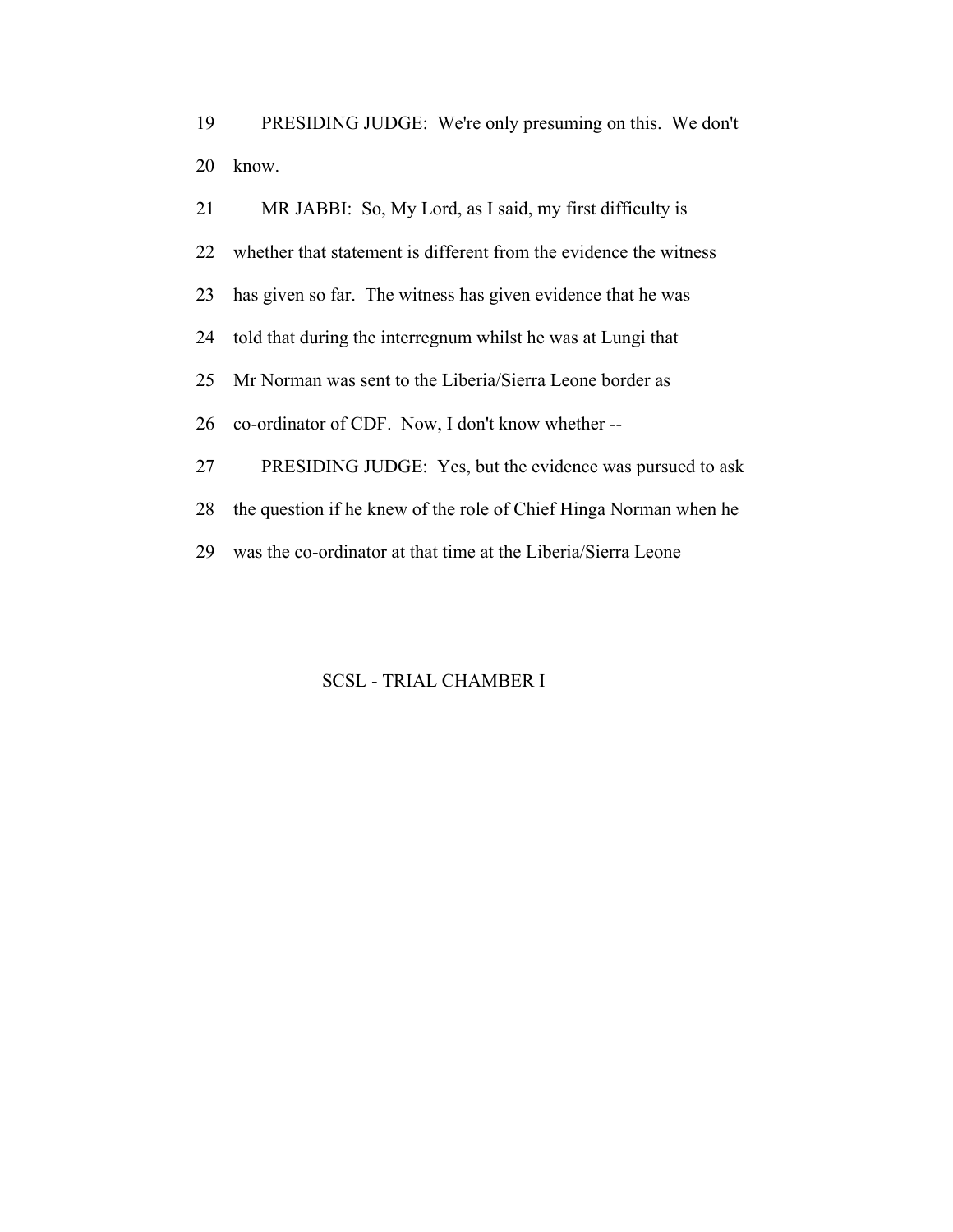PRESIDING JUDGE: We're only presuming on this. We don't know.

MR JABBI: So, My Lord, as I said, my first difficulty is whether that statement is different from the evidence the witness has given so far. The witness has given evidence that he was told that during the interregnum whilst he was at Lungi that Mr Norman was sent to the Liberia/Sierra Leone border as co-ordinator of CDF. Now, I don't know whether --

PRESIDING JUDGE: Yes, but the evidence was pursued to ask the question if he knew of the role of Chief Hinga Norman when he was the co-ordinator at that time at the Liberia/Sierra Leone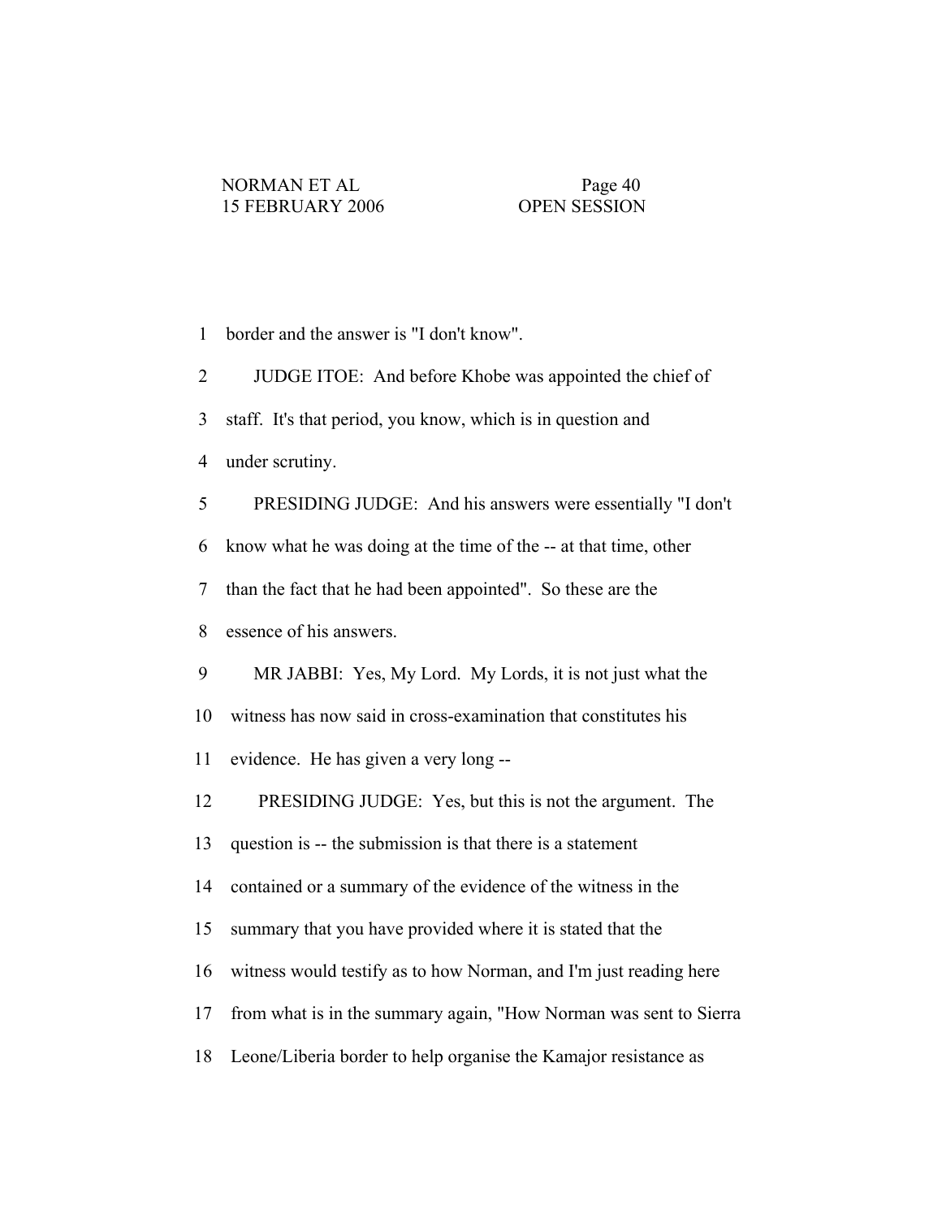1 border and the answer is "I don't know".

2 JUDGE ITOE: And before Khobe was appointed the chief of

3 staff. It's that period, you know, which is in question and

4 under scrutiny.

5 PRESIDING JUDGE: And his answers were essentially "I don't

6 know what he was doing at the time of the -- at that time, other

7 than the fact that he had been appointed". So these are the

8 essence of his answers.

9 MR JABBI: Yes, My Lord. My Lords, it is not just what the

10 witness has now said in cross-examination that constitutes his

11 evidence. He has given a very long --

12 PRESIDING JUDGE: Yes, but this is not the argument. The

13 question is -- the submission is that there is a statement

14 contained or a summary of the evidence of the witness in the

15 summary that you have provided where it is stated that the

16 witness would testify as to how Norman, and I'm just reading here

17 from what is in the summary again, "How Norman was sent to Sierra

18 Leone/Liberia border to help organise the Kamajor resistance as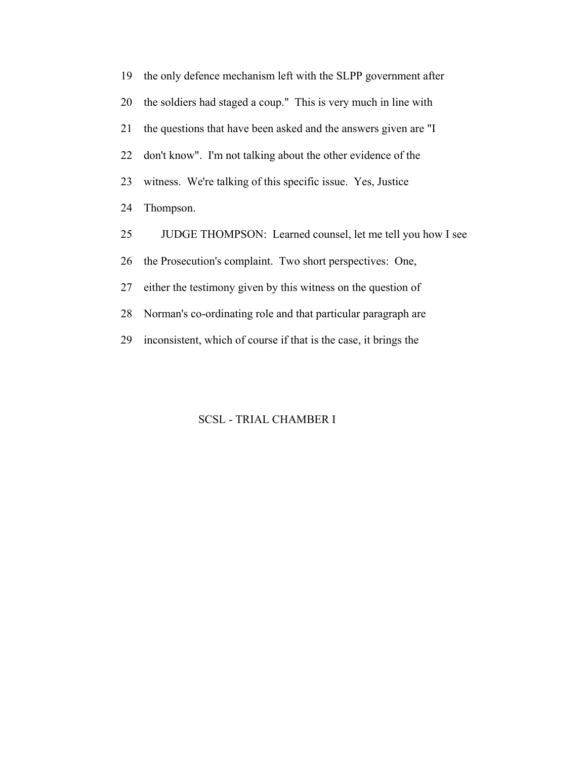19 the only defence mechanism left with the SLPP government after

20 the soldiers had staged a coup." This is very much in line with

21 the questions that have been asked and the answers given are "I

22 don't know". I'm not talking about the other evidence of the

23 witness. We're talking of this specific issue. Yes, Justice

24 Thompson.

25 JUDGE THOMPSON: Learned counsel, let me tell you how I see

26 the Prosecution's complaint. Two short perspectives: One,

27 either the testimony given by this witness on the question of

28 Norman's co-ordinating role and that particular paragraph are

29 inconsistent, which of course if that is the case, it brings the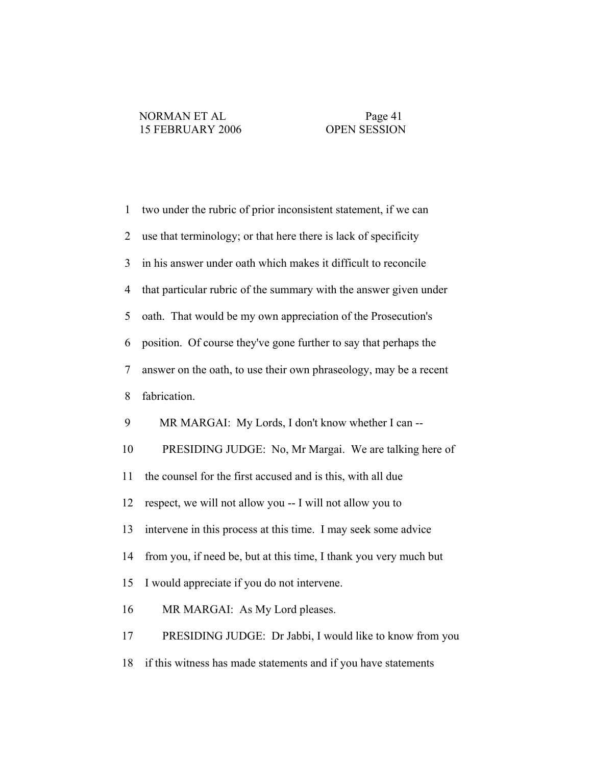two under the rubric of prior inconsistent statement, if we can use that terminology; or that here there is lack of specificity in his answer under oath which makes it difficult to reconcile that particular rubric of the summary with the answer given under oath. That would be my own appreciation of the Prosecution's position. Of course they've gone further to say that perhaps the answer on the oath, to use their own phraseology, may be a recent fabrication.

MR MARGAI: My Lords, I don't know whether I can --

PRESIDING JUDGE: No, Mr Margai. We are talking here of the counsel for the first accused and is this, with all due respect, we will not allow you -- I will not allow you to intervene in this process at this time. I may seek some advice from you, if need be, but at this time, I thank you very much but I would appreciate if you do not intervene.

MR MARGAI: As My Lord pleases.

PRESIDING JUDGE: Dr Jabbi, I would like to know from you if this witness has made statements and if you have statements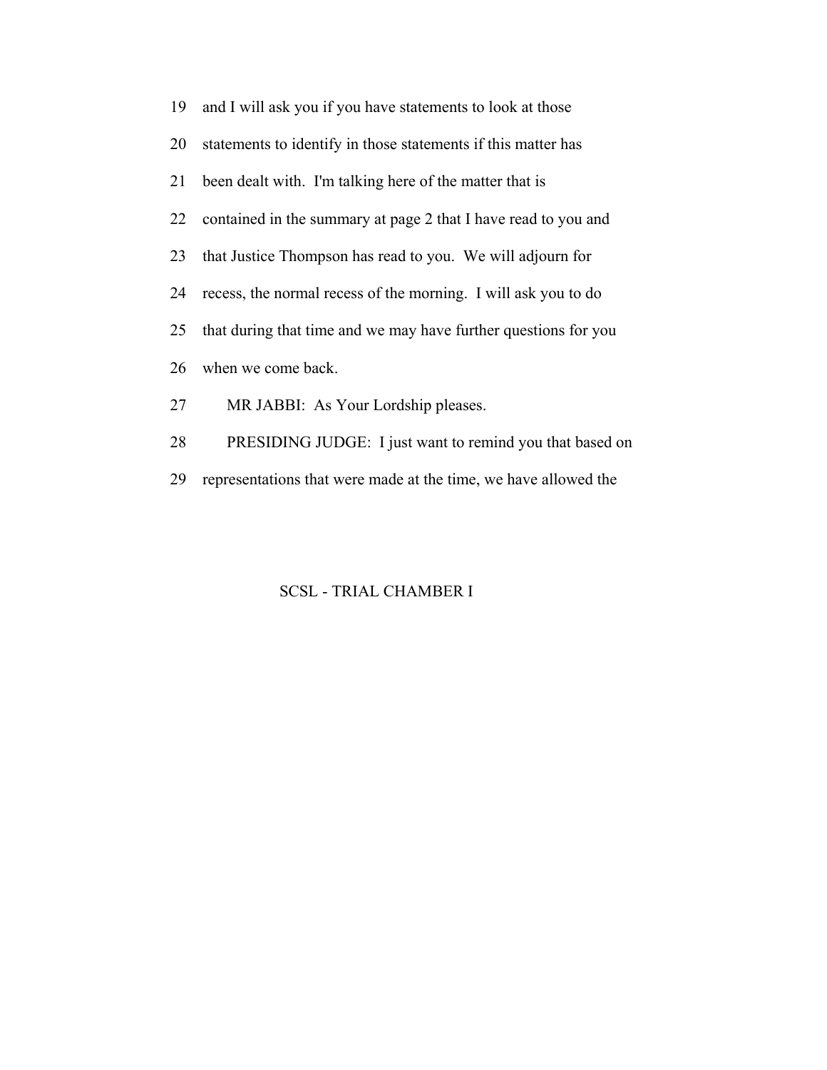19 and I will ask you if you have statements to look at those

20 statements to identify in those statements if this matter has

21 been dealt with. I'm talking here of the matter that is

22 contained in the summary at page 2 that I have read to you and

23 that Justice Thompson has read to you. We will adjourn for

24 recess, the normal recess of the morning. I will ask you to do

25 that during that time and we may have further questions for you

26 when we come back.

27 MR JABBI: As Your Lordship pleases.

28 PRESIDING JUDGE: I just want to remind you that based on

29 representations that were made at the time, we have allowed the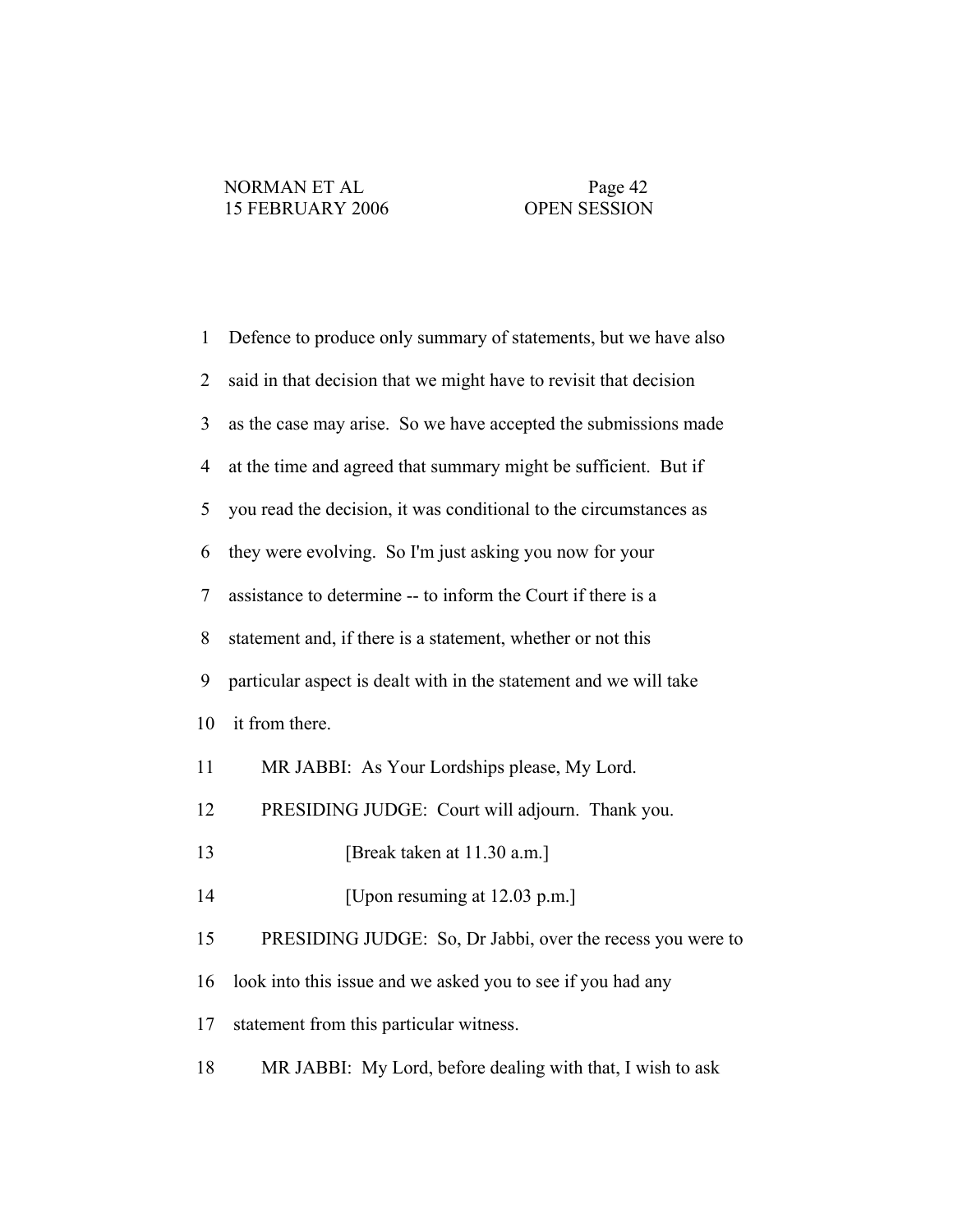1 Defence to produce only summary of statements, but we have also

2 said in that decision that we might have to revisit that decision

3 as the case may arise. So we have accepted the submissions made

4 at the time and agreed that summary might be sufficient. But if

5 you read the decision, it was conditional to the circumstances as

6 they were evolving. So I'm just asking you now for your

7 assistance to determine -- to inform the Court if there is a

8 statement and, if there is a statement, whether or not this

9 particular aspect is dealt with in the statement and we will take

10 it from there.

11 MR JABBI: As Your Lordships please, My Lord.

12 PRESIDING JUDGE: Court will adjourn. Thank you.

13 [Break taken at 11.30 a.m.]

14 [Upon resuming at 12.03 p.m.]

15 PRESIDING JUDGE: So, Dr Jabbi, over the recess you were to

16 look into this issue and we asked you to see if you had any

17 statement from this particular witness.

18 MR JABBI: My Lord, before dealing with that, I wish to ask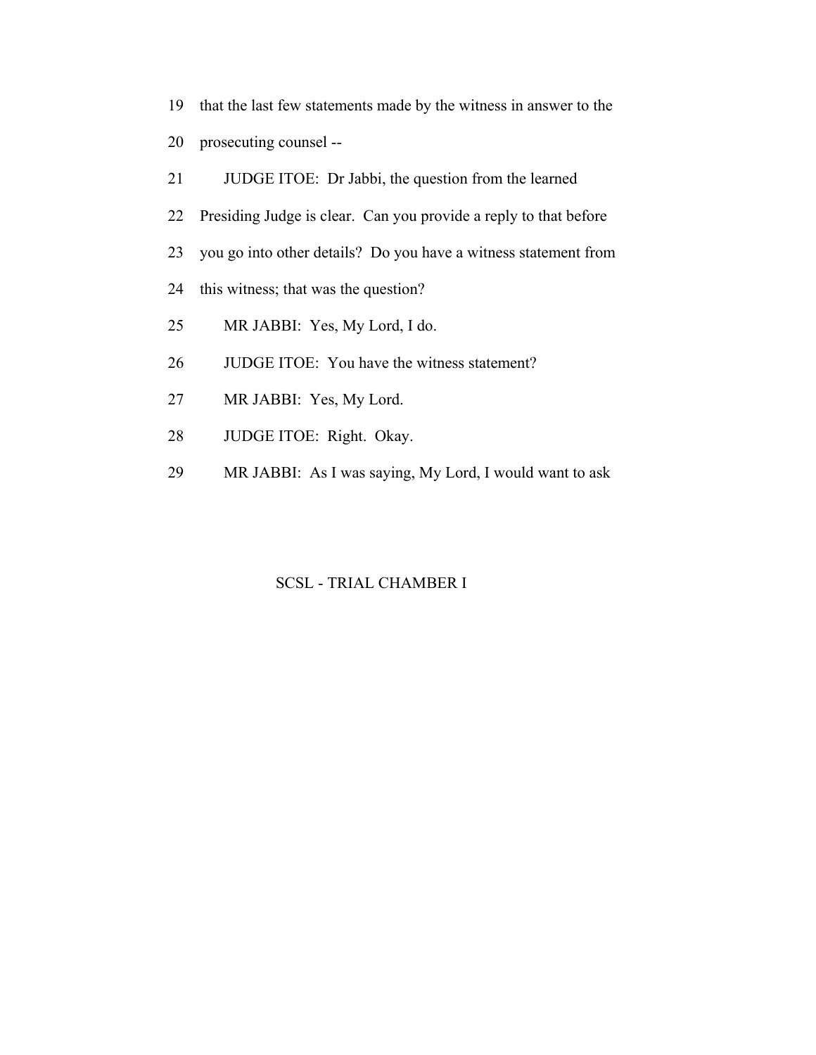19 that the last few statements made by the witness in answer to the

20 prosecuting counsel --

21 JUDGE ITOE: Dr Jabbi, the question from the learned

22 Presiding Judge is clear. Can you provide a reply to that before

23 you go into other details? Do you have a witness statement from

24 this witness; that was the question?

25 MR JABBI: Yes, My Lord, I do.

26 JUDGE ITOE: You have the witness statement?

27 MR JABBI: Yes, My Lord.

28 JUDGE ITOE: Right. Okay.

29 MR JABBI: As I was saying, My Lord, I would want to ask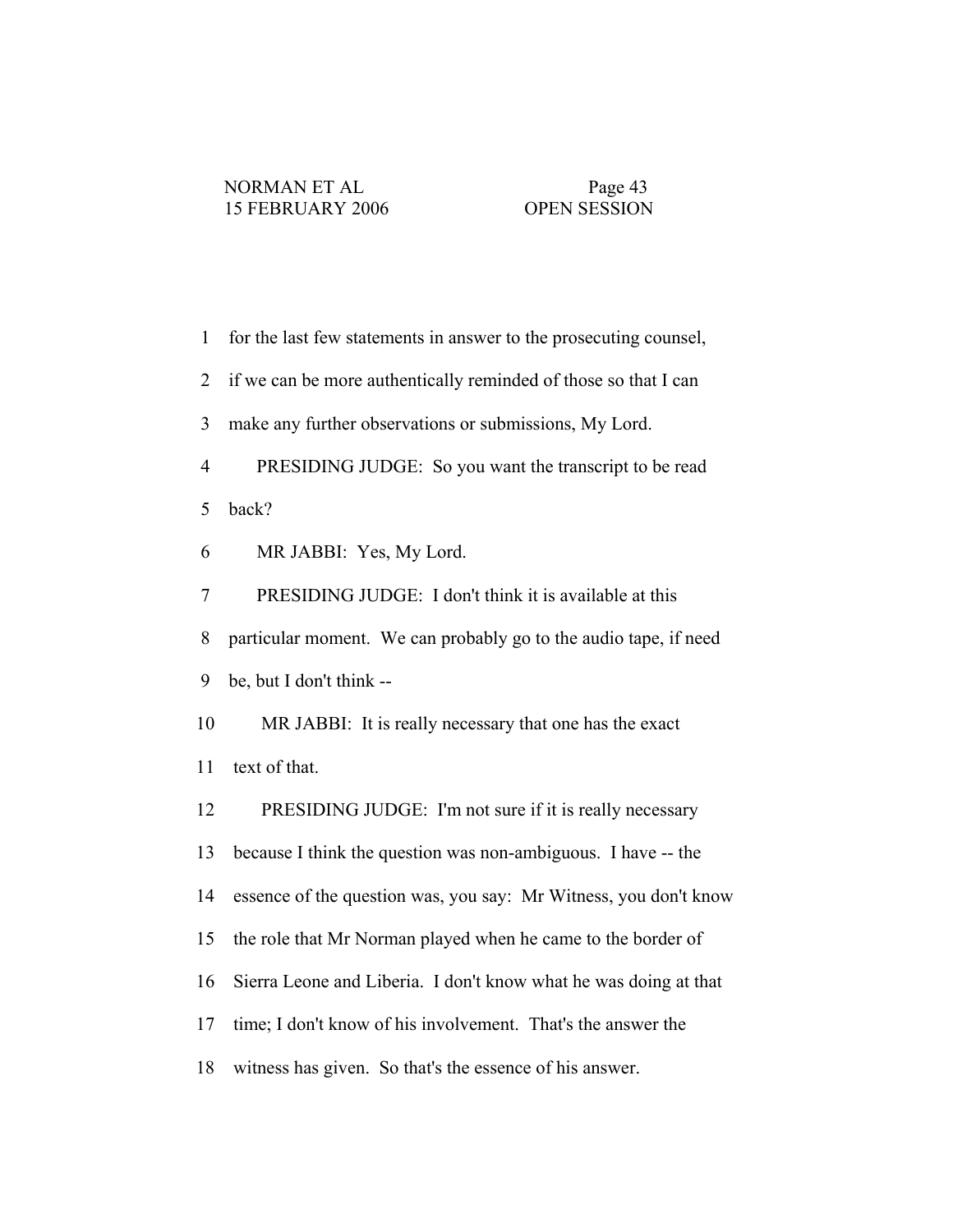1 for the last few statements in answer to the prosecuting counsel,

2 if we can be more authentically reminded of those so that I can

3 make any further observations or submissions, My Lord.

4 PRESIDING JUDGE: So you want the transcript to be read

5 back?

6 MR JABBI: Yes, My Lord.

7 PRESIDING JUDGE: I don't think it is available at this

8 particular moment. We can probably go to the audio tape, if need

9 be, but I don't think --

10 MR JABBI: It is really necessary that one has the exact

11 text of that.

12 PRESIDING JUDGE: I'm not sure if it is really necessary

13 because I think the question was non-ambiguous. I have -- the

14 essence of the question was, you say: Mr Witness, you don't know

15 the role that Mr Norman played when he came to the border of

16 Sierra Leone and Liberia. I don't know what he was doing at that

17 time; I don't know of his involvement. That's the answer the

18 witness has given. So that's the essence of his answer.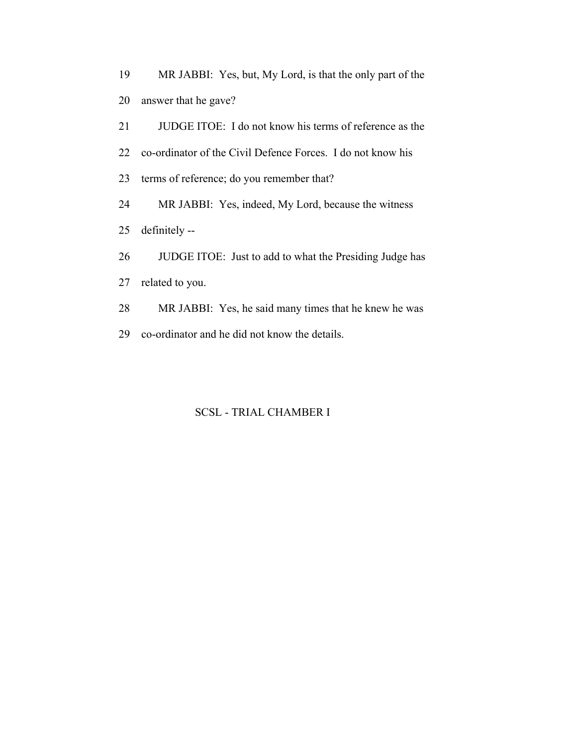19 MR JABBI: Yes, but, My Lord, is that the only part of the

20 answer that he gave?

21 JUDGE ITOE: I do not know his terms of reference as the

22 co-ordinator of the Civil Defence Forces. I do not know his

23 terms of reference; do you remember that?

24 MR JABBI: Yes, indeed, My Lord, because the witness

25 definitely --

26 JUDGE ITOE: Just to add to what the Presiding Judge has

27 related to you.

28 MR JABBI: Yes, he said many times that he knew he was

29 co-ordinator and he did not know the details.

SCSL - TRIAL CHAMBER I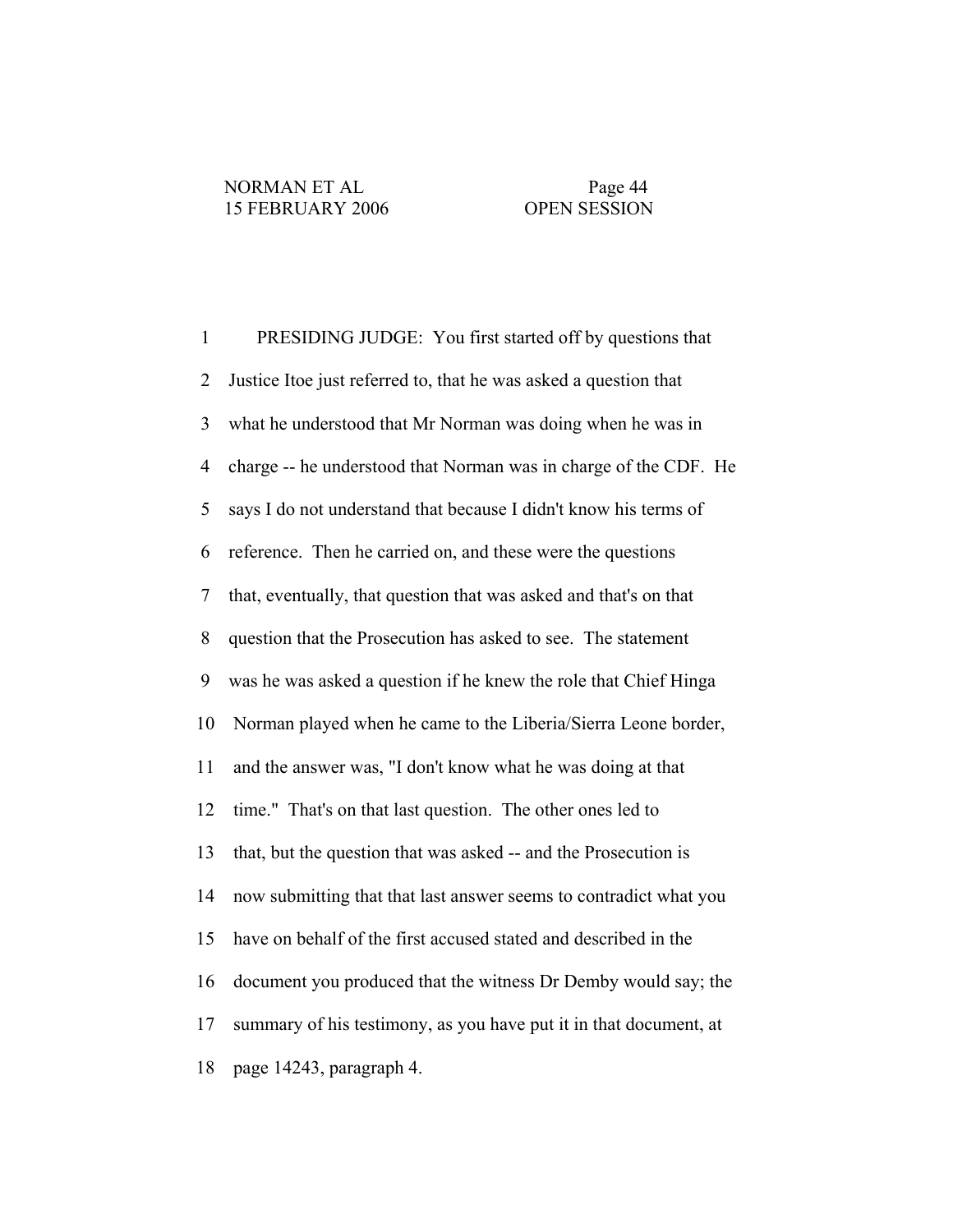PRESIDING JUDGE: You first started off by questions that Justice Itoe just referred to, that he was asked a question that what he understood that Mr Norman was doing when he was in charge -- he understood that Norman was in charge of the CDF. He says I do not understand that because I didn't know his terms of reference. Then he carried on, and these were the questions that, eventually, that question that was asked and that's on that question that the Prosecution has asked to see. The statement was he was asked a question if he knew the role that Chief Hinga Norman played when he came to the Liberia/Sierra Leone border, and the answer was, "I don't know what he was doing at that time." That's on that last question. The other ones led to that, but the question that was asked -- and the Prosecution is now submitting that that last answer seems to contradict what you have on behalf of the first accused stated and described in the document you produced that the witness Dr Demby would say; the summary of his testimony, as you have put it in that document, at page 14243, paragraph 4.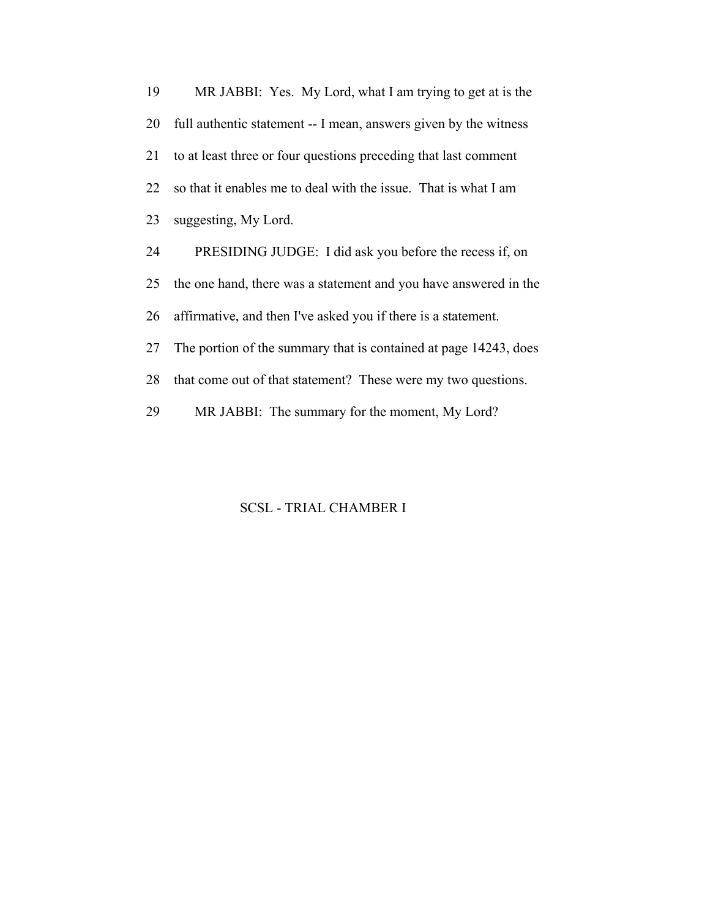MR JABBI: Yes. My Lord, what I am trying to get at is the full authentic statement -- I mean, answers given by the witness to at least three or four questions preceding that last comment so that it enables me to deal with the issue. That is what I am suggesting, My Lord.

PRESIDING JUDGE: I did ask you before the recess if, on the one hand, there was a statement and you have answered in the affirmative, and then I've asked you if there is a statement. The portion of the summary that is contained at page 14243, does that come out of that statement? These were my two questions.

MR JABBI: The summary for the moment, My Lord?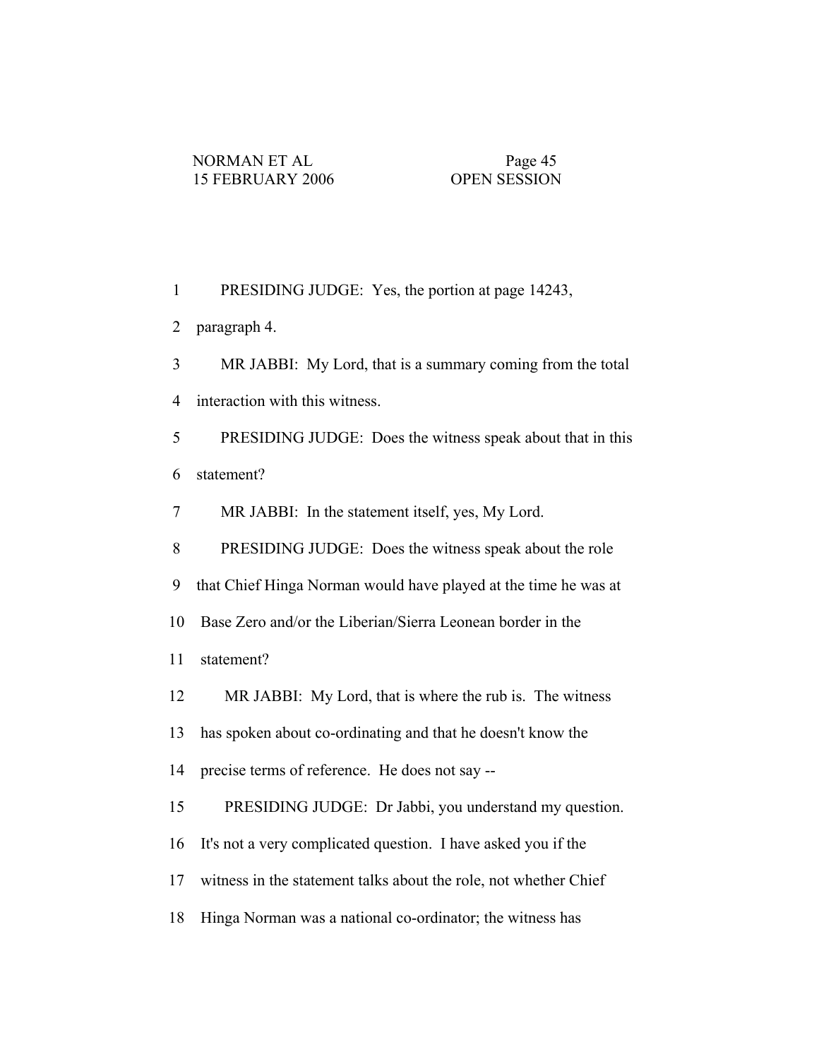1 PRESIDING JUDGE: Yes, the portion at page 14243,

2 paragraph 4.

3 MR JABBI: My Lord, that is a summary coming from the total

4 interaction with this witness.

5 PRESIDING JUDGE: Does the witness speak about that in this

6 statement?

7 MR JABBI: In the statement itself, yes, My Lord.

8 PRESIDING JUDGE: Does the witness speak about the role

9 that Chief Hinga Norman would have played at the time he was at

10 Base Zero and/or the Liberian/Sierra Leonean border in the

11 statement?

12 MR JABBI: My Lord, that is where the rub is. The witness

13 has spoken about co-ordinating and that he doesn't know the

14 precise terms of reference. He does not say --

15 PRESIDING JUDGE: Dr Jabbi, you understand my question.

16 It's not a very complicated question. I have asked you if the

17 witness in the statement talks about the role, not whether Chief

18 Hinga Norman was a national co-ordinator; the witness has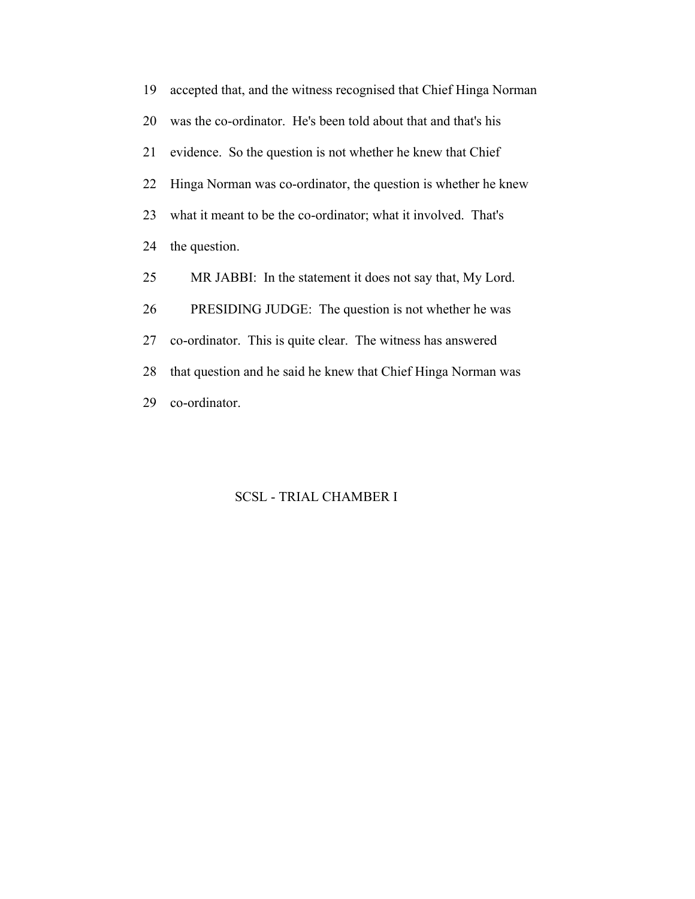accepted that, and the witness recognised that Chief Hinga Norman was the co-ordinator. He's been told about that and that's his evidence. So the question is not whether he knew that Chief Hinga Norman was co-ordinator, the question is whether he knew what it meant to be the co-ordinator; what it involved. That's the question.

MR JABBI: In the statement it does not say that, My Lord.

PRESIDING JUDGE: The question is not whether he was co-ordinator. This is quite clear. The witness has answered that question and he said he knew that Chief Hinga Norman was co-ordinator.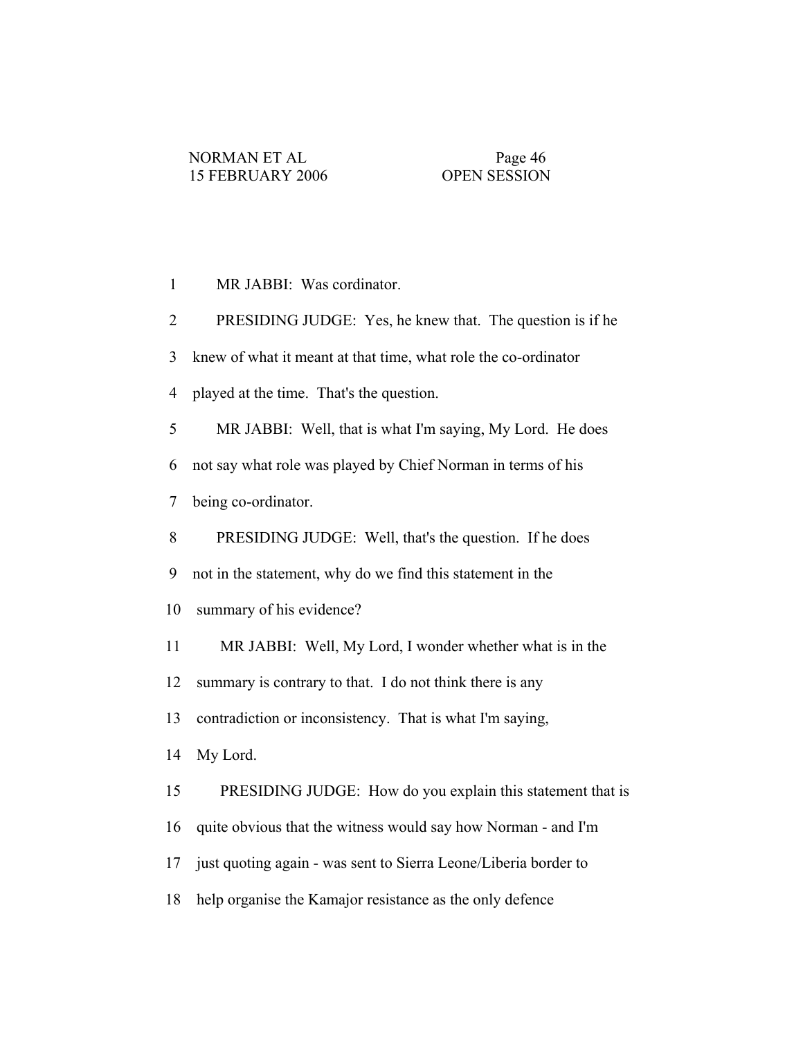MR JABBI: Was cordinator.

PRESIDING JUDGE: Yes, he knew that. The question is if he knew of what it meant at that time, what role the co-ordinator played at the time. That's the question.

MR JABBI: Well, that is what I'm saying, My Lord. He does not say what role was played by Chief Norman in terms of his being co-ordinator.

PRESIDING JUDGE: Well, that's the question. If he does not in the statement, why do we find this statement in the summary of his evidence?

MR JABBI: Well, My Lord, I wonder whether what is in the summary is contrary to that. I do not think there is any contradiction or inconsistency. That is what I'm saying, My Lord.

PRESIDING JUDGE: How do you explain this statement that is quite obvious that the witness would say how Norman - and I'm just quoting again - was sent to Sierra Leone/Liberia border to help organise the Kamajor resistance as the only defence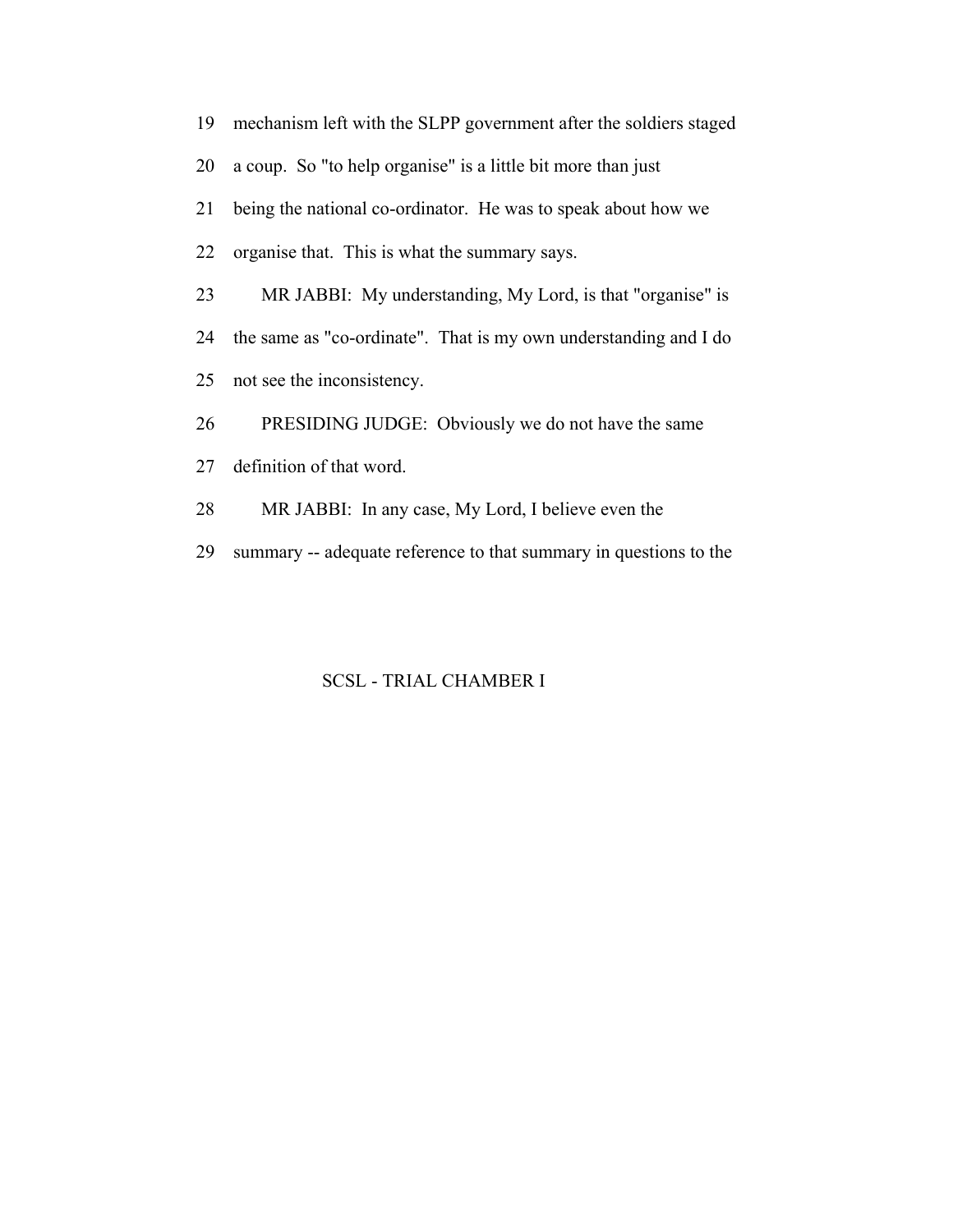19 mechanism left with the SLPP government after the soldiers staged

20 a coup. So "to help organise" is a little bit more than just

21 being the national co-ordinator. He was to speak about how we

22 organise that. This is what the summary says.

23 MR JABBI: My understanding, My Lord, is that "organise" is

24 the same as "co-ordinate". That is my own understanding and I do

25 not see the inconsistency.

26 PRESIDING JUDGE: Obviously we do not have the same

27 definition of that word.

28 MR JABBI: In any case, My Lord, I believe even the

29 summary -- adequate reference to that summary in questions to the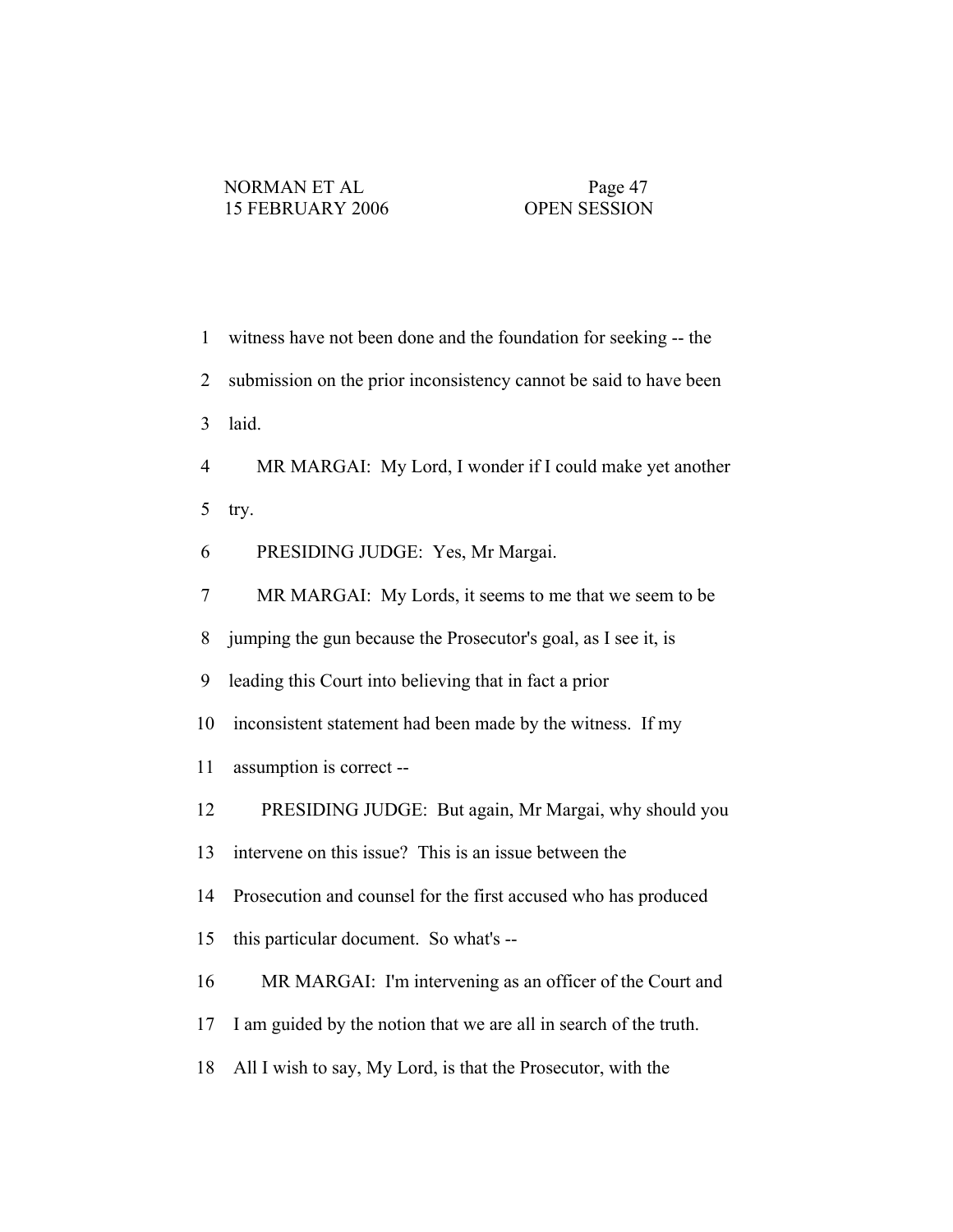witness have not been done and the foundation for seeking -- the submission on the prior inconsistency cannot be said to have been laid.

MR MARGAI: My Lord, I wonder if I could make yet another try.

PRESIDING JUDGE: Yes, Mr Margai.

MR MARGAI: My Lords, it seems to me that we seem to be jumping the gun because the Prosecutor's goal, as I see it, is leading this Court into believing that in fact a prior inconsistent statement had been made by the witness. If my assumption is correct --

PRESIDING JUDGE: But again, Mr Margai, why should you intervene on this issue? This is an issue between the Prosecution and counsel for the first accused who has produced this particular document. So what's --

MR MARGAI: I'm intervening as an officer of the Court and I am guided by the notion that we are all in search of the truth. All I wish to say, My Lord, is that the Prosecutor, with the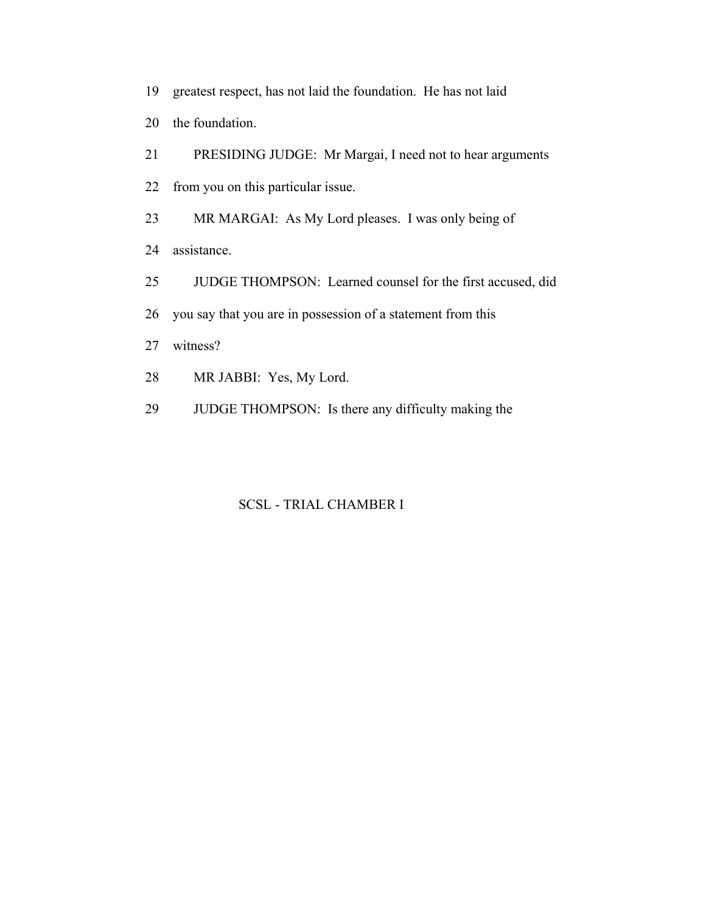19 greatest respect, has not laid the foundation. He has not laid

20 the foundation.

21 PRESIDING JUDGE: Mr Margai, I need not to hear arguments

22 from you on this particular issue.

23 MR MARGAI: As My Lord pleases. I was only being of

24 assistance.

25 JUDGE THOMPSON: Learned counsel for the first accused, did

26 you say that you are in possession of a statement from this

27 witness?

28 MR JABBI: Yes, My Lord.

29 JUDGE THOMPSON: Is there any difficulty making the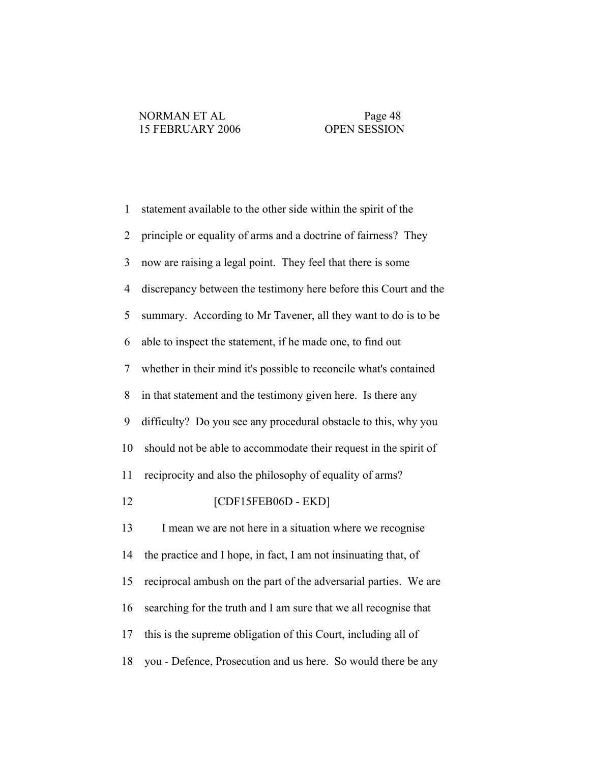statement available to the other side within the spirit of the principle or equality of arms and a doctrine of fairness? They now are raising a legal point. They feel that there is some discrepancy between the testimony here before this Court and the summary. According to Mr Tavener, all they want to do is to be able to inspect the statement, if he made one, to find out whether in their mind it's possible to reconcile what's contained in that statement and the testimony given here. Is there any difficulty? Do you see any procedural obstacle to this, why you should not be able to accommodate their request in the spirit of reciprocity and also the philosophy of equality of arms?

[CDF15FEB06D - EKD]

I mean we are not here in a situation where we recognise the practice and I hope, in fact, I am not insinuating that, of reciprocal ambush on the part of the adversarial parties. We are searching for the truth and I am sure that we all recognise that this is the supreme obligation of this Court, including all of you - Defence, Prosecution and us here. So would there be any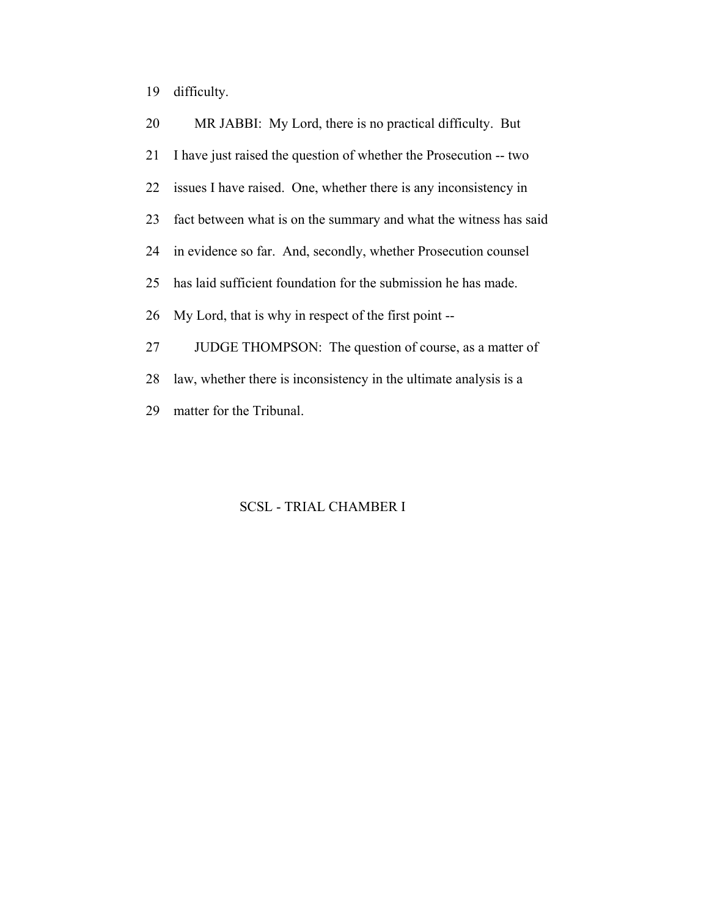19 difficulty.

20 MR JABBI: My Lord, there is no practical difficulty. But

21 I have just raised the question of whether the Prosecution -- two

22 issues I have raised. One, whether there is any inconsistency in

23 fact between what is on the summary and what the witness has said

24 in evidence so far. And, secondly, whether Prosecution counsel

25 has laid sufficient foundation for the submission he has made.

26 My Lord, that is why in respect of the first point --

27 JUDGE THOMPSON: The question of course, as a matter of

28 law, whether there is inconsistency in the ultimate analysis is a

29 matter for the Tribunal.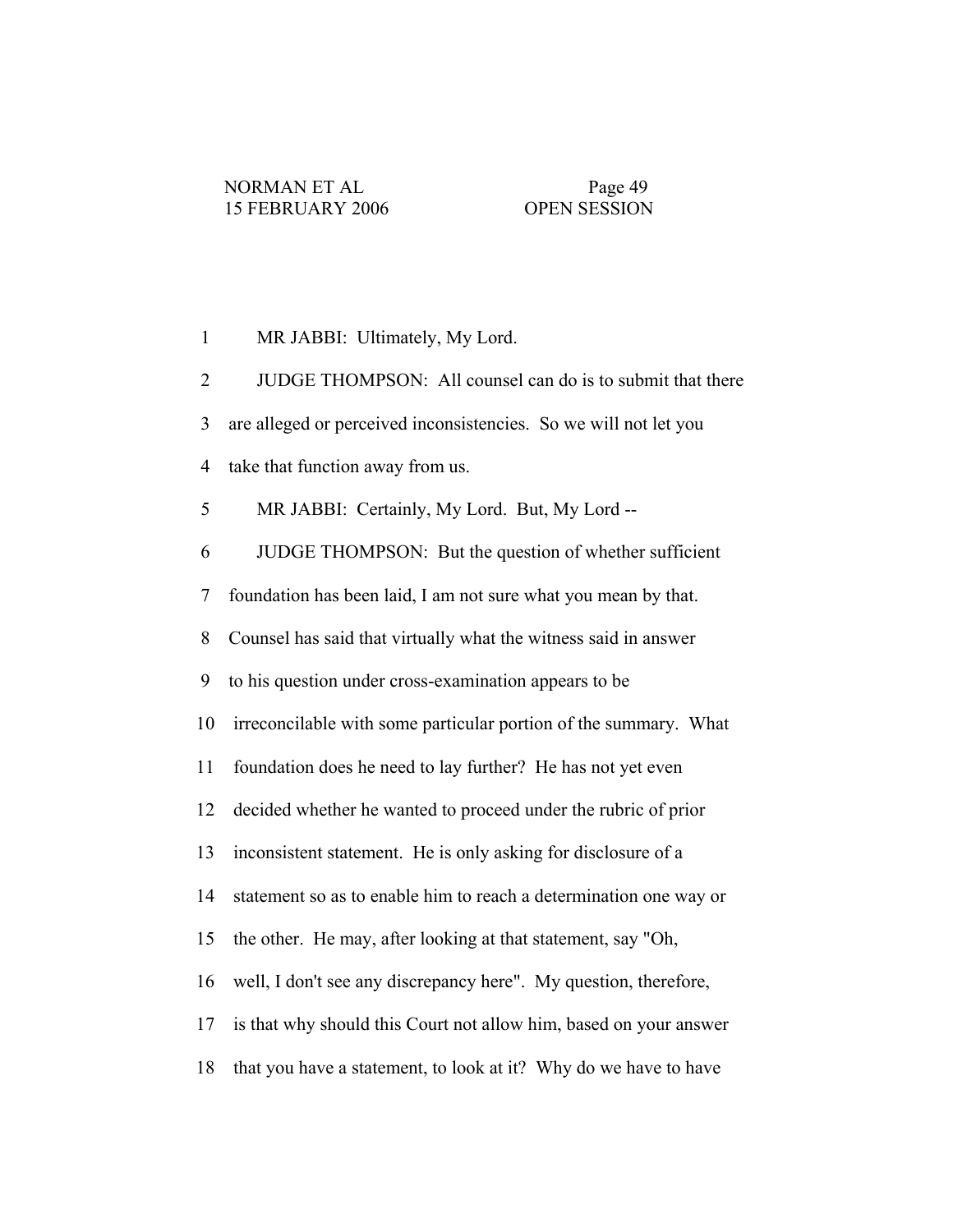1 MR JABBI: Ultimately, My Lord.

2 JUDGE THOMPSON: All counsel can do is to submit that there

3 are alleged or perceived inconsistencies. So we will not let you

4 take that function away from us.

5 MR JABBI: Certainly, My Lord. But, My Lord --

6 JUDGE THOMPSON: But the question of whether sufficient

7 foundation has been laid, I am not sure what you mean by that.

8 Counsel has said that virtually what the witness said in answer

9 to his question under cross-examination appears to be

10 irreconcilable with some particular portion of the summary. What

11 foundation does he need to lay further? He has not yet even

12 decided whether he wanted to proceed under the rubric of prior

13 inconsistent statement. He is only asking for disclosure of a

14 statement so as to enable him to reach a determination one way or

15 the other. He may, after looking at that statement, say "Oh,

16 well, I don't see any discrepancy here". My question, therefore,

17 is that why should this Court not allow him, based on your answer

18 that you have a statement, to look at it? Why do we have to have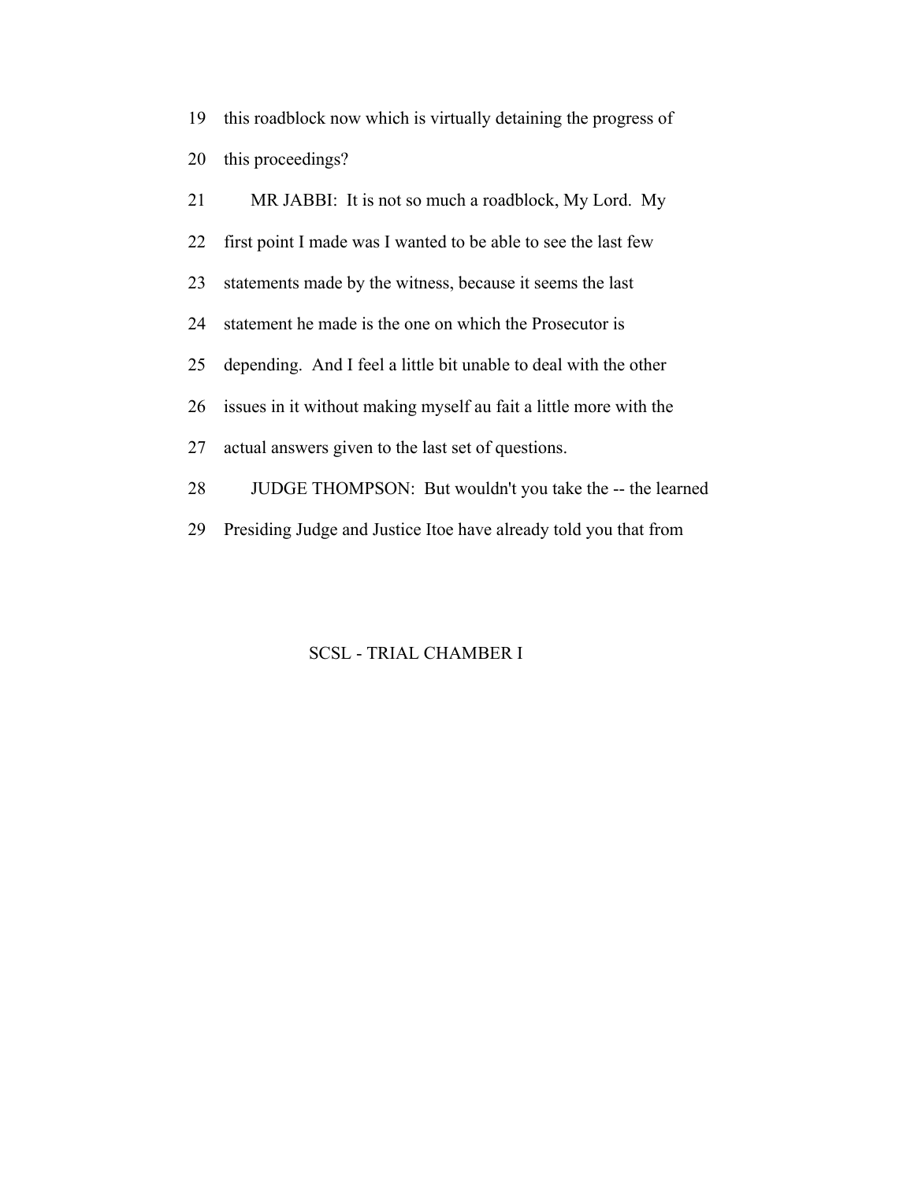19 this roadblock now which is virtually detaining the progress of

20 this proceedings?

21 MR JABBI: It is not so much a roadblock, My Lord. My

22 first point I made was I wanted to be able to see the last few

23 statements made by the witness, because it seems the last

24 statement he made is the one on which the Prosecutor is

25 depending. And I feel a little bit unable to deal with the other

26 issues in it without making myself au fait a little more with the

27 actual answers given to the last set of questions.

28 JUDGE THOMPSON: But wouldn't you take the -- the learned

29 Presiding Judge and Justice Itoe have already told you that from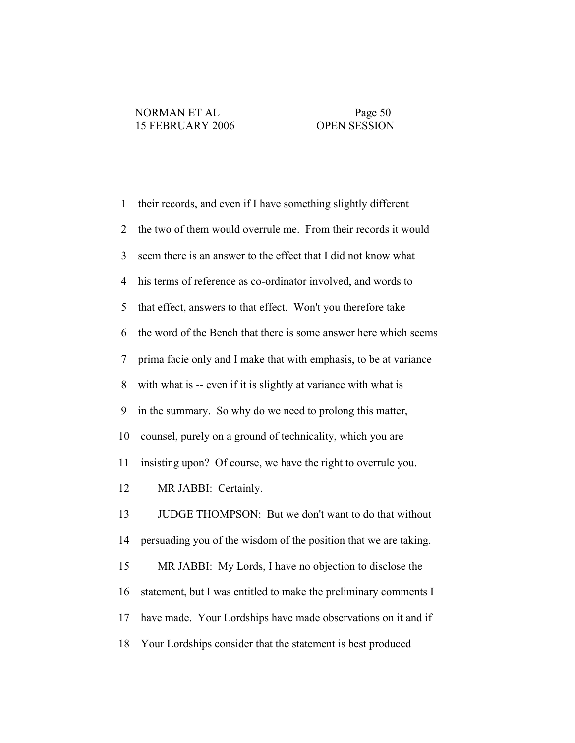1 their records, and even if I have something slightly different
2 the two of them would overrule me. From their records it would
3 seem there is an answer to the effect that I did not know what
4 his terms of reference as co-ordinator involved, and words to
5 that effect, answers to that effect. Won't you therefore take
6 the word of the Bench that there is some answer here which seems
7 prima facie only and I make that with emphasis, to be at variance
8 with what is -- even if it is slightly at variance with what is
9 in the summary. So why do we need to prolong this matter,
10 counsel, purely on a ground of technicality, which you are
11 insisting upon? Of course, we have the right to overrule you.
12 MR JABBI: Certainly.
13 JUDGE THOMPSON: But we don't want to do that without
14 persuading you of the wisdom of the position that we are taking.
15 MR JABBI: My Lords, I have no objection to disclose the
16 statement, but I was entitled to make the preliminary comments I
17 have made. Your Lordships have made observations on it and if
18 Your Lordships consider that the statement is best produced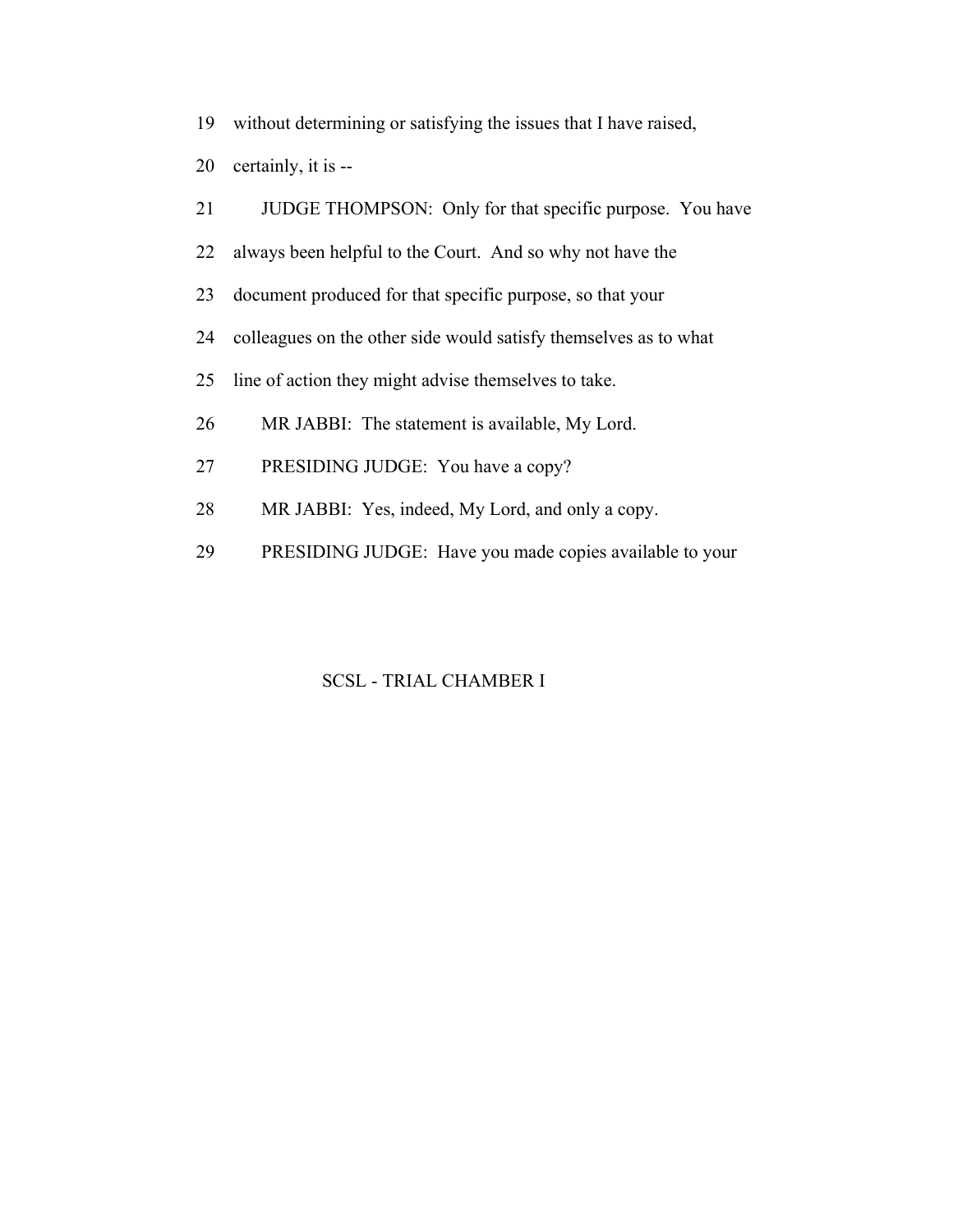19 without determining or satisfying the issues that I have raised,

20 certainly, it is --

21 JUDGE THOMPSON: Only for that specific purpose. You have

22 always been helpful to the Court. And so why not have the

23 document produced for that specific purpose, so that your

24 colleagues on the other side would satisfy themselves as to what

25 line of action they might advise themselves to take.

26 MR JABBI: The statement is available, My Lord.

27 PRESIDING JUDGE: You have a copy?

28 MR JABBI: Yes, indeed, My Lord, and only a copy.

29 PRESIDING JUDGE: Have you made copies available to your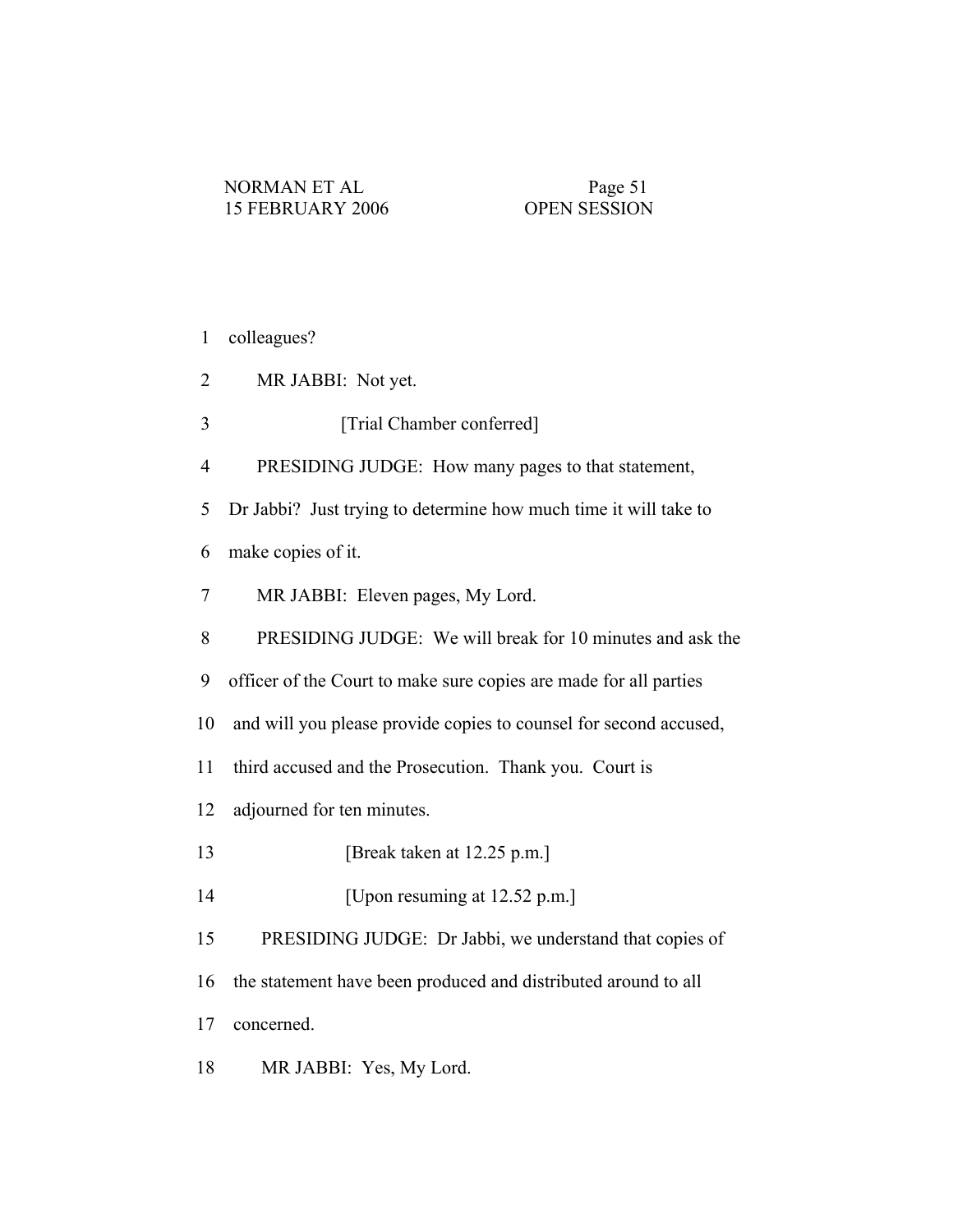1 colleagues?

2 MR JABBI: Not yet.

3 [Trial Chamber conferred]

4 PRESIDING JUDGE: How many pages to that statement,

5 Dr Jabbi? Just trying to determine how much time it will take to

6 make copies of it.

7 MR JABBI: Eleven pages, My Lord.

8 PRESIDING JUDGE: We will break for 10 minutes and ask the

9 officer of the Court to make sure copies are made for all parties

10 and will you please provide copies to counsel for second accused,

11 third accused and the Prosecution. Thank you. Court is

12 adjourned for ten minutes.

13 [Break taken at 12.25 p.m.]

14 [Upon resuming at 12.52 p.m.]

15 PRESIDING JUDGE: Dr Jabbi, we understand that copies of

16 the statement have been produced and distributed around to all

17 concerned.

18 MR JABBI: Yes, My Lord.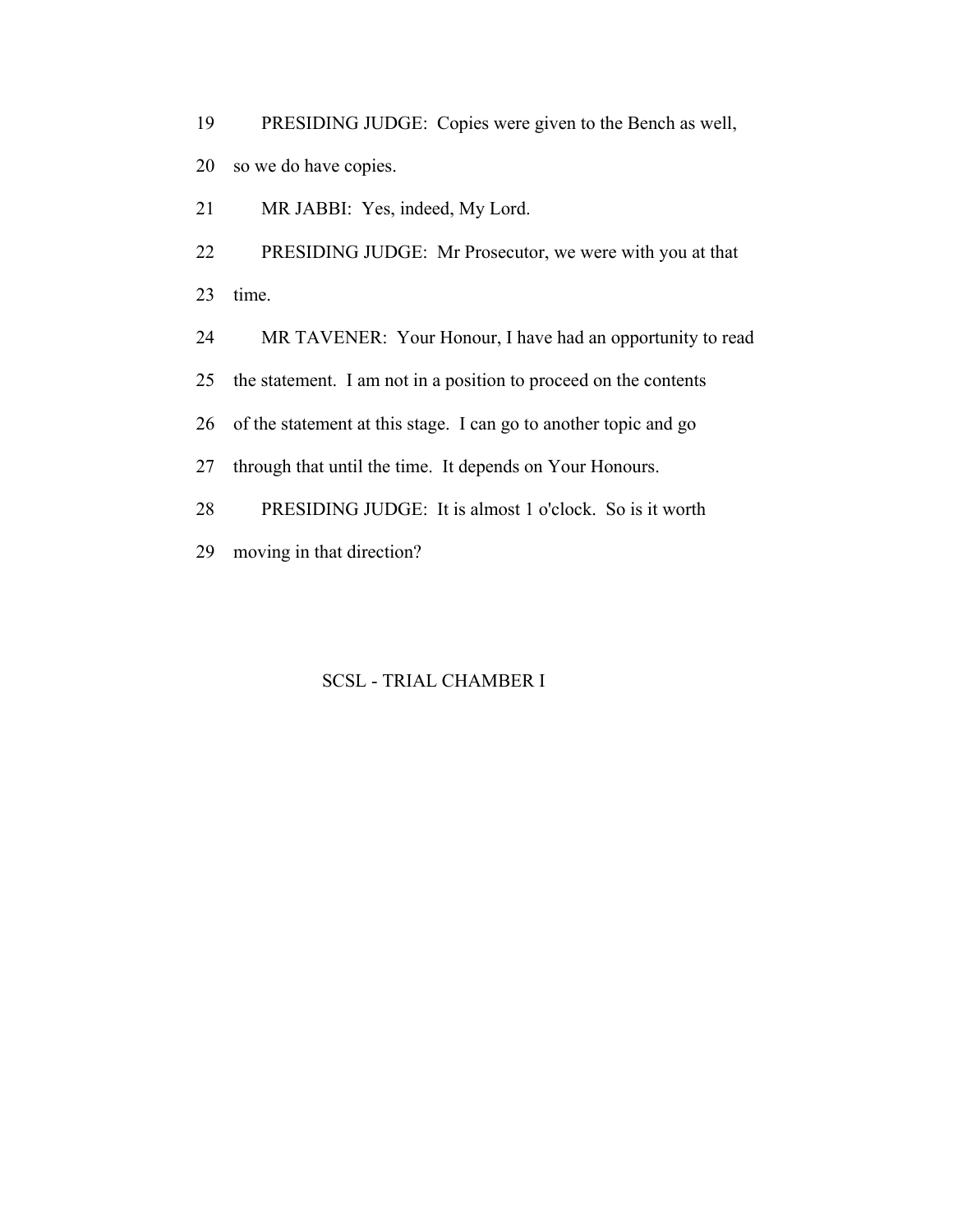19 PRESIDING JUDGE: Copies were given to the Bench as well,

20 so we do have copies.

21 MR JABBI: Yes, indeed, My Lord.

22 PRESIDING JUDGE: Mr Prosecutor, we were with you at that

23 time.

24 MR TAVENER: Your Honour, I have had an opportunity to read

25 the statement. I am not in a position to proceed on the contents

26 of the statement at this stage. I can go to another topic and go

27 through that until the time. It depends on Your Honours.

28 PRESIDING JUDGE: It is almost 1 o'clock. So is it worth

29 moving in that direction?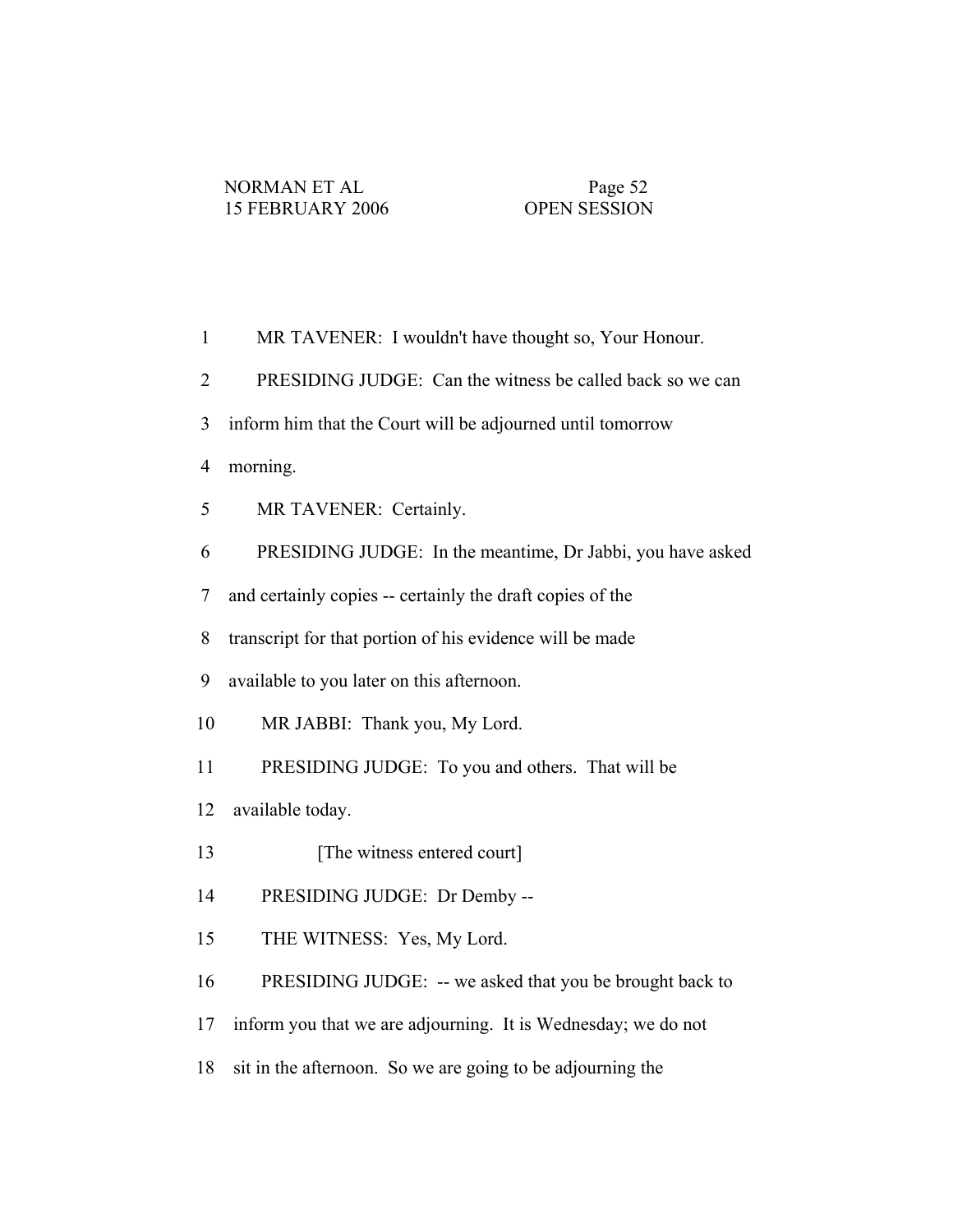1 MR TAVENER: I wouldn't have thought so, Your Honour.

2 PRESIDING JUDGE: Can the witness be called back so we can

3 inform him that the Court will be adjourned until tomorrow

4 morning.

5 MR TAVENER: Certainly.

6 PRESIDING JUDGE: In the meantime, Dr Jabbi, you have asked

7 and certainly copies -- certainly the draft copies of the

8 transcript for that portion of his evidence will be made

9 available to you later on this afternoon.

10 MR JABBI: Thank you, My Lord.

11 PRESIDING JUDGE: To you and others. That will be

12 available today.

13 [The witness entered court]

14 PRESIDING JUDGE: Dr Demby --

15 THE WITNESS: Yes, My Lord.

16 PRESIDING JUDGE: -- we asked that you be brought back to

17 inform you that we are adjourning. It is Wednesday; we do not

18 sit in the afternoon. So we are going to be adjourning the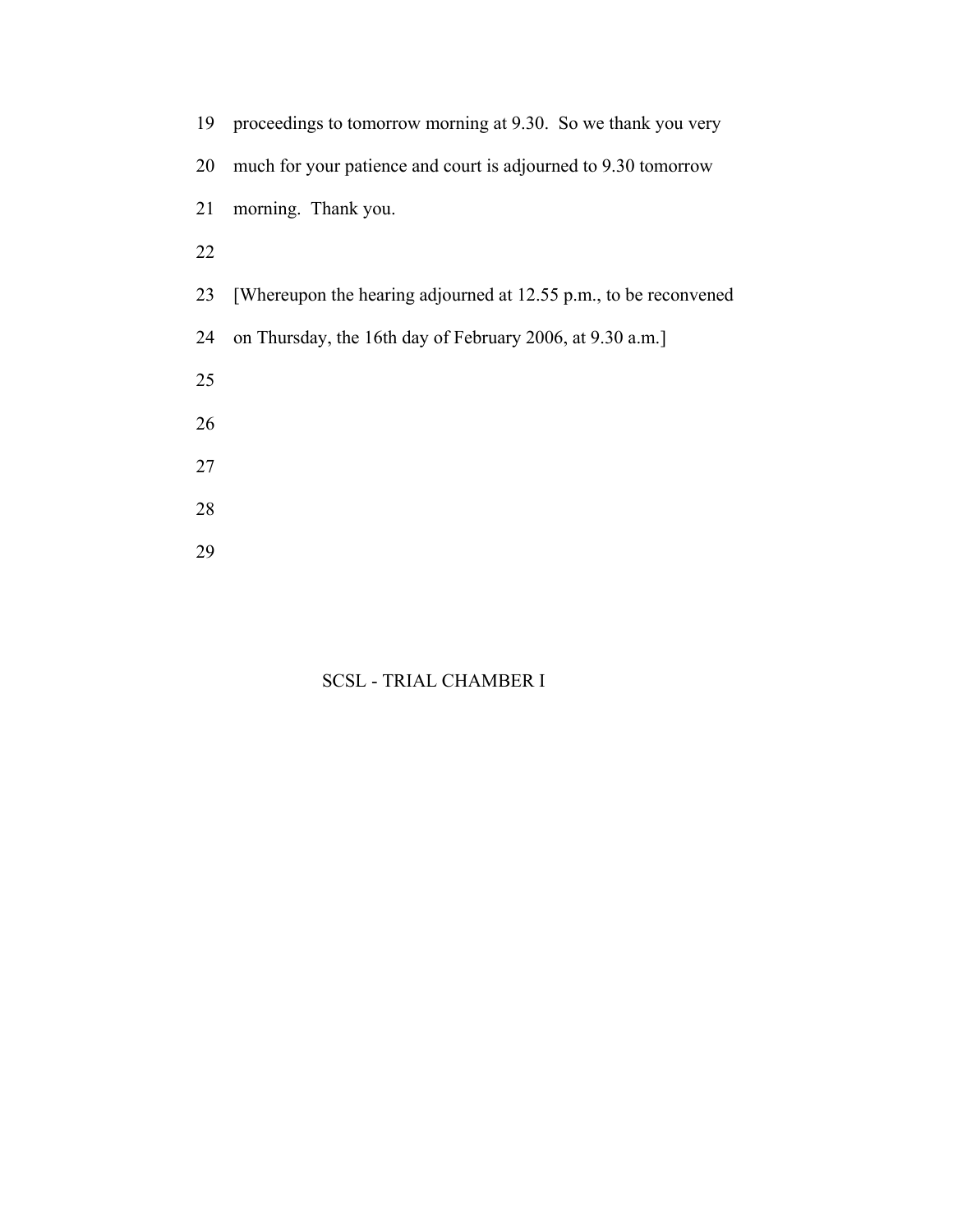19 proceedings to tomorrow morning at 9.30. So we thank you very

20 much for your patience and court is adjourned to 9.30 tomorrow

21 morning. Thank you.

22

23 [Whereupon the hearing adjourned at 12.55 p.m., to be reconvened

24 on Thursday, the 16th day of February 2006, at 9.30 a.m.]

25

26

27

28

29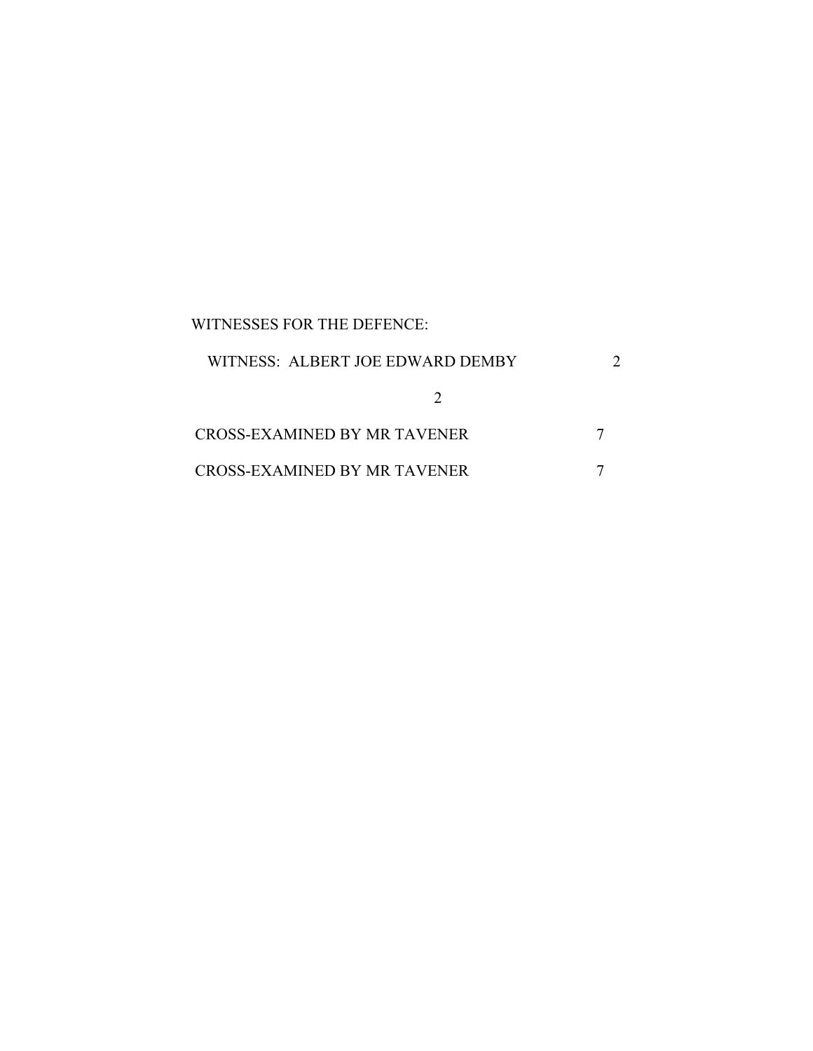WITNESSES FOR THE DEFENCE:

WITNESS: ALBERT JOE EDWARD DEMBY 2

2

CROSS-EXAMINED BY MR TAVENER 7

CROSS-EXAMINED BY MR TAVENER 7